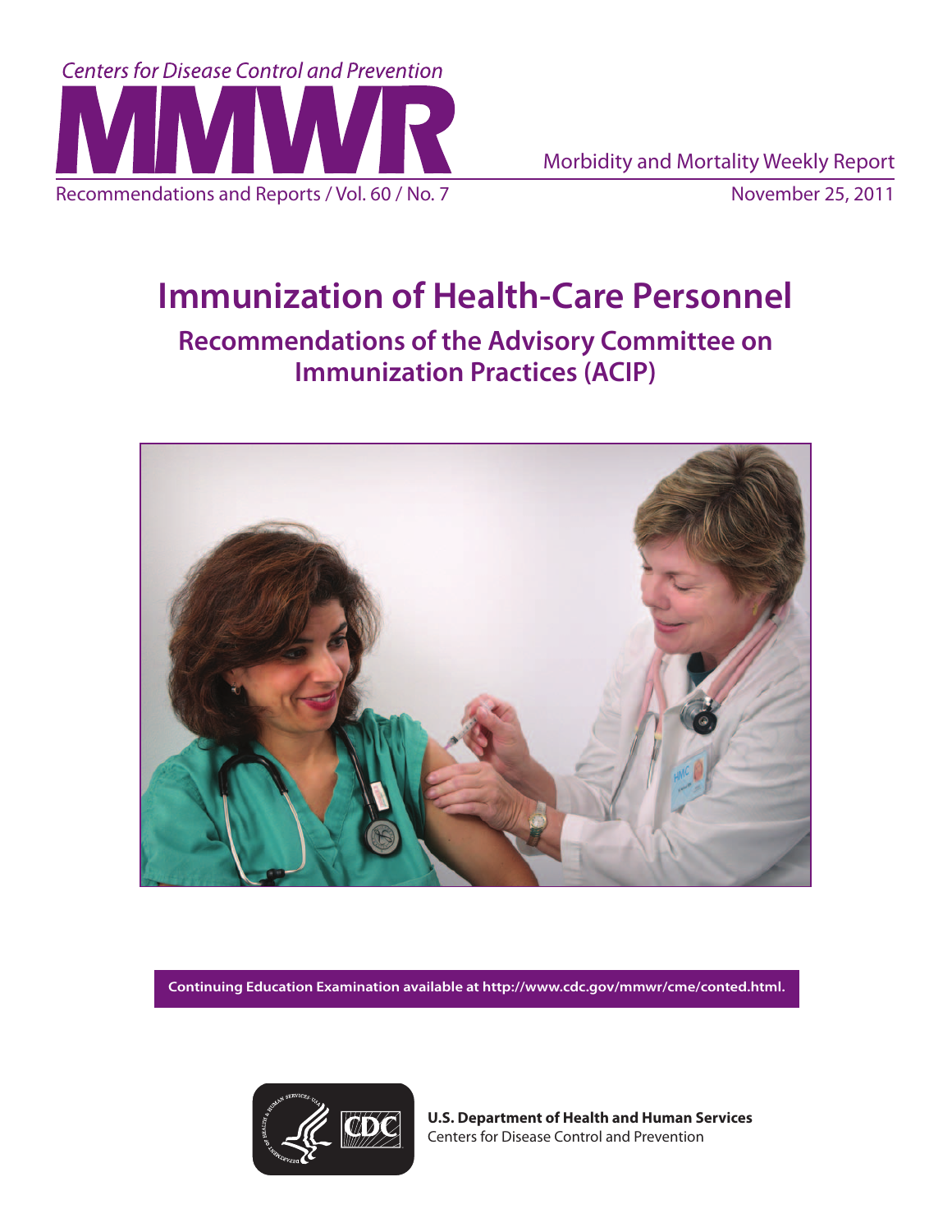Centers for Disease Control and Prevention

# MMWR

Morbidity and Mortality Weekly Report

Recommendations and Reports / Vol. 60 / No. 7

November 25, 2011

# Immunization of Health-Care Personnel

## Recommendations of the Advisory Committee on Immunization Practices (ACIP)

**Continuing Education Examination available at http://www.cdc.gov/mmwr/cme/conted.html.**

**U.S. Department of Health and Human Services**
Centers for Disease Control and Prevention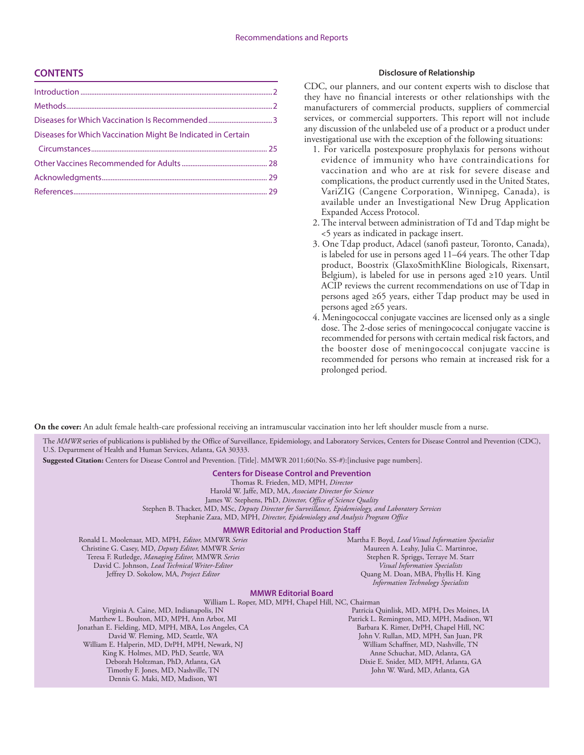## CONTENTS

Introduction ........................................ 2

Methods ........................................ 2

Diseases for Which Vaccination Is Recommended ........................................ 3

Diseases for Which Vaccination Might Be Indicated in Certain Circumstances ........................................ 25

Other Vaccines Recommended for Adults ........................................ 28

Acknowledgments ........................................ 29

References ........................................ 29

**Disclosure of Relationship**

CDC, our planners, and our content experts wish to disclose that they have no financial interests or other relationships with the manufacturers of commercial products, suppliers of commercial services, or commercial supporters. This report will not include any discussion of the unlabeled use of a product or a product under investigational use with the exception of the following situations:

1. For varicella postexposure prophylaxis for persons without evidence of immunity who have contraindications for vaccination and who are at risk for severe disease and complications, the product currently used in the United States, VariZIG (Cangene Corporation, Winnipeg, Canada), is available under an Investigational New Drug Application Expanded Access Protocol.
2. The interval between administration of Td and Tdap might be <5 years as indicated in package insert.
3. One Tdap product, Adacel (sanofi pasteur, Toronto, Canada), is labeled for use in persons aged 11–64 years. The other Tdap product, Boostrix (GlaxoSmithKline Biologicals, Rixensart, Belgium), is labeled for use in persons aged ≥10 years. Until ACIP reviews the current recommendations on use of Tdap in persons aged ≥65 years, either Tdap product may be used in persons aged ≥65 years.
4. Meningococcal conjugate vaccines are licensed only as a single dose. The 2-dose series of meningococcal conjugate vaccine is recommended for persons with certain medical risk factors, and the booster dose of meningococcal conjugate vaccine is recommended for persons who remain at increased risk for a prolonged period.

**On the cover:** An adult female health-care professional receiving an intramuscular vaccination into her left shoulder muscle from a nurse.

The *MMWR* series of publications is published by the Office of Surveillance, Epidemiology, and Laboratory Services, Centers for Disease Control and Prevention (CDC), U.S. Department of Health and Human Services, Atlanta, GA 30333.

**Suggested Citation:** Centers for Disease Control and Prevention. [Title]. MMWR 2011;60(No. SS-#):[inclusive page numbers].

**Centers for Disease Control and Prevention**

Thomas R. Frieden, MD, MPH, *Director*
Harold W. Jaffe, MD, MA, *Associate Director for Science*
James W. Stephens, PhD, *Director, Office of Science Quality*
Stephen B. Thacker, MD, MSc, *Deputy Director for Surveillance, Epidemiology, and Laboratory Services*
Stephanie Zaza, MD, MPH, *Director, Epidemiology and Analysis Program Office*

**MMWR Editorial and Production Staff**

Ronald L. Moolenaar, MD, MPH, *Editor,* MMWR *Series*
Christine G. Casey, MD, *Deputy Editor,* MMWR *Series*
Teresa F. Rutledge, *Managing Editor,* MMWR *Series*
David C. Johnson, *Lead Technical Writer-Editor*
Jeffrey D. Sokolow, MA, *Project Editor*
Martha F. Boyd, *Lead Visual Information Specialist*
Maureen A. Leahy, Julia C. Martinroe,
Stephen R. Spriggs, Terraye M. Starr
*Visual Information Specialists*
Quang M. Doan, MBA, Phyllis H. King
*Information Technology Specialists*

**MMWR Editorial Board**

William L. Roper, MD, MPH, Chapel Hill, NC, Chairman
Virginia A. Caine, MD, Indianapolis, IN
Matthew L. Boulton, MD, MPH, Ann Arbor, MI
Jonathan E. Fielding, MD, MPH, MBA, Los Angeles, CA
David W. Fleming, MD, Seattle, WA
William E. Halperin, MD, DrPH, MPH, Newark, NJ
King K. Holmes, MD, PhD, Seattle, WA
Deborah Holtzman, PhD, Atlanta, GA
Timothy F. Jones, MD, Nashville, TN
Dennis G. Maki, MD, Madison, WI
Patricia Quinlisk, MD, MPH, Des Moines, IA
Patrick L. Remington, MD, MPH, Madison, WI
Barbara K. Rimer, DrPH, Chapel Hill, NC
John V. Rullan, MD, MPH, San Juan, PR
William Schaffner, MD, Nashville, TN
Anne Schuchat, MD, Atlanta, GA
Dixie E. Snider, MD, MPH, Atlanta, GA
John W. Ward, MD, Atlanta, GA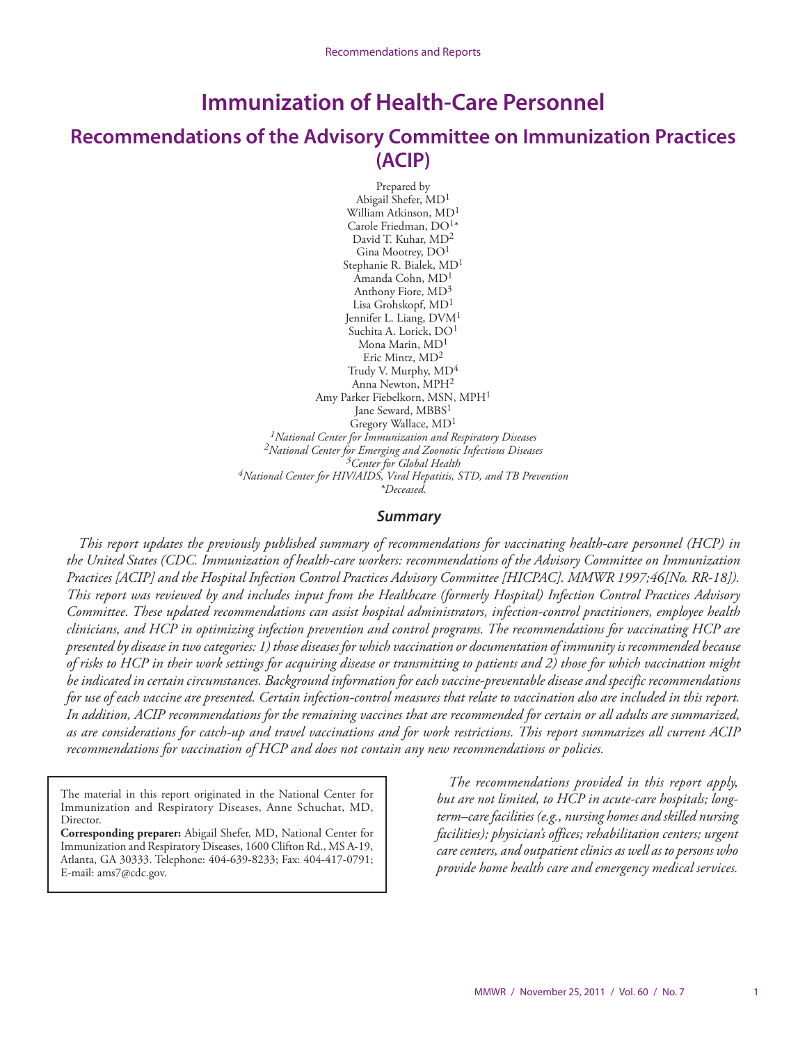# Immunization of Health-Care Personnel

## Recommendations of the Advisory Committee on Immunization Practices (ACIP)

Prepared by
Abigail Shefer, MD[1]
William Atkinson, MD[1]
Carole Friedman, DO[1]*
David T. Kuhar, MD[2]
Gina Mootrey, DO[1]
Stephanie R. Bialek, MD[1]
Amanda Cohn, MD[1]
Anthony Fiore, MD[3]
Lisa Grohskopf, MD[1]
Jennifer L. Liang, DVM[1]
Suchita A. Lorick, DO[1]
Mona Marin, MD[1]
Eric Mintz, MD[2]
Trudy V. Murphy, MD[4]
Anna Newton, MPH[2]
Amy Parker Fiebelkorn, MSN, MPH[1]
Jane Seward, MBBS[1]
Gregory Wallace, MD[1]

*[1]National Center for Immunization and Respiratory Diseases*
*[2]National Center for Emerging and Zoonotic Infectious Diseases*
*[3]Center for Global Health*
*[4]National Center for HIV/AIDS, Viral Hepatitis, STD, and TB Prevention*
*\*Deceased.*

### Summary

*This report updates the previously published summary of recommendations for vaccinating health-care personnel (HCP) in the United States (CDC. Immunization of health-care workers: recommendations of the Advisory Committee on Immunization Practices [ACIP] and the Hospital Infection Control Practices Advisory Committee [HICPAC]. MMWR 1997;46[No. RR-18]). This report was reviewed by and includes input from the Healthcare (formerly Hospital) Infection Control Practices Advisory Committee. These updated recommendations can assist hospital administrators, infection-control practitioners, employee health clinicians, and HCP in optimizing infection prevention and control programs. The recommendations for vaccinating HCP are presented by disease in two categories: 1) those diseases for which vaccination or documentation of immunity is recommended because of risks to HCP in their work settings for acquiring disease or transmitting to patients and 2) those for which vaccination might be indicated in certain circumstances. Background information for each vaccine-preventable disease and specific recommendations for use of each vaccine are presented. Certain infection-control measures that relate to vaccination also are included in this report. In addition, ACIP recommendations for the remaining vaccines that are recommended for certain or all adults are summarized, as are considerations for catch-up and travel vaccinations and for work restrictions. This report summarizes all current ACIP recommendations for vaccination of HCP and does not contain any new recommendations or policies.*

*The recommendations provided in this report apply, but are not limited, to HCP in acute-care hospitals; long-term–care facilities (e.g., nursing homes and skilled nursing facilities); physician's offices; rehabilitation centers; urgent care centers, and outpatient clinics as well as to persons who provide home health care and emergency medical services.*

The material in this report originated in the National Center for Immunization and Respiratory Diseases, Anne Schuchat, MD, Director.

**Corresponding preparer:** Abigail Shefer, MD, National Center for Immunization and Respiratory Diseases, 1600 Clifton Rd., MS A-19, Atlanta, GA 30333. Telephone: 404-639-8233; Fax: 404-417-0791; E-mail: ams7@cdc.gov.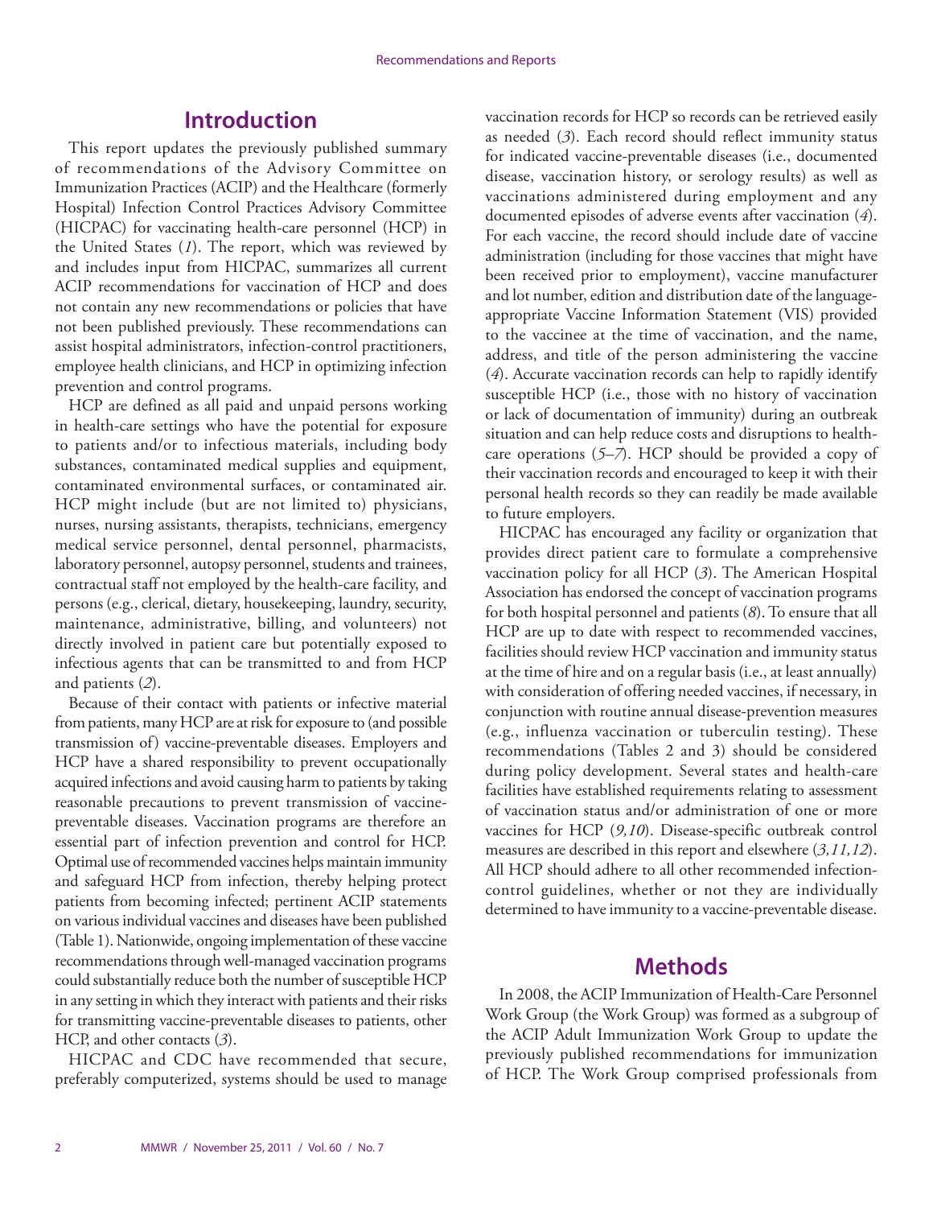## Introduction

This report updates the previously published summary of recommendations of the Advisory Committee on Immunization Practices (ACIP) and the Healthcare (formerly Hospital) Infection Control Practices Advisory Committee (HICPAC) for vaccinating health-care personnel (HCP) in the United States (*1*). The report, which was reviewed by and includes input from HICPAC, summarizes all current ACIP recommendations for vaccination of HCP and does not contain any new recommendations or policies that have not been published previously. These recommendations can assist hospital administrators, infection-control practitioners, employee health clinicians, and HCP in optimizing infection prevention and control programs.

HCP are defined as all paid and unpaid persons working in health-care settings who have the potential for exposure to patients and/or to infectious materials, including body substances, contaminated medical supplies and equipment, contaminated environmental surfaces, or contaminated air. HCP might include (but are not limited to) physicians, nurses, nursing assistants, therapists, technicians, emergency medical service personnel, dental personnel, pharmacists, laboratory personnel, autopsy personnel, students and trainees, contractual staff not employed by the health-care facility, and persons (e.g., clerical, dietary, housekeeping, laundry, security, maintenance, administrative, billing, and volunteers) not directly involved in patient care but potentially exposed to infectious agents that can be transmitted to and from HCP and patients (*2*).

Because of their contact with patients or infective material from patients, many HCP are at risk for exposure to (and possible transmission of) vaccine-preventable diseases. Employers and HCP have a shared responsibility to prevent occupationally acquired infections and avoid causing harm to patients by taking reasonable precautions to prevent transmission of vaccine-preventable diseases. Vaccination programs are therefore an essential part of infection prevention and control for HCP. Optimal use of recommended vaccines helps maintain immunity and safeguard HCP from infection, thereby helping protect patients from becoming infected; pertinent ACIP statements on various individual vaccines and diseases have been published (Table 1). Nationwide, ongoing implementation of these vaccine recommendations through well-managed vaccination programs could substantially reduce both the number of susceptible HCP in any setting in which they interact with patients and their risks for transmitting vaccine-preventable diseases to patients, other HCP, and other contacts (*3*).

HICPAC and CDC have recommended that secure, preferably computerized, systems should be used to manage vaccination records for HCP so records can be retrieved easily as needed (*3*). Each record should reflect immunity status for indicated vaccine-preventable diseases (i.e., documented disease, vaccination history, or serology results) as well as vaccinations administered during employment and any documented episodes of adverse events after vaccination (*4*). For each vaccine, the record should include date of vaccine administration (including for those vaccines that might have been received prior to employment), vaccine manufacturer and lot number, edition and distribution date of the language-appropriate Vaccine Information Statement (VIS) provided to the vaccinee at the time of vaccination, and the name, address, and title of the person administering the vaccine (*4*). Accurate vaccination records can help to rapidly identify susceptible HCP (i.e., those with no history of vaccination or lack of documentation of immunity) during an outbreak situation and can help reduce costs and disruptions to health-care operations (*5–7*). HCP should be provided a copy of their vaccination records and encouraged to keep it with their personal health records so they can readily be made available to future employers.

HICPAC has encouraged any facility or organization that provides direct patient care to formulate a comprehensive vaccination policy for all HCP (*3*). The American Hospital Association has endorsed the concept of vaccination programs for both hospital personnel and patients (*8*). To ensure that all HCP are up to date with respect to recommended vaccines, facilities should review HCP vaccination and immunity status at the time of hire and on a regular basis (i.e., at least annually) with consideration of offering needed vaccines, if necessary, in conjunction with routine annual disease-prevention measures (e.g., influenza vaccination or tuberculin testing). These recommendations (Tables 2 and 3) should be considered during policy development. Several states and health-care facilities have established requirements relating to assessment of vaccination status and/or administration of one or more vaccines for HCP (*9,10*). Disease-specific outbreak control measures are described in this report and elsewhere (*3,11,12*). All HCP should adhere to all other recommended infection-control guidelines, whether or not they are individually determined to have immunity to a vaccine-preventable disease.

## Methods

In 2008, the ACIP Immunization of Health-Care Personnel Work Group (the Work Group) was formed as a subgroup of the ACIP Adult Immunization Work Group to update the previously published recommendations for immunization of HCP. The Work Group comprised professionals from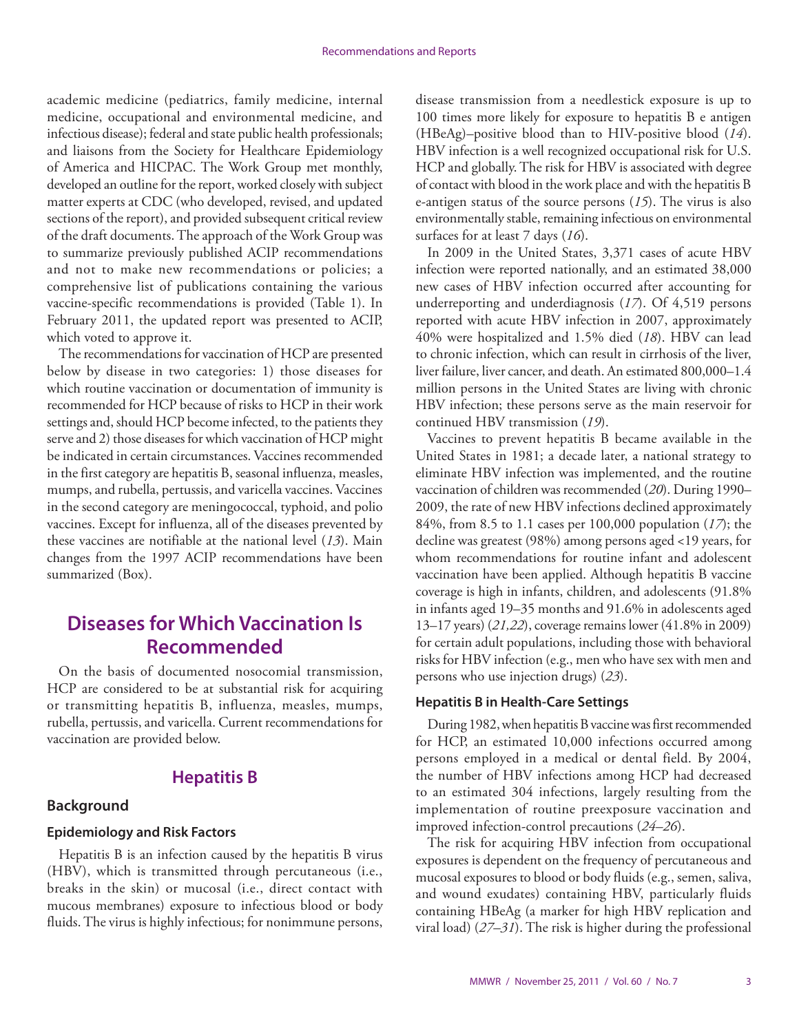academic medicine (pediatrics, family medicine, internal medicine, occupational and environmental medicine, and infectious disease); federal and state public health professionals; and liaisons from the Society for Healthcare Epidemiology of America and HICPAC. The Work Group met monthly, developed an outline for the report, worked closely with subject matter experts at CDC (who developed, revised, and updated sections of the report), and provided subsequent critical review of the draft documents. The approach of the Work Group was to summarize previously published ACIP recommendations and not to make new recommendations or policies; a comprehensive list of publications containing the various vaccine-specific recommendations is provided (Table 1). In February 2011, the updated report was presented to ACIP, which voted to approve it.

The recommendations for vaccination of HCP are presented below by disease in two categories: 1) those diseases for which routine vaccination or documentation of immunity is recommended for HCP because of risks to HCP in their work settings and, should HCP become infected, to the patients they serve and 2) those diseases for which vaccination of HCP might be indicated in certain circumstances. Vaccines recommended in the first category are hepatitis B, seasonal influenza, measles, mumps, and rubella, pertussis, and varicella vaccines. Vaccines in the second category are meningococcal, typhoid, and polio vaccines. Except for influenza, all of the diseases prevented by these vaccines are notifiable at the national level (*13*). Main changes from the 1997 ACIP recommendations have been summarized (Box).

# Diseases for Which Vaccination Is Recommended

On the basis of documented nosocomial transmission, HCP are considered to be at substantial risk for acquiring or transmitting hepatitis B, influenza, measles, mumps, rubella, pertussis, and varicella. Current recommendations for vaccination are provided below.

## Hepatitis B

### Background

#### Epidemiology and Risk Factors

Hepatitis B is an infection caused by the hepatitis B virus (HBV), which is transmitted through percutaneous (i.e., breaks in the skin) or mucosal (i.e., direct contact with mucous membranes) exposure to infectious blood or body fluids. The virus is highly infectious; for nonimmune persons, disease transmission from a needlestick exposure is up to 100 times more likely for exposure to hepatitis B e antigen (HBeAg)–positive blood than to HIV-positive blood (*14*). HBV infection is a well recognized occupational risk for U.S. HCP and globally. The risk for HBV is associated with degree of contact with blood in the work place and with the hepatitis B e-antigen status of the source persons (*15*). The virus is also environmentally stable, remaining infectious on environmental surfaces for at least 7 days (*16*).

In 2009 in the United States, 3,371 cases of acute HBV infection were reported nationally, and an estimated 38,000 new cases of HBV infection occurred after accounting for underreporting and underdiagnosis (*17*). Of 4,519 persons reported with acute HBV infection in 2007, approximately 40% were hospitalized and 1.5% died (*18*). HBV can lead to chronic infection, which can result in cirrhosis of the liver, liver failure, liver cancer, and death. An estimated 800,000–1.4 million persons in the United States are living with chronic HBV infection; these persons serve as the main reservoir for continued HBV transmission (*19*).

Vaccines to prevent hepatitis B became available in the United States in 1981; a decade later, a national strategy to eliminate HBV infection was implemented, and the routine vaccination of children was recommended (*20*). During 1990–2009, the rate of new HBV infections declined approximately 84%, from 8.5 to 1.1 cases per 100,000 population (*17*); the decline was greatest (98%) among persons aged <19 years, for whom recommendations for routine infant and adolescent vaccination have been applied. Although hepatitis B vaccine coverage is high in infants, children, and adolescents (91.8% in infants aged 19–35 months and 91.6% in adolescents aged 13–17 years) (*21,22*), coverage remains lower (41.8% in 2009) for certain adult populations, including those with behavioral risks for HBV infection (e.g., men who have sex with men and persons who use injection drugs) (*23*).

#### Hepatitis B in Health-Care Settings

During 1982, when hepatitis B vaccine was first recommended for HCP, an estimated 10,000 infections occurred among persons employed in a medical or dental field. By 2004, the number of HBV infections among HCP had decreased to an estimated 304 infections, largely resulting from the implementation of routine preexposure vaccination and improved infection-control precautions (*24–26*).

The risk for acquiring HBV infection from occupational exposures is dependent on the frequency of percutaneous and mucosal exposures to blood or body fluids (e.g., semen, saliva, and wound exudates) containing HBV, particularly fluids containing HBeAg (a marker for high HBV replication and viral load) (*27–31*). The risk is higher during the professional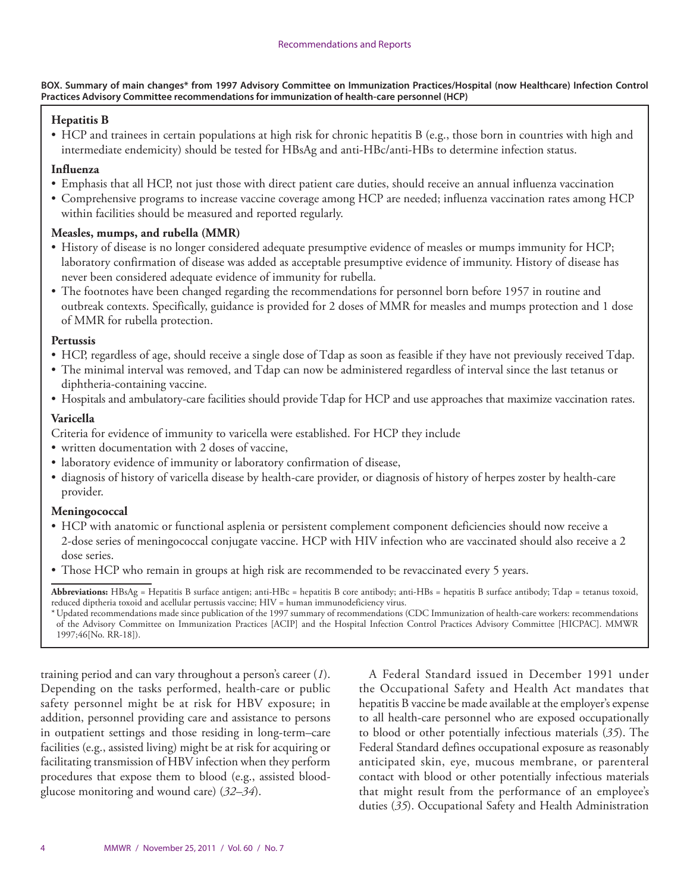**BOX. Summary of main changes* from 1997 Advisory Committee on Immunization Practices/Hospital (now Healthcare) Infection Control Practices Advisory Committee recommendations for immunization of health-care personnel (HCP)**

**Hepatitis B**

- HCP and trainees in certain populations at high risk for chronic hepatitis B (e.g., those born in countries with high and intermediate endemicity) should be tested for HBsAg and anti-HBc/anti-HBs to determine infection status.

**Influenza**

- Emphasis that all HCP, not just those with direct patient care duties, should receive an annual influenza vaccination
- Comprehensive programs to increase vaccine coverage among HCP are needed; influenza vaccination rates among HCP within facilities should be measured and reported regularly.

**Measles, mumps, and rubella (MMR)**

- History of disease is no longer considered adequate presumptive evidence of measles or mumps immunity for HCP; laboratory confirmation of disease was added as acceptable presumptive evidence of immunity. History of disease has never been considered adequate evidence of immunity for rubella.
- The footnotes have been changed regarding the recommendations for personnel born before 1957 in routine and outbreak contexts. Specifically, guidance is provided for 2 doses of MMR for measles and mumps protection and 1 dose of MMR for rubella protection.

**Pertussis**

- HCP, regardless of age, should receive a single dose of Tdap as soon as feasible if they have not previously received Tdap.
- The minimal interval was removed, and Tdap can now be administered regardless of interval since the last tetanus or diphtheria-containing vaccine.
- Hospitals and ambulatory-care facilities should provide Tdap for HCP and use approaches that maximize vaccination rates.

**Varicella**

Criteria for evidence of immunity to varicella were established. For HCP they include

- written documentation with 2 doses of vaccine,
- laboratory evidence of immunity or laboratory confirmation of disease,
- diagnosis of history of varicella disease by health-care provider, or diagnosis of history of herpes zoster by health-care provider.

**Meningococcal**

- HCP with anatomic or functional asplenia or persistent complement component deficiencies should now receive a 2-dose series of meningococcal conjugate vaccine. HCP with HIV infection who are vaccinated should also receive a 2 dose series.
- Those HCP who remain in groups at high risk are recommended to be revaccinated every 5 years.

**Abbreviations:** HBsAg = Hepatitis B surface antigen; anti-HBc = hepatitis B core antibody; anti-HBs = hepatitis B surface antibody; Tdap = tetanus toxoid, reduced diptheria toxoid and acellular pertussis vaccine; HIV = human immunodeficiency virus.

* Updated recommendations made since publication of the 1997 summary of recommendations (CDC Immunization of health-care workers: recommendations of the Advisory Committee on Immunization Practices [ACIP] and the Hospital Infection Control Practices Advisory Committee [HICPAC]. MMWR 1997;46[No. RR-18]).

training period and can vary throughout a person's career (*1*). Depending on the tasks performed, health-care or public safety personnel might be at risk for HBV exposure; in addition, personnel providing care and assistance to persons in outpatient settings and those residing in long-term–care facilities (e.g., assisted living) might be at risk for acquiring or facilitating transmission of HBV infection when they perform procedures that expose them to blood (e.g., assisted blood-glucose monitoring and wound care) (*32–34*).

A Federal Standard issued in December 1991 under the Occupational Safety and Health Act mandates that hepatitis B vaccine be made available at the employer's expense to all health-care personnel who are exposed occupationally to blood or other potentially infectious materials (*35*). The Federal Standard defines occupational exposure as reasonably anticipated skin, eye, mucous membrane, or parenteral contact with blood or other potentially infectious materials that might result from the performance of an employee's duties (*35*). Occupational Safety and Health Administration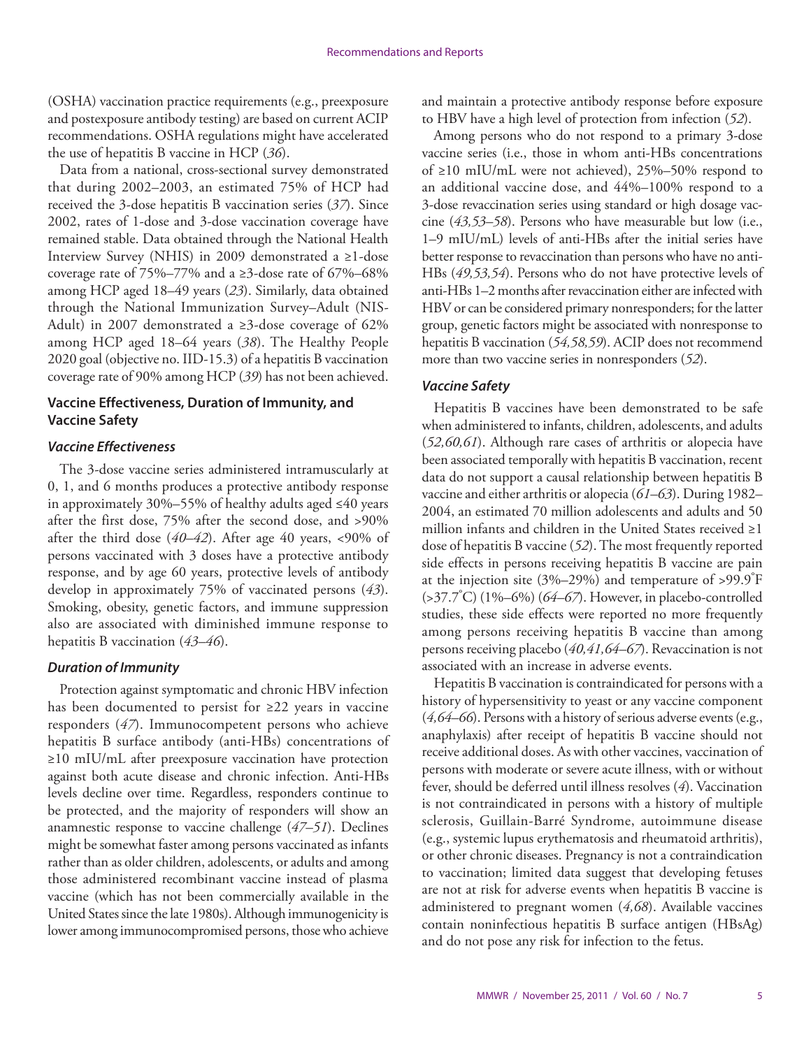(OSHA) vaccination practice requirements (e.g., preexposure and postexposure antibody testing) are based on current ACIP recommendations. OSHA regulations might have accelerated the use of hepatitis B vaccine in HCP (*36*).

Data from a national, cross-sectional survey demonstrated that during 2002–2003, an estimated 75% of HCP had received the 3-dose hepatitis B vaccination series (*37*). Since 2002, rates of 1-dose and 3-dose vaccination coverage have remained stable. Data obtained through the National Health Interview Survey (NHIS) in 2009 demonstrated a ≥1-dose coverage rate of 75%–77% and a ≥3-dose rate of 67%–68% among HCP aged 18–49 years (*23*). Similarly, data obtained through the National Immunization Survey–Adult (NIS-Adult) in 2007 demonstrated a ≥3-dose coverage of 62% among HCP aged 18–64 years (*38*). The Healthy People 2020 goal (objective no. IID-15.3) of a hepatitis B vaccination coverage rate of 90% among HCP (*39*) has not been achieved.

## Vaccine Effectiveness, Duration of Immunity, and Vaccine Safety

### *Vaccine Effectiveness*

The 3-dose vaccine series administered intramuscularly at 0, 1, and 6 months produces a protective antibody response in approximately 30%–55% of healthy adults aged ≤40 years after the first dose, 75% after the second dose, and >90% after the third dose (*40–42*). After age 40 years, <90% of persons vaccinated with 3 doses have a protective antibody response, and by age 60 years, protective levels of antibody develop in approximately 75% of vaccinated persons (*43*). Smoking, obesity, genetic factors, and immune suppression also are associated with diminished immune response to hepatitis B vaccination (*43–46*).

### *Duration of Immunity*

Protection against symptomatic and chronic HBV infection has been documented to persist for ≥22 years in vaccine responders (*47*). Immunocompetent persons who achieve hepatitis B surface antibody (anti-HBs) concentrations of ≥10 mIU/mL after preexposure vaccination have protection against both acute disease and chronic infection. Anti-HBs levels decline over time. Regardless, responders continue to be protected, and the majority of responders will show an anamnestic response to vaccine challenge (*47–51*). Declines might be somewhat faster among persons vaccinated as infants rather than as older children, adolescents, or adults and among those administered recombinant vaccine instead of plasma vaccine (which has not been commercially available in the United States since the late 1980s). Although immunogenicity is lower among immunocompromised persons, those who achieve and maintain a protective antibody response before exposure to HBV have a high level of protection from infection (*52*).

Among persons who do not respond to a primary 3-dose vaccine series (i.e., those in whom anti-HBs concentrations of ≥10 mIU/mL were not achieved), 25%–50% respond to an additional vaccine dose, and 44%–100% respond to a 3-dose revaccination series using standard or high dosage vaccine (*43,53–58*). Persons who have measurable but low (i.e., 1–9 mIU/mL) levels of anti-HBs after the initial series have better response to revaccination than persons who have no anti-HBs (*49,53,54*). Persons who do not have protective levels of anti-HBs 1–2 months after revaccination either are infected with HBV or can be considered primary nonresponders; for the latter group, genetic factors might be associated with nonresponse to hepatitis B vaccination (*54,58,59*). ACIP does not recommend more than two vaccine series in nonresponders (*52*).

### *Vaccine Safety*

Hepatitis B vaccines have been demonstrated to be safe when administered to infants, children, adolescents, and adults (*52,60,61*). Although rare cases of arthritis or alopecia have been associated temporally with hepatitis B vaccination, recent data do not support a causal relationship between hepatitis B vaccine and either arthritis or alopecia (*61–63*). During 1982–2004, an estimated 70 million adolescents and adults and 50 million infants and children in the United States received ≥1 dose of hepatitis B vaccine (*52*). The most frequently reported side effects in persons receiving hepatitis B vaccine are pain at the injection site (3%–29%) and temperature of >99.9°F (>37.7°C) (1%–6%) (*64–67*). However, in placebo-controlled studies, these side effects were reported no more frequently among persons receiving hepatitis B vaccine than among persons receiving placebo (*40,41,64–67*). Revaccination is not associated with an increase in adverse events.

Hepatitis B vaccination is contraindicated for persons with a history of hypersensitivity to yeast or any vaccine component (*4,64–66*). Persons with a history of serious adverse events (e.g., anaphylaxis) after receipt of hepatitis B vaccine should not receive additional doses. As with other vaccines, vaccination of persons with moderate or severe acute illness, with or without fever, should be deferred until illness resolves (*4*). Vaccination is not contraindicated in persons with a history of multiple sclerosis, Guillain-Barré Syndrome, autoimmune disease (e.g., systemic lupus erythematosis and rheumatoid arthritis), or other chronic diseases. Pregnancy is not a contraindication to vaccination; limited data suggest that developing fetuses are not at risk for adverse events when hepatitis B vaccine is administered to pregnant women (*4,68*). Available vaccines contain noninfectious hepatitis B surface antigen (HBsAg) and do not pose any risk for infection to the fetus.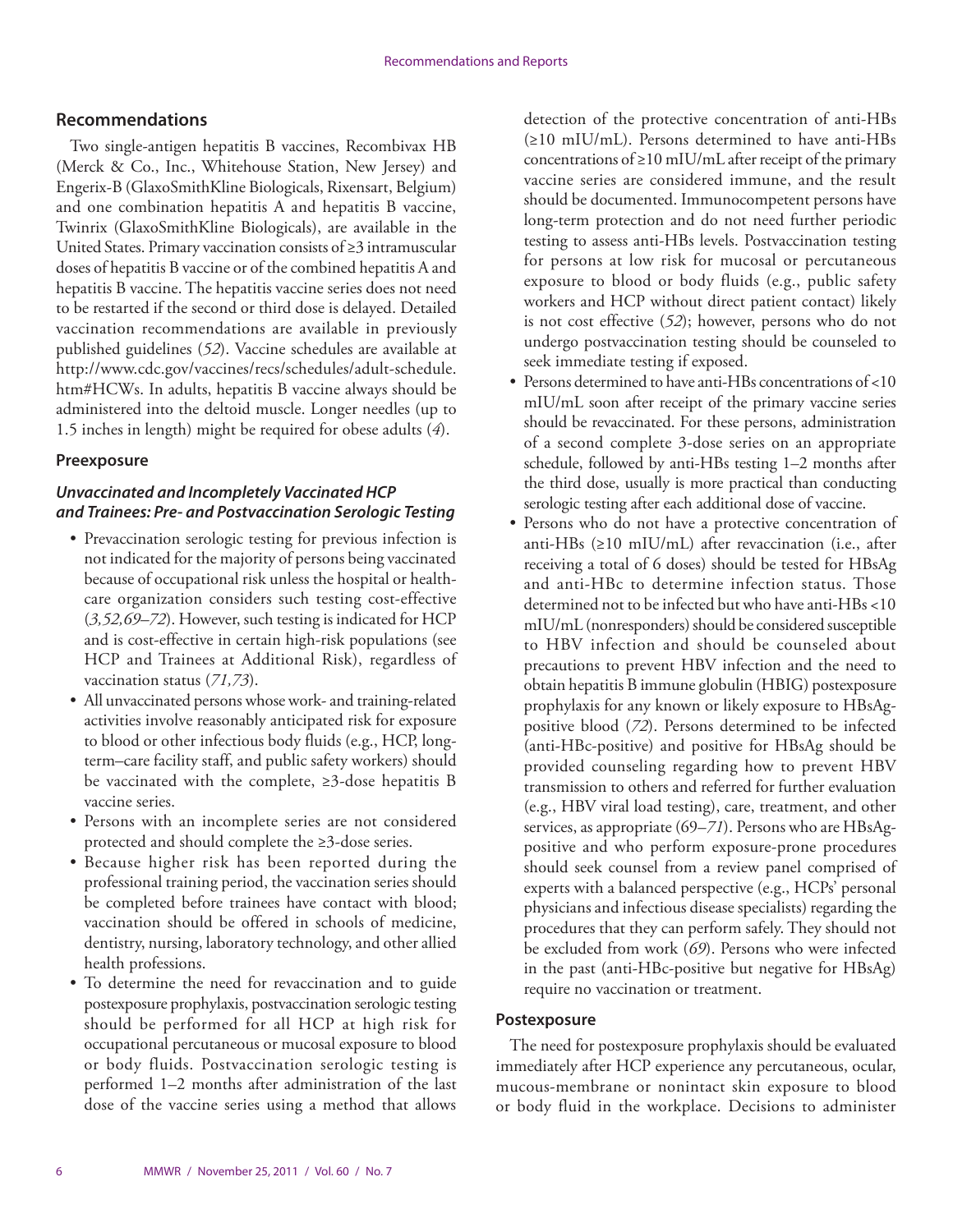## Recommendations

Two single-antigen hepatitis B vaccines, Recombivax HB (Merck & Co., Inc., Whitehouse Station, New Jersey) and Engerix-B (GlaxoSmithKline Biologicals, Rixensart, Belgium) and one combination hepatitis A and hepatitis B vaccine, Twinrix (GlaxoSmithKline Biologicals), are available in the United States. Primary vaccination consists of ≥3 intramuscular doses of hepatitis B vaccine or of the combined hepatitis A and hepatitis B vaccine. The hepatitis vaccine series does not need to be restarted if the second or third dose is delayed. Detailed vaccination recommendations are available in previously published guidelines (*52*). Vaccine schedules are available at http://www.cdc.gov/vaccines/recs/schedules/adult-schedule.htm#HCWs. In adults, hepatitis B vaccine always should be administered into the deltoid muscle. Longer needles (up to 1.5 inches in length) might be required for obese adults (*4*).

### Preexposure

#### *Unvaccinated and Incompletely Vaccinated HCP and Trainees: Pre- and Postvaccination Serologic Testing*

- Prevaccination serologic testing for previous infection is not indicated for the majority of persons being vaccinated because of occupational risk unless the hospital or health-care organization considers such testing cost-effective (*3,52,69–72*). However, such testing is indicated for HCP and is cost-effective in certain high-risk populations (see HCP and Trainees at Additional Risk), regardless of vaccination status (*71,73*).
- All unvaccinated persons whose work- and training-related activities involve reasonably anticipated risk for exposure to blood or other infectious body fluids (e.g., HCP, long-term–care facility staff, and public safety workers) should be vaccinated with the complete, ≥3-dose hepatitis B vaccine series.
- Persons with an incomplete series are not considered protected and should complete the ≥3-dose series.
- Because higher risk has been reported during the professional training period, the vaccination series should be completed before trainees have contact with blood; vaccination should be offered in schools of medicine, dentistry, nursing, laboratory technology, and other allied health professions.
- To determine the need for revaccination and to guide postexposure prophylaxis, postvaccination serologic testing should be performed for all HCP at high risk for occupational percutaneous or mucosal exposure to blood or body fluids. Postvaccination serologic testing is performed 1–2 months after administration of the last dose of the vaccine series using a method that allows detection of the protective concentration of anti-HBs (≥10 mIU/mL). Persons determined to have anti-HBs concentrations of ≥10 mIU/mL after receipt of the primary vaccine series are considered immune, and the result should be documented. Immunocompetent persons have long-term protection and do not need further periodic testing to assess anti-HBs levels. Postvaccination testing for persons at low risk for mucosal or percutaneous exposure to blood or body fluids (e.g., public safety workers and HCP without direct patient contact) likely is not cost effective (*52*); however, persons who do not undergo postvaccination testing should be counseled to seek immediate testing if exposed.
- Persons determined to have anti-HBs concentrations of <10 mIU/mL soon after receipt of the primary vaccine series should be revaccinated. For these persons, administration of a second complete 3-dose series on an appropriate schedule, followed by anti-HBs testing 1–2 months after the third dose, usually is more practical than conducting serologic testing after each additional dose of vaccine.
- Persons who do not have a protective concentration of anti-HBs (≥10 mIU/mL) after revaccination (i.e., after receiving a total of 6 doses) should be tested for HBsAg and anti-HBc to determine infection status. Those determined not to be infected but who have anti-HBs <10 mIU/mL (nonresponders) should be considered susceptible to HBV infection and should be counseled about precautions to prevent HBV infection and the need to obtain hepatitis B immune globulin (HBIG) postexposure prophylaxis for any known or likely exposure to HBsAg-positive blood (*72*). Persons determined to be infected (anti-HBc-positive) and positive for HBsAg should be provided counseling regarding how to prevent HBV transmission to others and referred for further evaluation (e.g., HBV viral load testing), care, treatment, and other services, as appropriate (69–*71*). Persons who are HBsAg-positive and who perform exposure-prone procedures should seek counsel from a review panel comprised of experts with a balanced perspective (e.g., HCPs' personal physicians and infectious disease specialists) regarding the procedures that they can perform safely. They should not be excluded from work (*69*). Persons who were infected in the past (anti-HBc-positive but negative for HBsAg) require no vaccination or treatment.

### Postexposure

The need for postexposure prophylaxis should be evaluated immediately after HCP experience any percutaneous, ocular, mucous-membrane or nonintact skin exposure to blood or body fluid in the workplace. Decisions to administer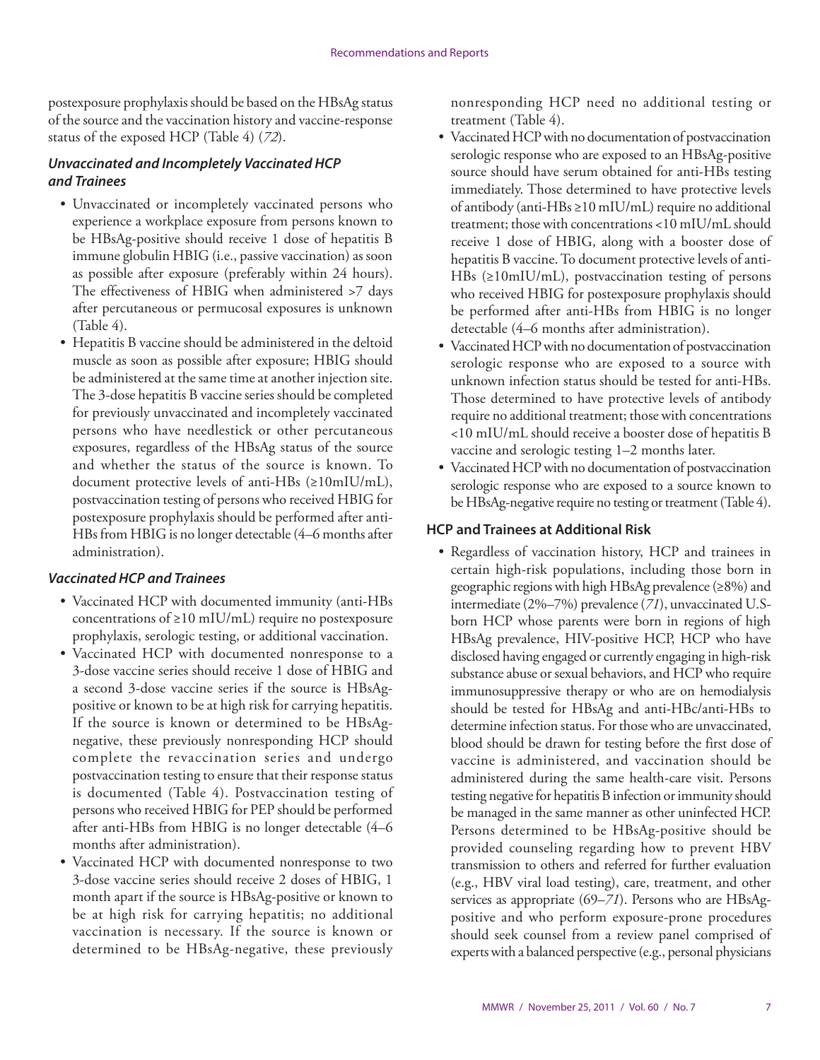postexposure prophylaxis should be based on the HBsAg status of the source and the vaccination history and vaccine-response status of the exposed HCP (Table 4) (*72*).

### *Unvaccinated and Incompletely Vaccinated HCP and Trainees*

- Unvaccinated or incompletely vaccinated persons who experience a workplace exposure from persons known to be HBsAg-positive should receive 1 dose of hepatitis B immune globulin HBIG (i.e., passive vaccination) as soon as possible after exposure (preferably within 24 hours). The effectiveness of HBIG when administered >7 days after percutaneous or permucosal exposures is unknown (Table 4).
- Hepatitis B vaccine should be administered in the deltoid muscle as soon as possible after exposure; HBIG should be administered at the same time at another injection site. The 3-dose hepatitis B vaccine series should be completed for previously unvaccinated and incompletely vaccinated persons who have needlestick or other percutaneous exposures, regardless of the HBsAg status of the source and whether the status of the source is known. To document protective levels of anti-HBs (≥10mIU/mL), postvaccination testing of persons who received HBIG for postexposure prophylaxis should be performed after anti-HBs from HBIG is no longer detectable (4–6 months after administration).

### *Vaccinated HCP and Trainees*

- Vaccinated HCP with documented immunity (anti-HBs concentrations of ≥10 mIU/mL) require no postexposure prophylaxis, serologic testing, or additional vaccination.
- Vaccinated HCP with documented nonresponse to a 3-dose vaccine series should receive 1 dose of HBIG and a second 3-dose vaccine series if the source is HBsAg-positive or known to be at high risk for carrying hepatitis. If the source is known or determined to be HBsAg-negative, these previously nonresponding HCP should complete the revaccination series and undergo postvaccination testing to ensure that their response status is documented (Table 4). Postvaccination testing of persons who received HBIG for PEP should be performed after anti-HBs from HBIG is no longer detectable (4–6 months after administration).
- Vaccinated HCP with documented nonresponse to two 3-dose vaccine series should receive 2 doses of HBIG, 1 month apart if the source is HBsAg-positive or known to be at high risk for carrying hepatitis; no additional vaccination is necessary. If the source is known or determined to be HBsAg-negative, these previously nonresponding HCP need no additional testing or treatment (Table 4).
- Vaccinated HCP with no documentation of postvaccination serologic response who are exposed to an HBsAg-positive source should have serum obtained for anti-HBs testing immediately. Those determined to have protective levels of antibody (anti-HBs ≥10 mIU/mL) require no additional treatment; those with concentrations <10 mIU/mL should receive 1 dose of HBIG, along with a booster dose of hepatitis B vaccine. To document protective levels of anti-HBs (≥10mIU/mL), postvaccination testing of persons who received HBIG for postexposure prophylaxis should be performed after anti-HBs from HBIG is no longer detectable (4–6 months after administration).
- Vaccinated HCP with no documentation of postvaccination serologic response who are exposed to a source with unknown infection status should be tested for anti-HBs. Those determined to have protective levels of antibody require no additional treatment; those with concentrations <10 mIU/mL should receive a booster dose of hepatitis B vaccine and serologic testing 1–2 months later.
- Vaccinated HCP with no documentation of postvaccination serologic response who are exposed to a source known to be HBsAg-negative require no testing or treatment (Table 4).

### HCP and Trainees at Additional Risk

- Regardless of vaccination history, HCP and trainees in certain high-risk populations, including those born in geographic regions with high HBsAg prevalence (≥8%) and intermediate (2%–7%) prevalence (*71*), unvaccinated U.S.-born HCP whose parents were born in regions of high HBsAg prevalence, HIV-positive HCP, HCP who have disclosed having engaged or currently engaging in high-risk substance abuse or sexual behaviors, and HCP who require immunosuppressive therapy or who are on hemodialysis should be tested for HBsAg and anti-HBc/anti-HBs to determine infection status. For those who are unvaccinated, blood should be drawn for testing before the first dose of vaccine is administered, and vaccination should be administered during the same health-care visit. Persons testing negative for hepatitis B infection or immunity should be managed in the same manner as other uninfected HCP. Persons determined to be HBsAg-positive should be provided counseling regarding how to prevent HBV transmission to others and referred for further evaluation (e.g., HBV viral load testing), care, treatment, and other services as appropriate (69–*71*). Persons who are HBsAg-positive and who perform exposure-prone procedures should seek counsel from a review panel comprised of experts with a balanced perspective (e.g., personal physicians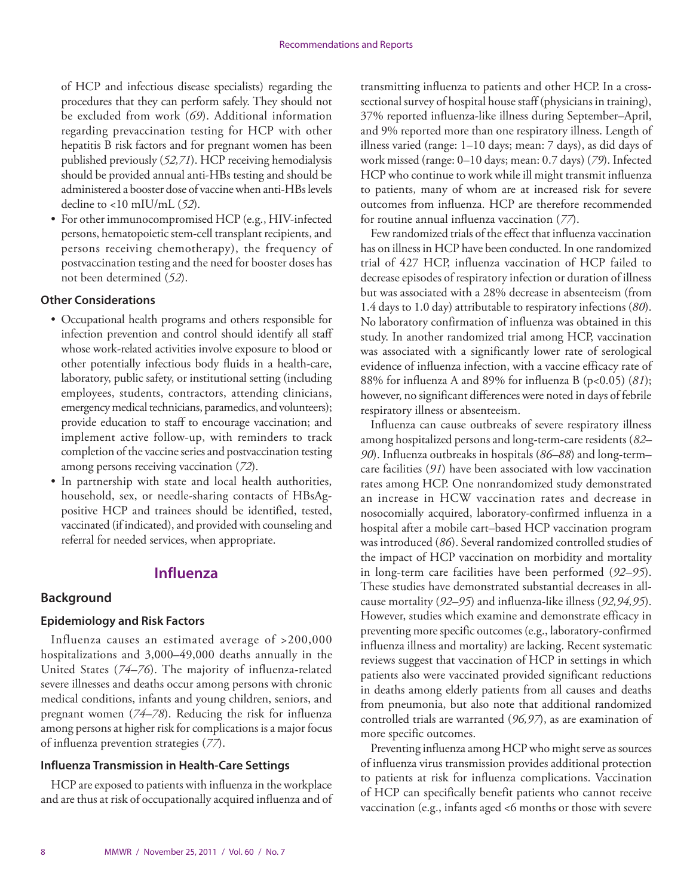of HCP and infectious disease specialists) regarding the procedures that they can perform safely. They should not be excluded from work (*69*). Additional information regarding prevaccination testing for HCP with other hepatitis B risk factors and for pregnant women has been published previously (*52,71*). HCP receiving hemodialysis should be provided annual anti-HBs testing and should be administered a booster dose of vaccine when anti-HBs levels decline to <10 mIU/mL (*52*).

- For other immunocompromised HCP (e.g., HIV-infected persons, hematopoietic stem-cell transplant recipients, and persons receiving chemotherapy), the frequency of postvaccination testing and the need for booster doses has not been determined (*52*).

### Other Considerations

- Occupational health programs and others responsible for infection prevention and control should identify all staff whose work-related activities involve exposure to blood or other potentially infectious body fluids in a health-care, laboratory, public safety, or institutional setting (including employees, students, contractors, attending clinicians, emergency medical technicians, paramedics, and volunteers); provide education to staff to encourage vaccination; and implement active follow-up, with reminders to track completion of the vaccine series and postvaccination testing among persons receiving vaccination (*72*).
- In partnership with state and local health authorities, household, sex, or needle-sharing contacts of HBsAg-positive HCP and trainees should be identified, tested, vaccinated (if indicated), and provided with counseling and referral for needed services, when appropriate.

# Influenza

## Background

### Epidemiology and Risk Factors

Influenza causes an estimated average of >200,000 hospitalizations and 3,000–49,000 deaths annually in the United States (*74–76*). The majority of influenza-related severe illnesses and deaths occur among persons with chronic medical conditions, infants and young children, seniors, and pregnant women (*74–78*). Reducing the risk for influenza among persons at higher risk for complications is a major focus of influenza prevention strategies (*77*).

### Influenza Transmission in Health-Care Settings

HCP are exposed to patients with influenza in the workplace and are thus at risk of occupationally acquired influenza and of transmitting influenza to patients and other HCP. In a cross-sectional survey of hospital house staff (physicians in training), 37% reported influenza-like illness during September–April, and 9% reported more than one respiratory illness. Length of illness varied (range: 1–10 days; mean: 7 days), as did days of work missed (range: 0–10 days; mean: 0.7 days) (*79*). Infected HCP who continue to work while ill might transmit influenza to patients, many of whom are at increased risk for severe outcomes from influenza. HCP are therefore recommended for routine annual influenza vaccination (*77*).

Few randomized trials of the effect that influenza vaccination has on illness in HCP have been conducted. In one randomized trial of 427 HCP, influenza vaccination of HCP failed to decrease episodes of respiratory infection or duration of illness but was associated with a 28% decrease in absenteeism (from 1.4 days to 1.0 day) attributable to respiratory infections (*80*). No laboratory confirmation of influenza was obtained in this study. In another randomized trial among HCP, vaccination was associated with a significantly lower rate of serological evidence of influenza infection, with a vaccine efficacy rate of 88% for influenza A and 89% for influenza B ($p<0.05$) (*81*); however, no significant differences were noted in days of febrile respiratory illness or absenteeism.

Influenza can cause outbreaks of severe respiratory illness among hospitalized persons and long-term-care residents (*82–90*). Influenza outbreaks in hospitals (*86–88*) and long-term–care facilities (*91*) have been associated with low vaccination rates among HCP. One nonrandomized study demonstrated an increase in HCW vaccination rates and decrease in nosocomially acquired, laboratory-confirmed influenza in a hospital after a mobile cart–based HCP vaccination program was introduced (*86*). Several randomized controlled studies of the impact of HCP vaccination on morbidity and mortality in long-term care facilities have been performed (*92–95*). These studies have demonstrated substantial decreases in all-cause mortality (*92–95*) and influenza-like illness (*92,94,95*). However, studies which examine and demonstrate efficacy in preventing more specific outcomes (e.g., laboratory-confirmed influenza illness and mortality) are lacking. Recent systematic reviews suggest that vaccination of HCP in settings in which patients also were vaccinated provided significant reductions in deaths among elderly patients from all causes and deaths from pneumonia, but also note that additional randomized controlled trials are warranted (*96,97*), as are examination of more specific outcomes.

Preventing influenza among HCP who might serve as sources of influenza virus transmission provides additional protection to patients at risk for influenza complications. Vaccination of HCP can specifically benefit patients who cannot receive vaccination (e.g., infants aged <6 months or those with severe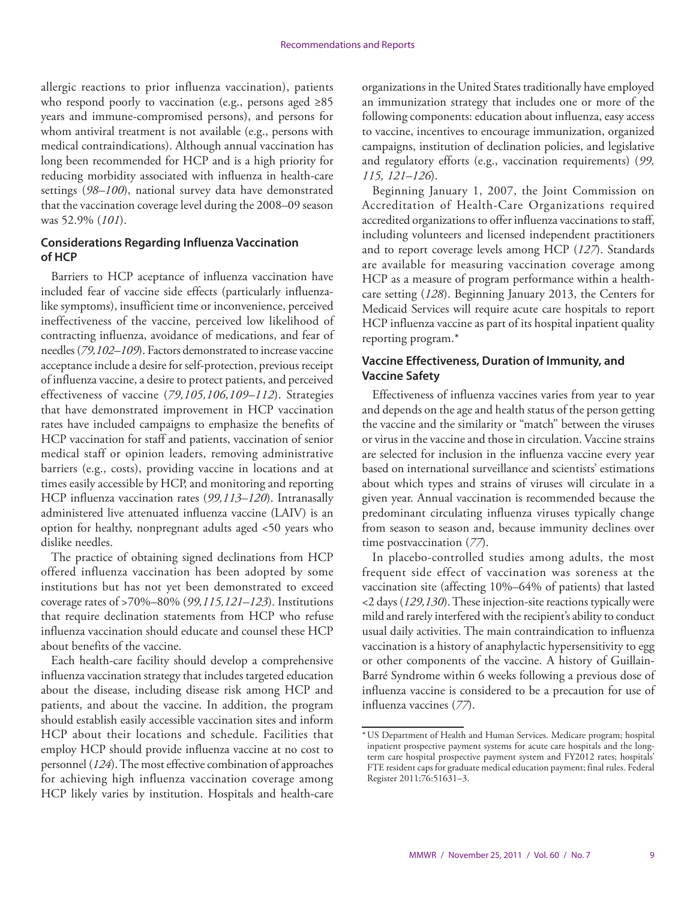allergic reactions to prior influenza vaccination), patients who respond poorly to vaccination (e.g., persons aged ≥85 years and immune-compromised persons), and persons for whom antiviral treatment is not available (e.g., persons with medical contraindications). Although annual vaccination has long been recommended for HCP and is a high priority for reducing morbidity associated with influenza in health-care settings (*98–100*), national survey data have demonstrated that the vaccination coverage level during the 2008–09 season was 52.9% (*101*).

### Considerations Regarding Influenza Vaccination of HCP

Barriers to HCP aceptance of influenza vaccination have included fear of vaccine side effects (particularly influenza-like symptoms), insufficient time or inconvenience, perceived ineffectiveness of the vaccine, perceived low likelihood of contracting influenza, avoidance of medications, and fear of needles (*79,102–109*). Factors demonstrated to increase vaccine acceptance include a desire for self-protection, previous receipt of influenza vaccine, a desire to protect patients, and perceived effectiveness of vaccine (*79,105,106,109–112*). Strategies that have demonstrated improvement in HCP vaccination rates have included campaigns to emphasize the benefits of HCP vaccination for staff and patients, vaccination of senior medical staff or opinion leaders, removing administrative barriers (e.g., costs), providing vaccine in locations and at times easily accessible by HCP, and monitoring and reporting HCP influenza vaccination rates (*99,113–120*). Intranasally administered live attenuated influenza vaccine (LAIV) is an option for healthy, nonpregnant adults aged <50 years who dislike needles.

The practice of obtaining signed declinations from HCP offered influenza vaccination has been adopted by some institutions but has not yet been demonstrated to exceed coverage rates of >70%–80% (*99,115,121–123*). Institutions that require declination statements from HCP who refuse influenza vaccination should educate and counsel these HCP about benefits of the vaccine.

Each health-care facility should develop a comprehensive influenza vaccination strategy that includes targeted education about the disease, including disease risk among HCP and patients, and about the vaccine. In addition, the program should establish easily accessible vaccination sites and inform HCP about their locations and schedule. Facilities that employ HCP should provide influenza vaccine at no cost to personnel (*124*). The most effective combination of approaches for achieving high influenza vaccination coverage among HCP likely varies by institution. Hospitals and health-care organizations in the United States traditionally have employed an immunization strategy that includes one or more of the following components: education about influenza, easy access to vaccine, incentives to encourage immunization, organized campaigns, institution of declination policies, and legislative and regulatory efforts (e.g., vaccination requirements) (*99, 115, 121–126*).

Beginning January 1, 2007, the Joint Commission on Accreditation of Health-Care Organizations required accredited organizations to offer influenza vaccinations to staff, including volunteers and licensed independent practitioners and to report coverage levels among HCP (*127*). Standards are available for measuring vaccination coverage among HCP as a measure of program performance within a health-care setting (*128*). Beginning January 2013, the Centers for Medicaid Services will require acute care hospitals to report HCP influenza vaccine as part of its hospital inpatient quality reporting program.*

### Vaccine Effectiveness, Duration of Immunity, and Vaccine Safety

Effectiveness of influenza vaccines varies from year to year and depends on the age and health status of the person getting the vaccine and the similarity or "match" between the viruses or virus in the vaccine and those in circulation. Vaccine strains are selected for inclusion in the influenza vaccine every year based on international surveillance and scientists' estimations about which types and strains of viruses will circulate in a given year. Annual vaccination is recommended because the predominant circulating influenza viruses typically change from season to season and, because immunity declines over time postvaccination (*77*).

In placebo-controlled studies among adults, the most frequent side effect of vaccination was soreness at the vaccination site (affecting 10%–64% of patients) that lasted <2 days (*129,130*). These injection-site reactions typically were mild and rarely interfered with the recipient's ability to conduct usual daily activities. The main contraindication to influenza vaccination is a history of anaphylactic hypersensitivity to egg or other components of the vaccine. A history of Guillain-Barré Syndrome within 6 weeks following a previous dose of influenza vaccine is considered to be a precaution for use of influenza vaccines (*77*).

* US Department of Health and Human Services. Medicare program; hospital inpatient prospective payment systems for acute care hospitals and the long-term care hospital prospective payment system and FY2012 rates; hospitals' FTE resident caps for graduate medical education payment; final rules. Federal Register 2011;76:51631–3.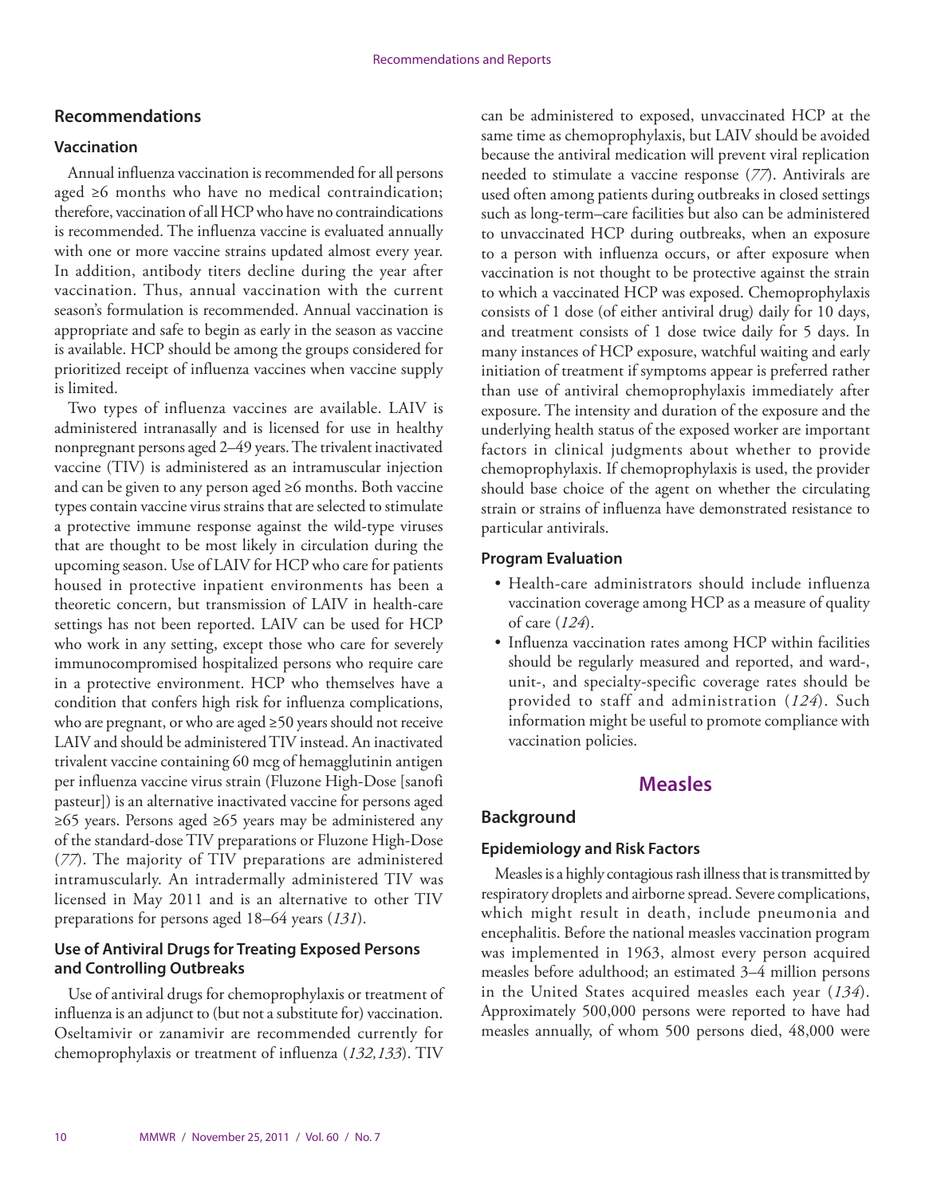## Recommendations

### Vaccination

Annual influenza vaccination is recommended for all persons aged ≥6 months who have no medical contraindication; therefore, vaccination of all HCP who have no contraindications is recommended. The influenza vaccine is evaluated annually with one or more vaccine strains updated almost every year. In addition, antibody titers decline during the year after vaccination. Thus, annual vaccination with the current season's formulation is recommended. Annual vaccination is appropriate and safe to begin as early in the season as vaccine is available. HCP should be among the groups considered for prioritized receipt of influenza vaccines when vaccine supply is limited.

Two types of influenza vaccines are available. LAIV is administered intranasally and is licensed for use in healthy nonpregnant persons aged 2–49 years. The trivalent inactivated vaccine (TIV) is administered as an intramuscular injection and can be given to any person aged ≥6 months. Both vaccine types contain vaccine virus strains that are selected to stimulate a protective immune response against the wild-type viruses that are thought to be most likely in circulation during the upcoming season. Use of LAIV for HCP who care for patients housed in protective inpatient environments has been a theoretic concern, but transmission of LAIV in health-care settings has not been reported. LAIV can be used for HCP who work in any setting, except those who care for severely immunocompromised hospitalized persons who require care in a protective environment. HCP who themselves have a condition that confers high risk for influenza complications, who are pregnant, or who are aged ≥50 years should not receive LAIV and should be administered TIV instead. An inactivated trivalent vaccine containing 60 mcg of hemagglutinin antigen per influenza vaccine virus strain (Fluzone High-Dose [sanofi pasteur]) is an alternative inactivated vaccine for persons aged ≥65 years. Persons aged ≥65 years may be administered any of the standard-dose TIV preparations or Fluzone High-Dose (*77*). The majority of TIV preparations are administered intramuscularly. An intradermally administered TIV was licensed in May 2011 and is an alternative to other TIV preparations for persons aged 18–64 years (*131*).

### Use of Antiviral Drugs for Treating Exposed Persons and Controlling Outbreaks

Use of antiviral drugs for chemoprophylaxis or treatment of influenza is an adjunct to (but not a substitute for) vaccination. Oseltamivir or zanamivir are recommended currently for chemoprophylaxis or treatment of influenza (*132,133*). TIV can be administered to exposed, unvaccinated HCP at the same time as chemoprophylaxis, but LAIV should be avoided because the antiviral medication will prevent viral replication needed to stimulate a vaccine response (*77*). Antivirals are used often among patients during outbreaks in closed settings such as long-term–care facilities but also can be administered to unvaccinated HCP during outbreaks, when an exposure to a person with influenza occurs, or after exposure when vaccination is not thought to be protective against the strain to which a vaccinated HCP was exposed. Chemoprophylaxis consists of 1 dose (of either antiviral drug) daily for 10 days, and treatment consists of 1 dose twice daily for 5 days. In many instances of HCP exposure, watchful waiting and early initiation of treatment if symptoms appear is preferred rather than use of antiviral chemoprophylaxis immediately after exposure. The intensity and duration of the exposure and the underlying health status of the exposed worker are important factors in clinical judgments about whether to provide chemoprophylaxis. If chemoprophylaxis is used, the provider should base choice of the agent on whether the circulating strain or strains of influenza have demonstrated resistance to particular antivirals.

### Program Evaluation

- Health-care administrators should include influenza vaccination coverage among HCP as a measure of quality of care (*124*).
- Influenza vaccination rates among HCP within facilities should be regularly measured and reported, and ward-, unit-, and specialty-specific coverage rates should be provided to staff and administration (*124*). Such information might be useful to promote compliance with vaccination policies.

# Measles

## Background

### Epidemiology and Risk Factors

Measles is a highly contagious rash illness that is transmitted by respiratory droplets and airborne spread. Severe complications, which might result in death, include pneumonia and encephalitis. Before the national measles vaccination program was implemented in 1963, almost every person acquired measles before adulthood; an estimated 3–4 million persons in the United States acquired measles each year (*134*). Approximately 500,000 persons were reported to have had measles annually, of whom 500 persons died, 48,000 were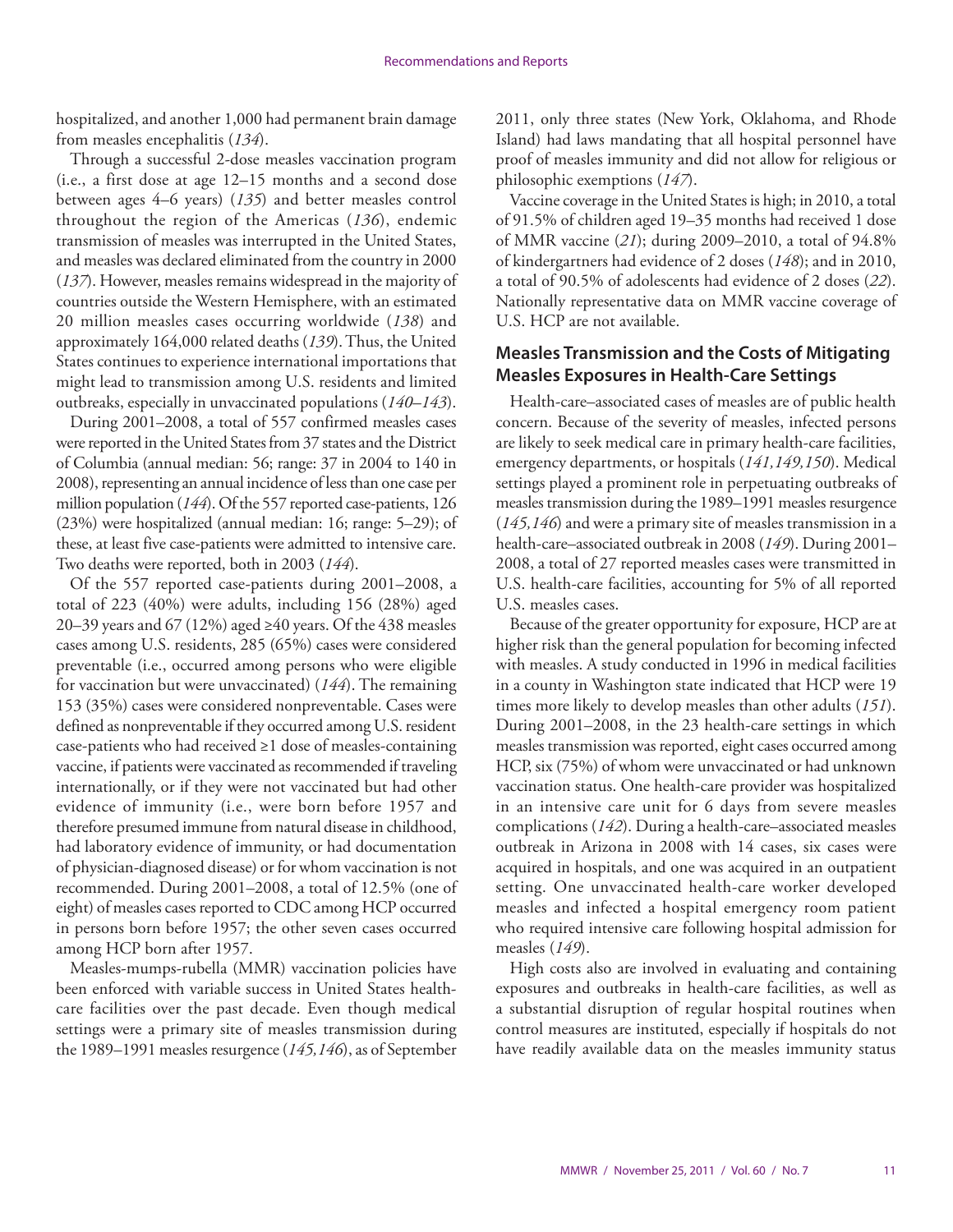hospitalized, and another 1,000 had permanent brain damage from measles encephalitis (*134*).

Through a successful 2-dose measles vaccination program (i.e., a first dose at age 12–15 months and a second dose between ages 4–6 years) (*135*) and better measles control throughout the region of the Americas (*136*), endemic transmission of measles was interrupted in the United States, and measles was declared eliminated from the country in 2000 (*137*). However, measles remains widespread in the majority of countries outside the Western Hemisphere, with an estimated 20 million measles cases occurring worldwide (*138*) and approximately 164,000 related deaths (*139*). Thus, the United States continues to experience international importations that might lead to transmission among U.S. residents and limited outbreaks, especially in unvaccinated populations (*140–143*).

During 2001–2008, a total of 557 confirmed measles cases were reported in the United States from 37 states and the District of Columbia (annual median: 56; range: 37 in 2004 to 140 in 2008), representing an annual incidence of less than one case per million population (*144*). Of the 557 reported case-patients, 126 (23%) were hospitalized (annual median: 16; range: 5–29); of these, at least five case-patients were admitted to intensive care. Two deaths were reported, both in 2003 (*144*).

Of the 557 reported case-patients during 2001–2008, a total of 223 (40%) were adults, including 156 (28%) aged 20–39 years and 67 (12%) aged ≥40 years. Of the 438 measles cases among U.S. residents, 285 (65%) cases were considered preventable (i.e., occurred among persons who were eligible for vaccination but were unvaccinated) (*144*). The remaining 153 (35%) cases were considered nonpreventable. Cases were defined as nonpreventable if they occurred among U.S. resident case-patients who had received ≥1 dose of measles-containing vaccine, if patients were vaccinated as recommended if traveling internationally, or if they were not vaccinated but had other evidence of immunity (i.e., were born before 1957 and therefore presumed immune from natural disease in childhood, had laboratory evidence of immunity, or had documentation of physician-diagnosed disease) or for whom vaccination is not recommended. During 2001–2008, a total of 12.5% (one of eight) of measles cases reported to CDC among HCP occurred in persons born before 1957; the other seven cases occurred among HCP born after 1957.

Measles-mumps-rubella (MMR) vaccination policies have been enforced with variable success in United States health-care facilities over the past decade. Even though medical settings were a primary site of measles transmission during the 1989–1991 measles resurgence (*145,146*), as of September 2011, only three states (New York, Oklahoma, and Rhode Island) had laws mandating that all hospital personnel have proof of measles immunity and did not allow for religious or philosophic exemptions (*147*).

Vaccine coverage in the United States is high; in 2010, a total of 91.5% of children aged 19–35 months had received 1 dose of MMR vaccine (*21*); during 2009–2010, a total of 94.8% of kindergartners had evidence of 2 doses (*148*); and in 2010, a total of 90.5% of adolescents had evidence of 2 doses (*22*). Nationally representative data on MMR vaccine coverage of U.S. HCP are not available.

## Measles Transmission and the Costs of Mitigating Measles Exposures in Health-Care Settings

Health-care–associated cases of measles are of public health concern. Because of the severity of measles, infected persons are likely to seek medical care in primary health-care facilities, emergency departments, or hospitals (*141,149,150*). Medical settings played a prominent role in perpetuating outbreaks of measles transmission during the 1989–1991 measles resurgence (*145,146*) and were a primary site of measles transmission in a health-care–associated outbreak in 2008 (*149*). During 2001–2008, a total of 27 reported measles cases were transmitted in U.S. health-care facilities, accounting for 5% of all reported U.S. measles cases.

Because of the greater opportunity for exposure, HCP are at higher risk than the general population for becoming infected with measles. A study conducted in 1996 in medical facilities in a county in Washington state indicated that HCP were 19 times more likely to develop measles than other adults (*151*). During 2001–2008, in the 23 health-care settings in which measles transmission was reported, eight cases occurred among HCP, six (75%) of whom were unvaccinated or had unknown vaccination status. One health-care provider was hospitalized in an intensive care unit for 6 days from severe measles complications (*142*). During a health-care–associated measles outbreak in Arizona in 2008 with 14 cases, six cases were acquired in hospitals, and one was acquired in an outpatient setting. One unvaccinated health-care worker developed measles and infected a hospital emergency room patient who required intensive care following hospital admission for measles (*149*).

High costs also are involved in evaluating and containing exposures and outbreaks in health-care facilities, as well as a substantial disruption of regular hospital routines when control measures are instituted, especially if hospitals do not have readily available data on the measles immunity status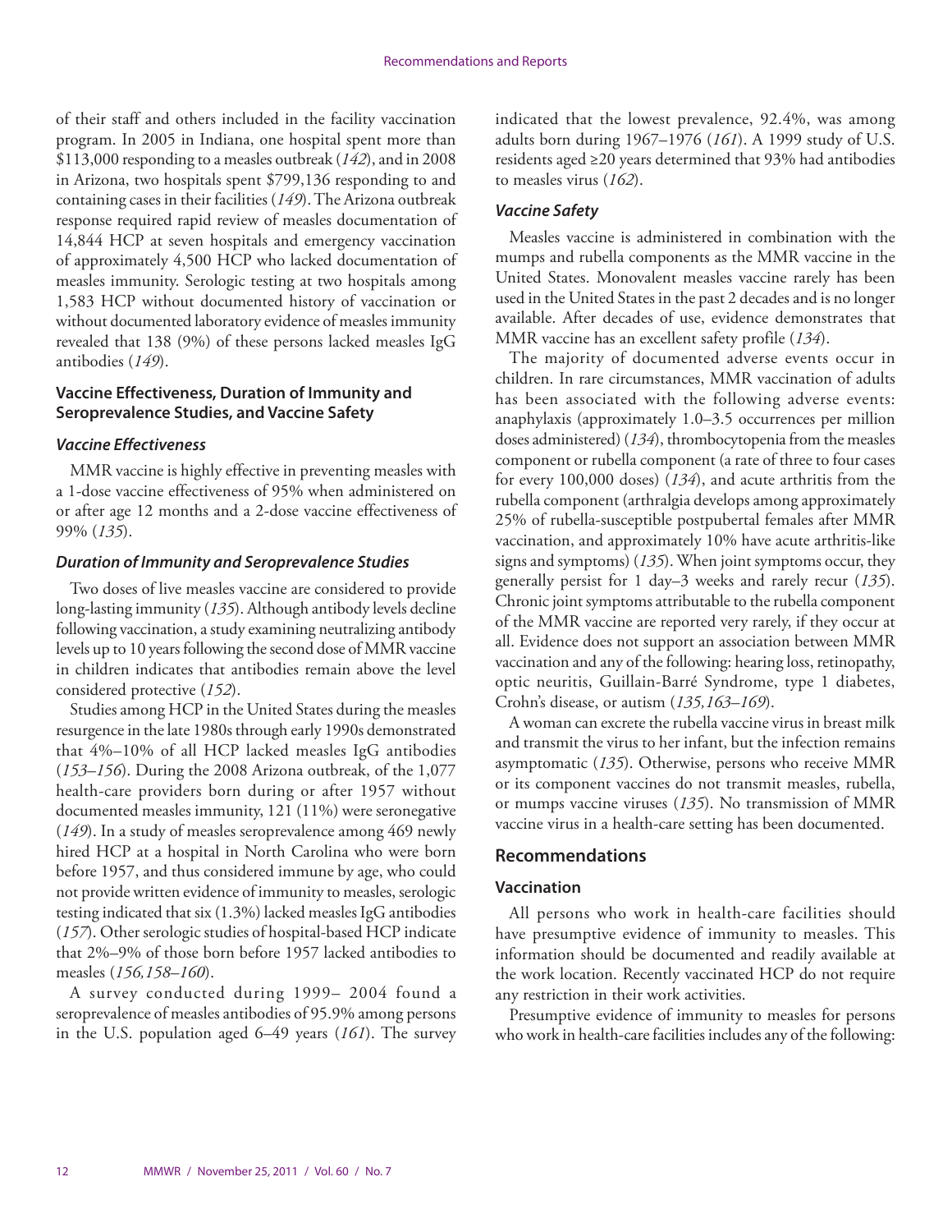of their staff and others included in the facility vaccination program. In 2005 in Indiana, one hospital spent more than $113,000 responding to a measles outbreak (*142*), and in 2008 in Arizona, two hospitals spent $799,136 responding to and containing cases in their facilities (*149*). The Arizona outbreak response required rapid review of measles documentation of 14,844 HCP at seven hospitals and emergency vaccination of approximately 4,500 HCP who lacked documentation of measles immunity. Serologic testing at two hospitals among 1,583 HCP without documented history of vaccination or without documented laboratory evidence of measles immunity revealed that 138 (9%) of these persons lacked measles IgG antibodies (*149*).

### Vaccine Effectiveness, Duration of Immunity and Seroprevalence Studies, and Vaccine Safety

#### *Vaccine Effectiveness*

MMR vaccine is highly effective in preventing measles with a 1-dose vaccine effectiveness of 95% when administered on or after age 12 months and a 2-dose vaccine effectiveness of 99% (*135*).

#### *Duration of Immunity and Seroprevalence Studies*

Two doses of live measles vaccine are considered to provide long-lasting immunity (*135*). Although antibody levels decline following vaccination, a study examining neutralizing antibody levels up to 10 years following the second dose of MMR vaccine in children indicates that antibodies remain above the level considered protective (*152*).

Studies among HCP in the United States during the measles resurgence in the late 1980s through early 1990s demonstrated that 4%–10% of all HCP lacked measles IgG antibodies (*153–156*). During the 2008 Arizona outbreak, of the 1,077 health-care providers born during or after 1957 without documented measles immunity, 121 (11%) were seronegative (*149*). In a study of measles seroprevalence among 469 newly hired HCP at a hospital in North Carolina who were born before 1957, and thus considered immune by age, who could not provide written evidence of immunity to measles, serologic testing indicated that six (1.3%) lacked measles IgG antibodies (*157*). Other serologic studies of hospital-based HCP indicate that 2%–9% of those born before 1957 lacked antibodies to measles (*156,158–160*).

A survey conducted during 1999– 2004 found a seroprevalence of measles antibodies of 95.9% among persons in the U.S. population aged 6–49 years (*161*). The survey indicated that the lowest prevalence, 92.4%, was among adults born during 1967–1976 (*161*). A 1999 study of U.S. residents aged ≥20 years determined that 93% had antibodies to measles virus (*162*).

#### *Vaccine Safety*

Measles vaccine is administered in combination with the mumps and rubella components as the MMR vaccine in the United States. Monovalent measles vaccine rarely has been used in the United States in the past 2 decades and is no longer available. After decades of use, evidence demonstrates that MMR vaccine has an excellent safety profile (*134*).

The majority of documented adverse events occur in children. In rare circumstances, MMR vaccination of adults has been associated with the following adverse events: anaphylaxis (approximately 1.0–3.5 occurrences per million doses administered) (*134*), thrombocytopenia from the measles component or rubella component (a rate of three to four cases for every 100,000 doses) (*134*), and acute arthritis from the rubella component (arthralgia develops among approximately 25% of rubella-susceptible postpubertal females after MMR vaccination, and approximately 10% have acute arthritis-like signs and symptoms) (*135*). When joint symptoms occur, they generally persist for 1 day–3 weeks and rarely recur (*135*). Chronic joint symptoms attributable to the rubella component of the MMR vaccine are reported very rarely, if they occur at all. Evidence does not support an association between MMR vaccination and any of the following: hearing loss, retinopathy, optic neuritis, Guillain-Barré Syndrome, type 1 diabetes, Crohn's disease, or autism (*135,163–169*).

A woman can excrete the rubella vaccine virus in breast milk and transmit the virus to her infant, but the infection remains asymptomatic (*135*). Otherwise, persons who receive MMR or its component vaccines do not transmit measles, rubella, or mumps vaccine viruses (*135*). No transmission of MMR vaccine virus in a health-care setting has been documented.

## Recommendations

### Vaccination

All persons who work in health-care facilities should have presumptive evidence of immunity to measles. This information should be documented and readily available at the work location. Recently vaccinated HCP do not require any restriction in their work activities.

Presumptive evidence of immunity to measles for persons who work in health-care facilities includes any of the following: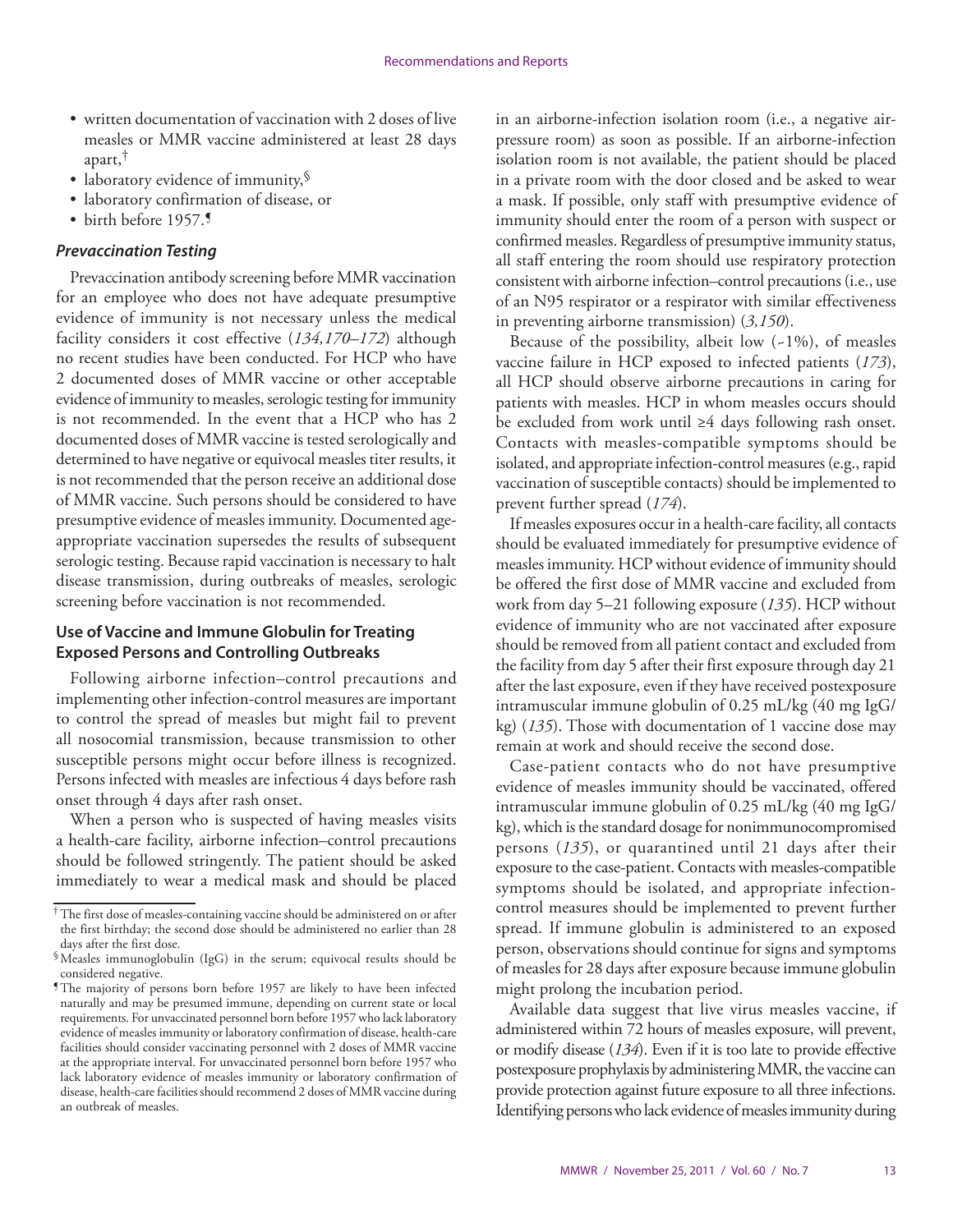- written documentation of vaccination with 2 doses of live measles or MMR vaccine administered at least 28 days apart,†
- laboratory evidence of immunity,§
- laboratory confirmation of disease, or
- birth before 1957.¶

### *Prevaccination Testing*

Prevaccination antibody screening before MMR vaccination for an employee who does not have adequate presumptive evidence of immunity is not necessary unless the medical facility considers it cost effective (*134,170–172*) although no recent studies have been conducted. For HCP who have 2 documented doses of MMR vaccine or other acceptable evidence of immunity to measles, serologic testing for immunity is not recommended. In the event that a HCP who has 2 documented doses of MMR vaccine is tested serologically and determined to have negative or equivocal measles titer results, it is not recommended that the person receive an additional dose of MMR vaccine. Such persons should be considered to have presumptive evidence of measles immunity. Documented age-appropriate vaccination supersedes the results of subsequent serologic testing. Because rapid vaccination is necessary to halt disease transmission, during outbreaks of measles, serologic screening before vaccination is not recommended.

### Use of Vaccine and Immune Globulin for Treating Exposed Persons and Controlling Outbreaks

Following airborne infection–control precautions and implementing other infection-control measures are important to control the spread of measles but might fail to prevent all nosocomial transmission, because transmission to other susceptible persons might occur before illness is recognized. Persons infected with measles are infectious 4 days before rash onset through 4 days after rash onset.

When a person who is suspected of having measles visits a health-care facility, airborne infection–control precautions should be followed stringently. The patient should be asked immediately to wear a medical mask and should be placed in an airborne-infection isolation room (i.e., a negative air-pressure room) as soon as possible. If an airborne-infection isolation room is not available, the patient should be placed in a private room with the door closed and be asked to wear a mask. If possible, only staff with presumptive evidence of immunity should enter the room of a person with suspect or confirmed measles. Regardless of presumptive immunity status, all staff entering the room should use respiratory protection consistent with airborne infection–control precautions (i.e., use of an N95 respirator or a respirator with similar effectiveness in preventing airborne transmission) (*3,150*).

Because of the possibility, albeit low (~1%), of measles vaccine failure in HCP exposed to infected patients (*173*), all HCP should observe airborne precautions in caring for patients with measles. HCP in whom measles occurs should be excluded from work until ≥4 days following rash onset. Contacts with measles-compatible symptoms should be isolated, and appropriate infection-control measures (e.g., rapid vaccination of susceptible contacts) should be implemented to prevent further spread (*174*).

If measles exposures occur in a health-care facility, all contacts should be evaluated immediately for presumptive evidence of measles immunity. HCP without evidence of immunity should be offered the first dose of MMR vaccine and excluded from work from day 5–21 following exposure (*135*). HCP without evidence of immunity who are not vaccinated after exposure should be removed from all patient contact and excluded from the facility from day 5 after their first exposure through day 21 after the last exposure, even if they have received postexposure intramuscular immune globulin of 0.25 mL/kg (40 mg IgG/kg) (*135*). Those with documentation of 1 vaccine dose may remain at work and should receive the second dose.

Case-patient contacts who do not have presumptive evidence of measles immunity should be vaccinated, offered intramuscular immune globulin of 0.25 mL/kg (40 mg IgG/kg), which is the standard dosage for nonimmunocompromised persons (*135*), or quarantined until 21 days after their exposure to the case-patient. Contacts with measles-compatible symptoms should be isolated, and appropriate infection-control measures should be implemented to prevent further spread. If immune globulin is administered to an exposed person, observations should continue for signs and symptoms of measles for 28 days after exposure because immune globulin might prolong the incubation period.

Available data suggest that live virus measles vaccine, if administered within 72 hours of measles exposure, will prevent, or modify disease (*134*). Even if it is too late to provide effective postexposure prophylaxis by administering MMR, the vaccine can provide protection against future exposure to all three infections. Identifying persons who lack evidence of measles immunity during

---

† The first dose of measles-containing vaccine should be administered on or after the first birthday; the second dose should be administered no earlier than 28 days after the first dose.

§ Measles immunoglobulin (IgG) in the serum; equivocal results should be considered negative.

¶ The majority of persons born before 1957 are likely to have been infected naturally and may be presumed immune, depending on current state or local requirements. For unvaccinated personnel born before 1957 who lack laboratory evidence of measles immunity or laboratory confirmation of disease, health-care facilities should consider vaccinating personnel with 2 doses of MMR vaccine at the appropriate interval. For unvaccinated personnel born before 1957 who lack laboratory evidence of measles immunity or laboratory confirmation of disease, health-care facilities should recommend 2 doses of MMR vaccine during an outbreak of measles.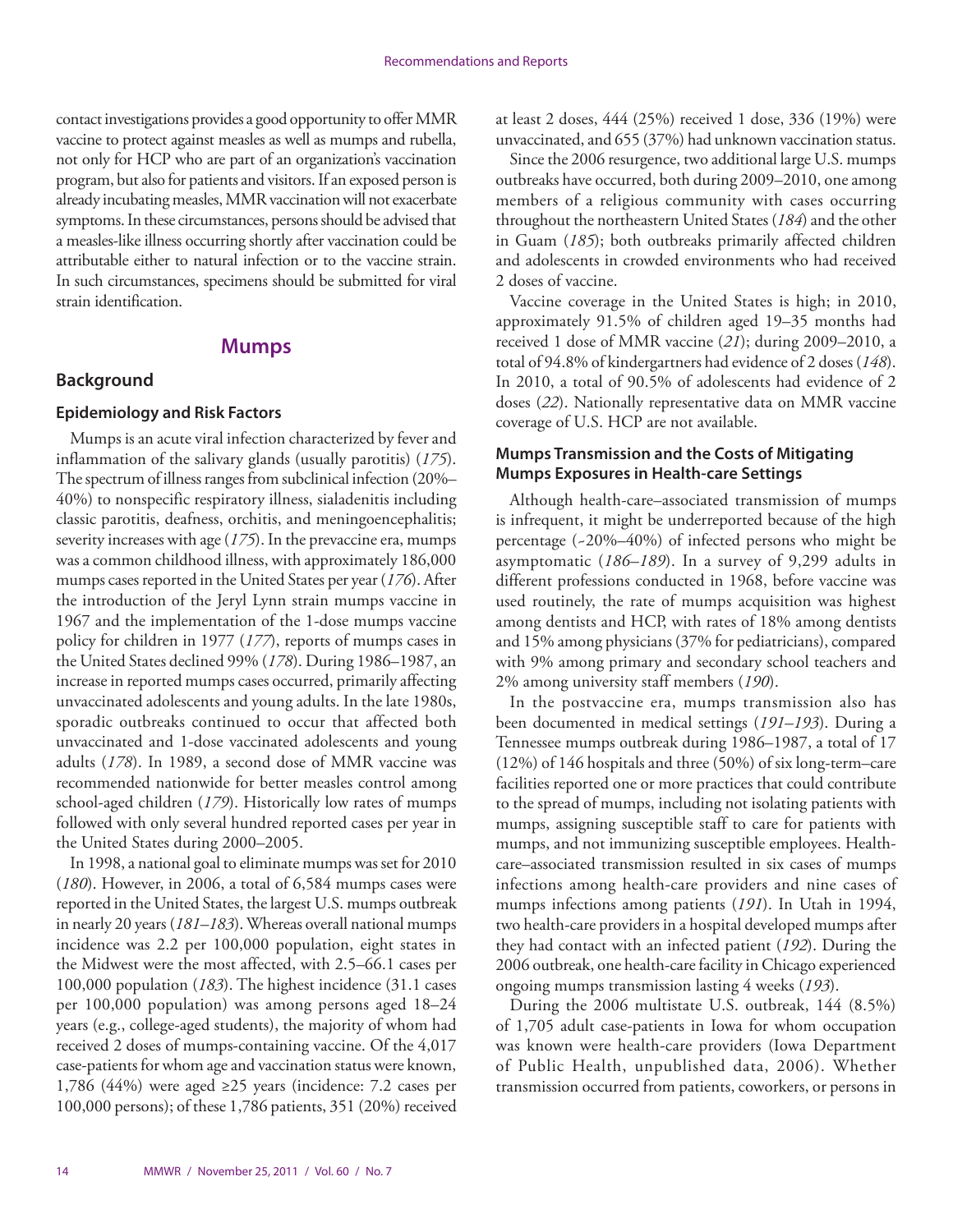contact investigations provides a good opportunity to offer MMR vaccine to protect against measles as well as mumps and rubella, not only for HCP who are part of an organization's vaccination program, but also for patients and visitors. If an exposed person is already incubating measles, MMR vaccination will not exacerbate symptoms. In these circumstances, persons should be advised that a measles-like illness occurring shortly after vaccination could be attributable either to natural infection or to the vaccine strain. In such circumstances, specimens should be submitted for viral strain identification.

## Mumps

### Background

#### Epidemiology and Risk Factors

Mumps is an acute viral infection characterized by fever and inflammation of the salivary glands (usually parotitis) (*175*). The spectrum of illness ranges from subclinical infection (20%–40%) to nonspecific respiratory illness, sialadenitis including classic parotitis, deafness, orchitis, and meningoencephalitis; severity increases with age (*175*). In the prevaccine era, mumps was a common childhood illness, with approximately 186,000 mumps cases reported in the United States per year (*176*). After the introduction of the Jeryl Lynn strain mumps vaccine in 1967 and the implementation of the 1-dose mumps vaccine policy for children in 1977 (*177*), reports of mumps cases in the United States declined 99% (*178*). During 1986–1987, an increase in reported mumps cases occurred, primarily affecting unvaccinated adolescents and young adults. In the late 1980s, sporadic outbreaks continued to occur that affected both unvaccinated and 1-dose vaccinated adolescents and young adults (*178*). In 1989, a second dose of MMR vaccine was recommended nationwide for better measles control among school-aged children (*179*). Historically low rates of mumps followed with only several hundred reported cases per year in the United States during 2000–2005.

In 1998, a national goal to eliminate mumps was set for 2010 (*180*). However, in 2006, a total of 6,584 mumps cases were reported in the United States, the largest U.S. mumps outbreak in nearly 20 years (*181–183*). Whereas overall national mumps incidence was 2.2 per 100,000 population, eight states in the Midwest were the most affected, with 2.5–66.1 cases per 100,000 population (*183*). The highest incidence (31.1 cases per 100,000 population) was among persons aged 18–24 years (e.g., college-aged students), the majority of whom had received 2 doses of mumps-containing vaccine. Of the 4,017 case-patients for whom age and vaccination status were known, 1,786 (44%) were aged ≥25 years (incidence: 7.2 cases per 100,000 persons); of these 1,786 patients, 351 (20%) received at least 2 doses, 444 (25%) received 1 dose, 336 (19%) were unvaccinated, and 655 (37%) had unknown vaccination status.

Since the 2006 resurgence, two additional large U.S. mumps outbreaks have occurred, both during 2009–2010, one among members of a religious community with cases occurring throughout the northeastern United States (*184*) and the other in Guam (*185*); both outbreaks primarily affected children and adolescents in crowded environments who had received 2 doses of vaccine.

Vaccine coverage in the United States is high; in 2010, approximately 91.5% of children aged 19–35 months had received 1 dose of MMR vaccine (*21*); during 2009–2010, a total of 94.8% of kindergartners had evidence of 2 doses (*148*). In 2010, a total of 90.5% of adolescents had evidence of 2 doses (*22*). Nationally representative data on MMR vaccine coverage of U.S. HCP are not available.

#### Mumps Transmission and the Costs of Mitigating Mumps Exposures in Health-care Settings

Although health-care–associated transmission of mumps is infrequent, it might be underreported because of the high percentage (~20%–40%) of infected persons who might be asymptomatic (*186–189*). In a survey of 9,299 adults in different professions conducted in 1968, before vaccine was used routinely, the rate of mumps acquisition was highest among dentists and HCP, with rates of 18% among dentists and 15% among physicians (37% for pediatricians), compared with 9% among primary and secondary school teachers and 2% among university staff members (*190*).

In the postvaccine era, mumps transmission also has been documented in medical settings (*191–193*). During a Tennessee mumps outbreak during 1986–1987, a total of 17 (12%) of 146 hospitals and three (50%) of six long-term–care facilities reported one or more practices that could contribute to the spread of mumps, including not isolating patients with mumps, assigning susceptible staff to care for patients with mumps, and not immunizing susceptible employees. Health-care–associated transmission resulted in six cases of mumps infections among health-care providers and nine cases of mumps infections among patients (*191*). In Utah in 1994, two health-care providers in a hospital developed mumps after they had contact with an infected patient (*192*). During the 2006 outbreak, one health-care facility in Chicago experienced ongoing mumps transmission lasting 4 weeks (*193*).

During the 2006 multistate U.S. outbreak, 144 (8.5%) of 1,705 adult case-patients in Iowa for whom occupation was known were health-care providers (Iowa Department of Public Health, unpublished data, 2006). Whether transmission occurred from patients, coworkers, or persons in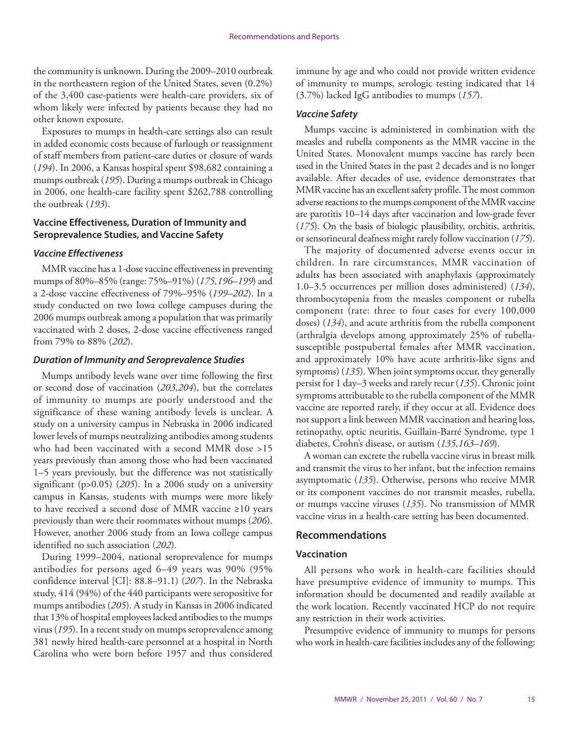the community is unknown. During the 2009–2010 outbreak in the northeastern region of the United States, seven (0.2%) of the 3,400 case-patients were health-care providers, six of whom likely were infected by patients because they had no other known exposure.

Exposures to mumps in health-care settings also can result in added economic costs because of furlough or reassignment of staff members from patient-care duties or closure of wards (*194*). In 2006, a Kansas hospital spent $98,682 containing a mumps outbreak (*195*). During a mumps outbreak in Chicago in 2006, one health-care facility spent $262,788 controlling the outbreak (*193*).

### Vaccine Effectiveness, Duration of Immunity and Seroprevalence Studies, and Vaccine Safety

#### *Vaccine Effectiveness*

MMR vaccine has a 1-dose vaccine effectiveness in preventing mumps of 80%–85% (range: 75%–91%) (*175,196–199*) and a 2-dose vaccine effectiveness of 79%–95% (*199–202*). In a study conducted on two Iowa college campuses during the 2006 mumps outbreak among a population that was primarily vaccinated with 2 doses, 2-dose vaccine effectiveness ranged from 79% to 88% (*202*).

#### *Duration of Immunity and Seroprevalence Studies*

Mumps antibody levels wane over time following the first or second dose of vaccination (*203,204*), but the correlates of immunity to mumps are poorly understood and the significance of these waning antibody levels is unclear. A study on a university campus in Nebraska in 2006 indicated lower levels of mumps neutralizing antibodies among students who had been vaccinated with a second MMR dose >15 years previously than among those who had been vaccinated 1–5 years previously, but the difference was not statistically significant ($p>0.05$) (*205*). In a 2006 study on a university campus in Kansas, students with mumps were more likely to have received a second dose of MMR vaccine ≥10 years previously than were their roommates without mumps (*206*). However, another 2006 study from an Iowa college campus identified no such association (*202*).

During 1999–2004, national seroprevalence for mumps antibodies for persons aged 6–49 years was 90% (95% confidence interval [CI]: 88.8–91.1) (*207*). In the Nebraska study, 414 (94%) of the 440 participants were seropositive for mumps antibodies (*205*). A study in Kansas in 2006 indicated that 13% of hospital employees lacked antibodies to the mumps virus (*195*). In a recent study on mumps seroprevalence among 381 newly hired health-care personnel at a hospital in North Carolina who were born before 1957 and thus considered immune by age and who could not provide written evidence of immunity to mumps, serologic testing indicated that 14 (3.7%) lacked IgG antibodies to mumps (*157*).

#### *Vaccine Safety*

Mumps vaccine is administered in combination with the measles and rubella components as the MMR vaccine in the United States. Monovalent mumps vaccine has rarely been used in the United States in the past 2 decades and is no longer available. After decades of use, evidence demonstrates that MMR vaccine has an excellent safety profile. The most common adverse reactions to the mumps component of the MMR vaccine are parotitis 10–14 days after vaccination and low-grade fever (*175*). On the basis of biologic plausibility, orchitis, arthritis, or sensorineural deafness might rarely follow vaccination (*175*).

The majority of documented adverse events occur in children. In rare circumstances, MMR vaccination of adults has been associated with anaphylaxis (approximately 1.0–3.5 occurrences per million doses administered) (*134*), thrombocytopenia from the measles component or rubella component (rate: three to four cases for every 100,000 doses) (*134*), and acute arthritis from the rubella component (arthralgia develops among approximately 25% of rubella-susceptible postpubertal females after MMR vaccination, and approximately 10% have acute arthritis-like signs and symptoms) (*135*). When joint symptoms occur, they generally persist for 1 day–3 weeks and rarely recur (*135*). Chronic joint symptoms attributable to the rubella component of the MMR vaccine are reported rarely, if they occur at all. Evidence does not support a link between MMR vaccination and hearing loss, retinopathy, optic neuritis, Guillain-Barré Syndrome, type 1 diabetes, Crohn's disease, or autism (*135,163–169*).

A woman can excrete the rubella vaccine virus in breast milk and transmit the virus to her infant, but the infection remains asymptomatic (*135*). Otherwise, persons who receive MMR or its component vaccines do not transmit measles, rubella, or mumps vaccine viruses (*135*). No transmission of MMR vaccine virus in a health-care setting has been documented.

### Recommendations

#### Vaccination

All persons who work in health-care facilities should have presumptive evidence of immunity to mumps. This information should be documented and readily available at the work location. Recently vaccinated HCP do not require any restriction in their work activities.

Presumptive evidence of immunity to mumps for persons who work in health-care facilities includes any of the following: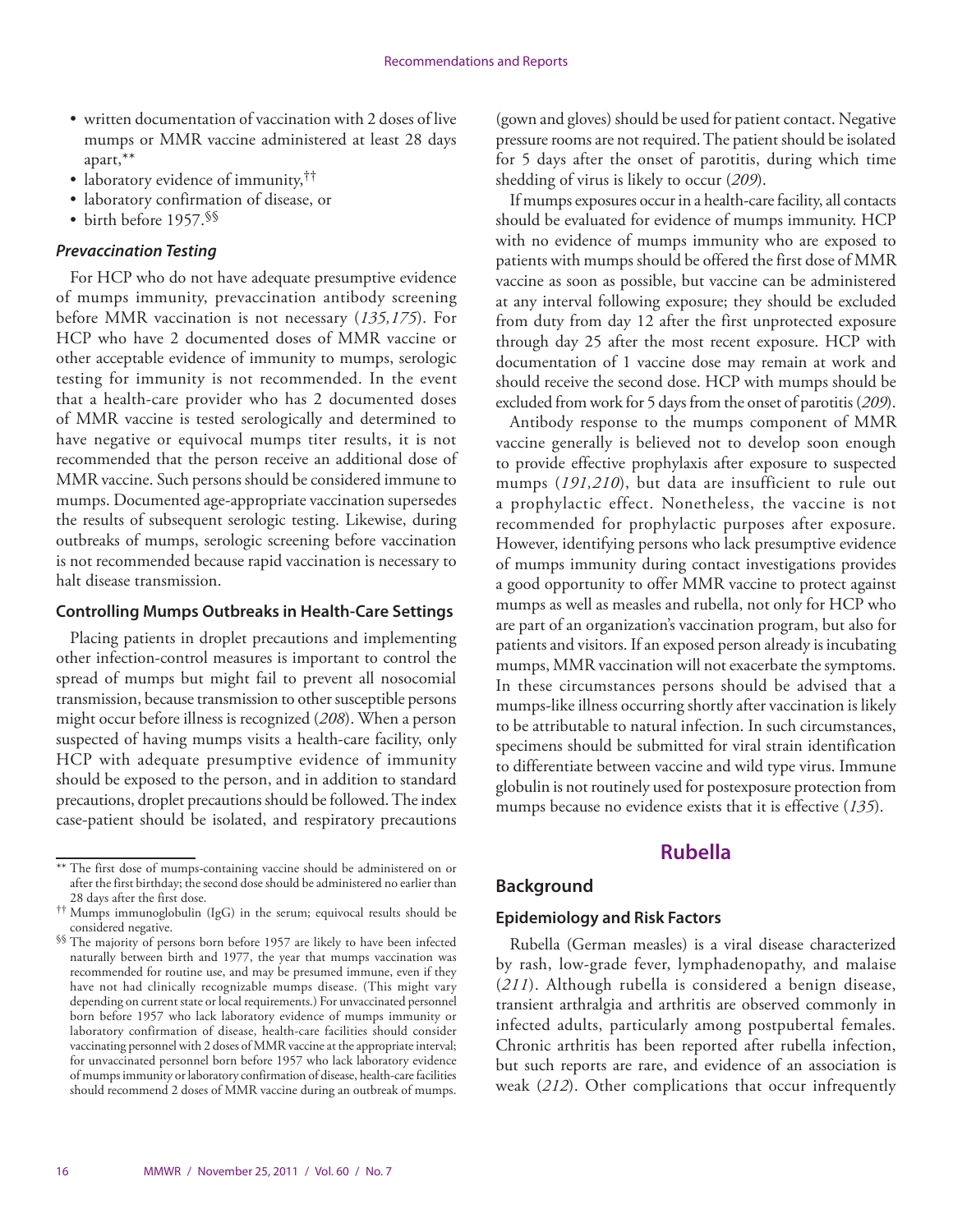- written documentation of vaccination with 2 doses of live mumps or MMR vaccine administered at least 28 days apart,**
- laboratory evidence of immunity,††
- laboratory confirmation of disease, or
- birth before 1957.§§

### *Prevaccination Testing*

For HCP who do not have adequate presumptive evidence of mumps immunity, prevaccination antibody screening before MMR vaccination is not necessary (*135,175*). For HCP who have 2 documented doses of MMR vaccine or other acceptable evidence of immunity to mumps, serologic testing for immunity is not recommended. In the event that a health-care provider who has 2 documented doses of MMR vaccine is tested serologically and determined to have negative or equivocal mumps titer results, it is not recommended that the person receive an additional dose of MMR vaccine. Such persons should be considered immune to mumps. Documented age-appropriate vaccination supersedes the results of subsequent serologic testing. Likewise, during outbreaks of mumps, serologic screening before vaccination is not recommended because rapid vaccination is necessary to halt disease transmission.

### Controlling Mumps Outbreaks in Health-Care Settings

Placing patients in droplet precautions and implementing other infection-control measures is important to control the spread of mumps but might fail to prevent all nosocomial transmission, because transmission to other susceptible persons might occur before illness is recognized (*208*). When a person suspected of having mumps visits a health-care facility, only HCP with adequate presumptive evidence of immunity should be exposed to the person, and in addition to standard precautions, droplet precautions should be followed. The index case-patient should be isolated, and respiratory precautions (gown and gloves) should be used for patient contact. Negative pressure rooms are not required. The patient should be isolated for 5 days after the onset of parotitis, during which time shedding of virus is likely to occur (*209*).

If mumps exposures occur in a health-care facility, all contacts should be evaluated for evidence of mumps immunity. HCP with no evidence of mumps immunity who are exposed to patients with mumps should be offered the first dose of MMR vaccine as soon as possible, but vaccine can be administered at any interval following exposure; they should be excluded from duty from day 12 after the first unprotected exposure through day 25 after the most recent exposure. HCP with documentation of 1 vaccine dose may remain at work and should receive the second dose. HCP with mumps should be excluded from work for 5 days from the onset of parotitis (*209*).

Antibody response to the mumps component of MMR vaccine generally is believed not to develop soon enough to provide effective prophylaxis after exposure to suspected mumps (*191,210*), but data are insufficient to rule out a prophylactic effect. Nonetheless, the vaccine is not recommended for prophylactic purposes after exposure. However, identifying persons who lack presumptive evidence of mumps immunity during contact investigations provides a good opportunity to offer MMR vaccine to protect against mumps as well as measles and rubella, not only for HCP who are part of an organization's vaccination program, but also for patients and visitors. If an exposed person already is incubating mumps, MMR vaccination will not exacerbate the symptoms. In these circumstances persons should be advised that a mumps-like illness occurring shortly after vaccination is likely to be attributable to natural infection. In such circumstances, specimens should be submitted for viral strain identification to differentiate between vaccine and wild type virus. Immune globulin is not routinely used for postexposure protection from mumps because no evidence exists that it is effective (*135*).

## Rubella

### Background

#### Epidemiology and Risk Factors

Rubella (German measles) is a viral disease characterized by rash, low-grade fever, lymphadenopathy, and malaise (*211*). Although rubella is considered a benign disease, transient arthralgia and arthritis are observed commonly in infected adults, particularly among postpubertal females. Chronic arthritis has been reported after rubella infection, but such reports are rare, and evidence of an association is weak (*212*). Other complications that occur infrequently

---

** The first dose of mumps-containing vaccine should be administered on or after the first birthday; the second dose should be administered no earlier than 28 days after the first dose.

†† Mumps immunoglobulin (IgG) in the serum; equivocal results should be considered negative.

§§ The majority of persons born before 1957 are likely to have been infected naturally between birth and 1977, the year that mumps vaccination was recommended for routine use, and may be presumed immune, even if they have not had clinically recognizable mumps disease. (This might vary depending on current state or local requirements.) For unvaccinated personnel born before 1957 who lack laboratory evidence of mumps immunity or laboratory confirmation of disease, health-care facilities should consider vaccinating personnel with 2 doses of MMR vaccine at the appropriate interval; for unvaccinated personnel born before 1957 who lack laboratory evidence of mumps immunity or laboratory confirmation of disease, health-care facilities should recommend 2 doses of MMR vaccine during an outbreak of mumps.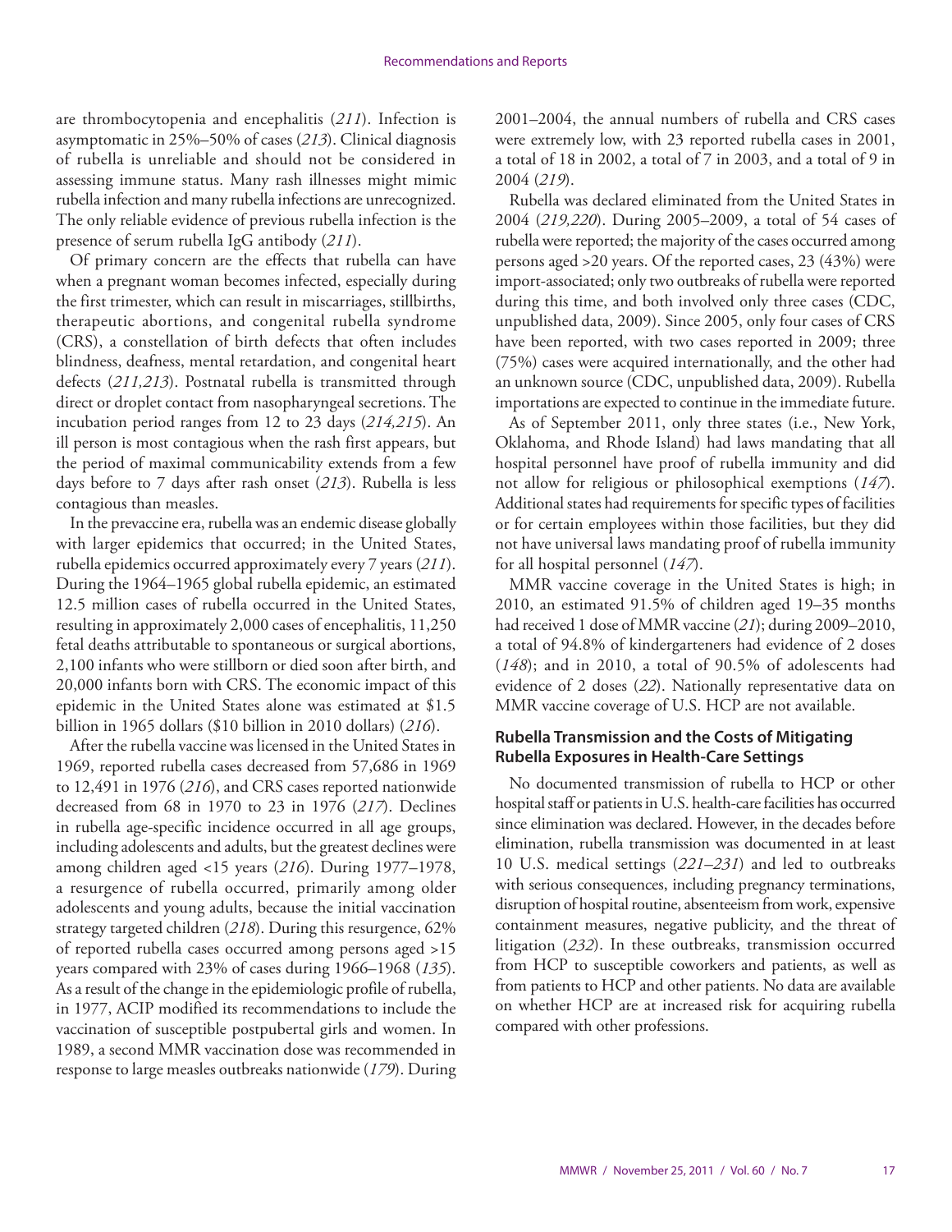are thrombocytopenia and encephalitis (*211*). Infection is asymptomatic in 25%–50% of cases (*213*). Clinical diagnosis of rubella is unreliable and should not be considered in assessing immune status. Many rash illnesses might mimic rubella infection and many rubella infections are unrecognized. The only reliable evidence of previous rubella infection is the presence of serum rubella IgG antibody (*211*).

Of primary concern are the effects that rubella can have when a pregnant woman becomes infected, especially during the first trimester, which can result in miscarriages, stillbirths, therapeutic abortions, and congenital rubella syndrome (CRS), a constellation of birth defects that often includes blindness, deafness, mental retardation, and congenital heart defects (*211,213*). Postnatal rubella is transmitted through direct or droplet contact from nasopharyngeal secretions. The incubation period ranges from 12 to 23 days (*214,215*). An ill person is most contagious when the rash first appears, but the period of maximal communicability extends from a few days before to 7 days after rash onset (*213*). Rubella is less contagious than measles.

In the prevaccine era, rubella was an endemic disease globally with larger epidemics that occurred; in the United States, rubella epidemics occurred approximately every 7 years (*211*). During the 1964–1965 global rubella epidemic, an estimated 12.5 million cases of rubella occurred in the United States, resulting in approximately 2,000 cases of encephalitis, 11,250 fetal deaths attributable to spontaneous or surgical abortions, 2,100 infants who were stillborn or died soon after birth, and 20,000 infants born with CRS. The economic impact of this epidemic in the United States alone was estimated at $1.5 billion in 1965 dollars ($10 billion in 2010 dollars) (*216*).

After the rubella vaccine was licensed in the United States in 1969, reported rubella cases decreased from 57,686 in 1969 to 12,491 in 1976 (*216*), and CRS cases reported nationwide decreased from 68 in 1970 to 23 in 1976 (*217*). Declines in rubella age-specific incidence occurred in all age groups, including adolescents and adults, but the greatest declines were among children aged <15 years (*216*). During 1977–1978, a resurgence of rubella occurred, primarily among older adolescents and young adults, because the initial vaccination strategy targeted children (*218*). During this resurgence, 62% of reported rubella cases occurred among persons aged >15 years compared with 23% of cases during 1966–1968 (*135*). As a result of the change in the epidemiologic profile of rubella, in 1977, ACIP modified its recommendations to include the vaccination of susceptible postpubertal girls and women. In 1989, a second MMR vaccination dose was recommended in response to large measles outbreaks nationwide (*179*). During 2001–2004, the annual numbers of rubella and CRS cases were extremely low, with 23 reported rubella cases in 2001, a total of 18 in 2002, a total of 7 in 2003, and a total of 9 in 2004 (*219*).

Rubella was declared eliminated from the United States in 2004 (*219,220*). During 2005–2009, a total of 54 cases of rubella were reported; the majority of the cases occurred among persons aged >20 years. Of the reported cases, 23 (43%) were import-associated; only two outbreaks of rubella were reported during this time, and both involved only three cases (CDC, unpublished data, 2009). Since 2005, only four cases of CRS have been reported, with two cases reported in 2009; three (75%) cases were acquired internationally, and the other had an unknown source (CDC, unpublished data, 2009). Rubella importations are expected to continue in the immediate future.

As of September 2011, only three states (i.e., New York, Oklahoma, and Rhode Island) had laws mandating that all hospital personnel have proof of rubella immunity and did not allow for religious or philosophical exemptions (*147*). Additional states had requirements for specific types of facilities or for certain employees within those facilities, but they did not have universal laws mandating proof of rubella immunity for all hospital personnel (*147*).

MMR vaccine coverage in the United States is high; in 2010, an estimated 91.5% of children aged 19–35 months had received 1 dose of MMR vaccine (*21*); during 2009–2010, a total of 94.8% of kindergarteners had evidence of 2 doses (*148*); and in 2010, a total of 90.5% of adolescents had evidence of 2 doses (*22*). Nationally representative data on MMR vaccine coverage of U.S. HCP are not available.

### Rubella Transmission and the Costs of Mitigating Rubella Exposures in Health-Care Settings

No documented transmission of rubella to HCP or other hospital staff or patients in U.S. health-care facilities has occurred since elimination was declared. However, in the decades before elimination, rubella transmission was documented in at least 10 U.S. medical settings (*221–231*) and led to outbreaks with serious consequences, including pregnancy terminations, disruption of hospital routine, absenteeism from work, expensive containment measures, negative publicity, and the threat of litigation (*232*). In these outbreaks, transmission occurred from HCP to susceptible coworkers and patients, as well as from patients to HCP and other patients. No data are available on whether HCP are at increased risk for acquiring rubella compared with other professions.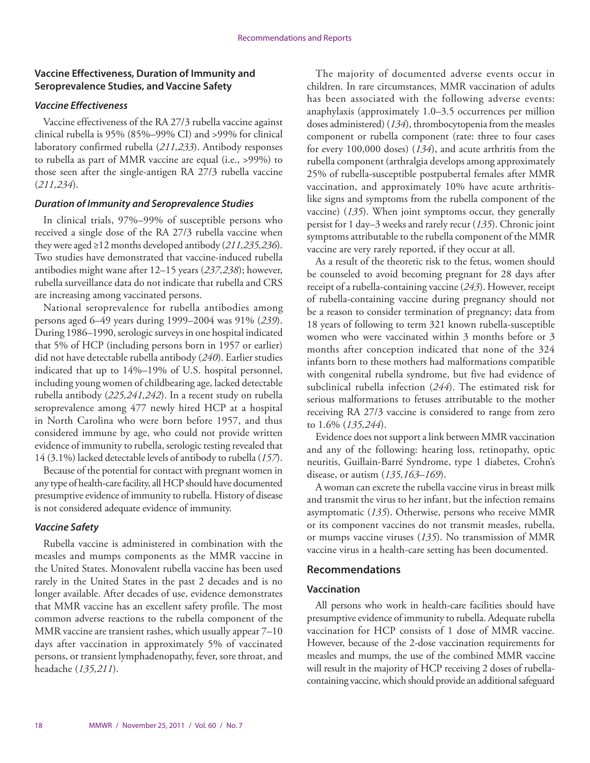### Vaccine Effectiveness, Duration of Immunity and Seroprevalence Studies, and Vaccine Safety

#### *Vaccine Effectiveness*

Vaccine effectiveness of the RA 27/3 rubella vaccine against clinical rubella is 95% (85%–99% CI) and >99% for clinical laboratory confirmed rubella (*211,233*). Antibody responses to rubella as part of MMR vaccine are equal (i.e., >99%) to those seen after the single-antigen RA 27/3 rubella vaccine (*211,234*).

#### *Duration of Immunity and Seroprevalence Studies*

In clinical trials, 97%–99% of susceptible persons who received a single dose of the RA 27/3 rubella vaccine when they were aged ≥12 months developed antibody (*211,235,236*). Two studies have demonstrated that vaccine-induced rubella antibodies might wane after 12–15 years (*237,238*); however, rubella surveillance data do not indicate that rubella and CRS are increasing among vaccinated persons.

National seroprevalence for rubella antibodies among persons aged 6–49 years during 1999–2004 was 91% (*239*). During 1986–1990, serologic surveys in one hospital indicated that 5% of HCP (including persons born in 1957 or earlier) did not have detectable rubella antibody (*240*). Earlier studies indicated that up to 14%–19% of U.S. hospital personnel, including young women of childbearing age, lacked detectable rubella antibody (*225,241,242*). In a recent study on rubella seroprevalence among 477 newly hired HCP at a hospital in North Carolina who were born before 1957, and thus considered immune by age, who could not provide written evidence of immunity to rubella, serologic testing revealed that 14 (3.1%) lacked detectable levels of antibody to rubella (*157*).

Because of the potential for contact with pregnant women in any type of health-care facility, all HCP should have documented presumptive evidence of immunity to rubella. History of disease is not considered adequate evidence of immunity.

#### *Vaccine Safety*

Rubella vaccine is administered in combination with the measles and mumps components as the MMR vaccine in the United States. Monovalent rubella vaccine has been used rarely in the United States in the past 2 decades and is no longer available. After decades of use, evidence demonstrates that MMR vaccine has an excellent safety profile. The most common adverse reactions to the rubella component of the MMR vaccine are transient rashes, which usually appear 7–10 days after vaccination in approximately 5% of vaccinated persons, or transient lymphadenopathy, fever, sore throat, and headache (*135,211*).

The majority of documented adverse events occur in children. In rare circumstances, MMR vaccination of adults has been associated with the following adverse events: anaphylaxis (approximately 1.0–3.5 occurrences per million doses administered) (*134*), thrombocytopenia from the measles component or rubella component (rate: three to four cases for every 100,000 doses) (*134*), and acute arthritis from the rubella component (arthralgia develops among approximately 25% of rubella-susceptible postpubertal females after MMR vaccination, and approximately 10% have acute arthritis-like signs and symptoms from the rubella component of the vaccine) (*135*). When joint symptoms occur, they generally persist for 1 day–3 weeks and rarely recur (*135*). Chronic joint symptoms attributable to the rubella component of the MMR vaccine are very rarely reported, if they occur at all.

As a result of the theoretic risk to the fetus, women should be counseled to avoid becoming pregnant for 28 days after receipt of a rubella-containing vaccine (*243*). However, receipt of rubella-containing vaccine during pregnancy should not be a reason to consider termination of pregnancy; data from 18 years of following to term 321 known rubella-susceptible women who were vaccinated within 3 months before or 3 months after conception indicated that none of the 324 infants born to these mothers had malformations compatible with congenital rubella syndrome, but five had evidence of subclinical rubella infection (*244*). The estimated risk for serious malformations to fetuses attributable to the mother receiving RA 27/3 vaccine is considered to range from zero to 1.6% (*135,244*).

Evidence does not support a link between MMR vaccination and any of the following: hearing loss, retinopathy, optic neuritis, Guillain-Barré Syndrome, type 1 diabetes, Crohn's disease, or autism (*135,163–169*).

A woman can excrete the rubella vaccine virus in breast milk and transmit the virus to her infant, but the infection remains asymptomatic (*135*). Otherwise, persons who receive MMR or its component vaccines do not transmit measles, rubella, or mumps vaccine viruses (*135*). No transmission of MMR vaccine virus in a health-care setting has been documented.

## Recommendations

### Vaccination

All persons who work in health-care facilities should have presumptive evidence of immunity to rubella. Adequate rubella vaccination for HCP consists of 1 dose of MMR vaccine. However, because of the 2-dose vaccination requirements for measles and mumps, the use of the combined MMR vaccine will result in the majority of HCP receiving 2 doses of rubella-containing vaccine, which should provide an additional safeguard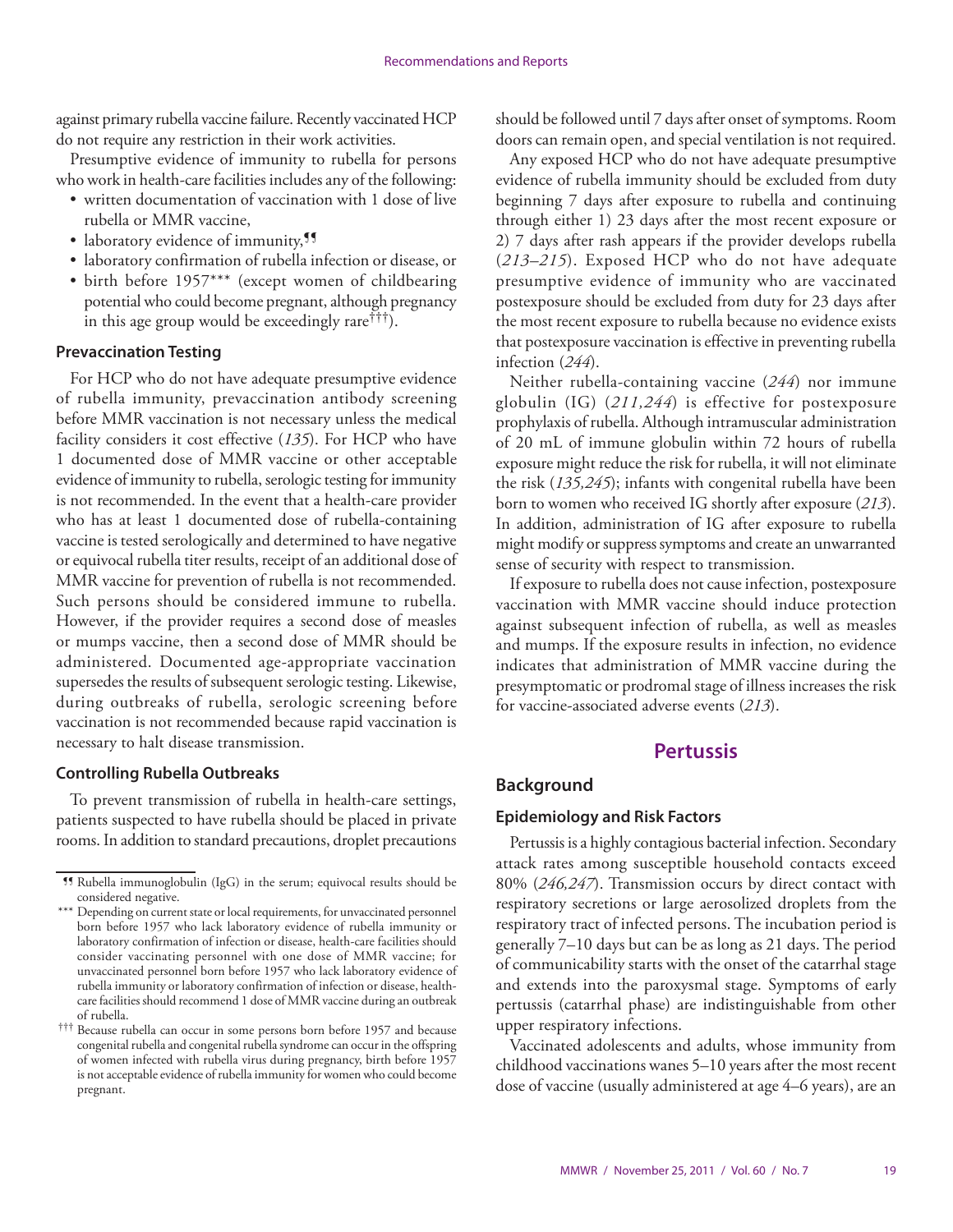against primary rubella vaccine failure. Recently vaccinated HCP do not require any restriction in their work activities.

Presumptive evidence of immunity to rubella for persons who work in health-care facilities includes any of the following:

- written documentation of vaccination with 1 dose of live rubella or MMR vaccine,
- laboratory evidence of immunity,[¶¶]
- laboratory confirmation of rubella infection or disease, or
- birth before 1957[***] (except women of childbearing potential who could become pregnant, although pregnancy in this age group would be exceedingly rare[†††]).

#### Prevaccination Testing

For HCP who do not have adequate presumptive evidence of rubella immunity, prevaccination antibody screening before MMR vaccination is not necessary unless the medical facility considers it cost effective (*135*). For HCP who have 1 documented dose of MMR vaccine or other acceptable evidence of immunity to rubella, serologic testing for immunity is not recommended. In the event that a health-care provider who has at least 1 documented dose of rubella-containing vaccine is tested serologically and determined to have negative or equivocal rubella titer results, receipt of an additional dose of MMR vaccine for prevention of rubella is not recommended. Such persons should be considered immune to rubella. However, if the provider requires a second dose of measles or mumps vaccine, then a second dose of MMR should be administered. Documented age-appropriate vaccination supersedes the results of subsequent serologic testing. Likewise, during outbreaks of rubella, serologic screening before vaccination is not recommended because rapid vaccination is necessary to halt disease transmission.

#### Controlling Rubella Outbreaks

To prevent transmission of rubella in health-care settings, patients suspected to have rubella should be placed in private rooms. In addition to standard precautions, droplet precautions should be followed until 7 days after onset of symptoms. Room doors can remain open, and special ventilation is not required.

Any exposed HCP who do not have adequate presumptive evidence of rubella immunity should be excluded from duty beginning 7 days after exposure to rubella and continuing through either 1) 23 days after the most recent exposure or 2) 7 days after rash appears if the provider develops rubella (*213–215*). Exposed HCP who do not have adequate presumptive evidence of immunity who are vaccinated postexposure should be excluded from duty for 23 days after the most recent exposure to rubella because no evidence exists that postexposure vaccination is effective in preventing rubella infection (*244*).

Neither rubella-containing vaccine (*244*) nor immune globulin (IG) (*211,244*) is effective for postexposure prophylaxis of rubella. Although intramuscular administration of 20 mL of immune globulin within 72 hours of rubella exposure might reduce the risk for rubella, it will not eliminate the risk (*135,245*); infants with congenital rubella have been born to women who received IG shortly after exposure (*213*). In addition, administration of IG after exposure to rubella might modify or suppress symptoms and create an unwarranted sense of security with respect to transmission.

If exposure to rubella does not cause infection, postexposure vaccination with MMR vaccine should induce protection against subsequent infection of rubella, as well as measles and mumps. If the exposure results in infection, no evidence indicates that administration of MMR vaccine during the presymptomatic or prodromal stage of illness increases the risk for vaccine-associated adverse events (*213*).

## Pertussis

### Background

#### Epidemiology and Risk Factors

Pertussis is a highly contagious bacterial infection. Secondary attack rates among susceptible household contacts exceed 80% (*246,247*). Transmission occurs by direct contact with respiratory secretions or large aerosolized droplets from the respiratory tract of infected persons. The incubation period is generally 7–10 days but can be as long as 21 days. The period of communicability starts with the onset of the catarrhal stage and extends into the paroxysmal stage. Symptoms of early pertussis (catarrhal phase) are indistinguishable from other upper respiratory infections.

Vaccinated adolescents and adults, whose immunity from childhood vaccinations wanes 5–10 years after the most recent dose of vaccine (usually administered at age 4–6 years), are an

---

[¶¶] Rubella immunoglobulin (IgG) in the serum; equivocal results should be considered negative.

[***] Depending on current state or local requirements, for unvaccinated personnel born before 1957 who lack laboratory evidence of rubella immunity or laboratory confirmation of infection or disease, health-care facilities should consider vaccinating personnel with one dose of MMR vaccine; for unvaccinated personnel born before 1957 who lack laboratory evidence of rubella immunity or laboratory confirmation of infection or disease, health-care facilities should recommend 1 dose of MMR vaccine during an outbreak of rubella.

[†††] Because rubella can occur in some persons born before 1957 and because congenital rubella and congenital rubella syndrome can occur in the offspring of women infected with rubella virus during pregnancy, birth before 1957 is not acceptable evidence of rubella immunity for women who could become pregnant.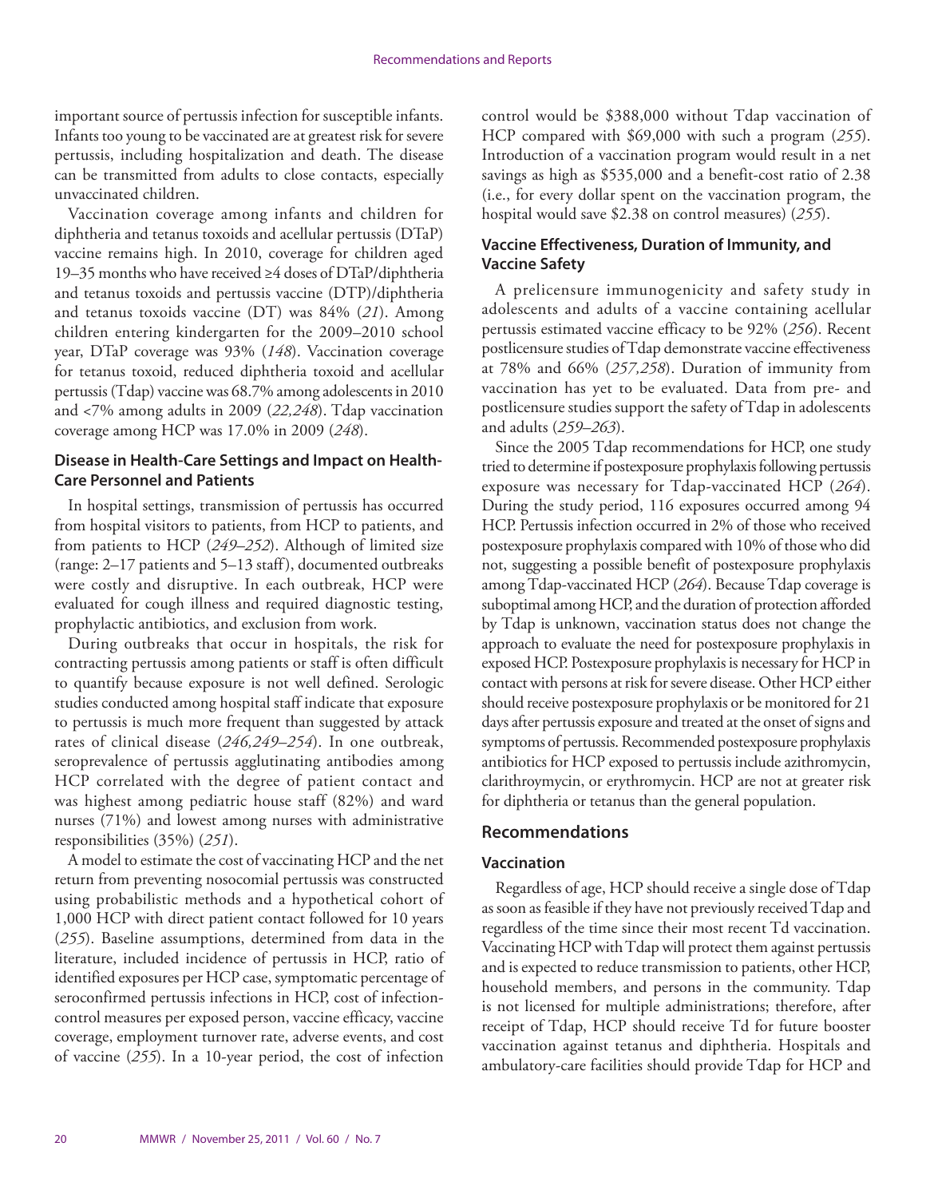important source of pertussis infection for susceptible infants. Infants too young to be vaccinated are at greatest risk for severe pertussis, including hospitalization and death. The disease can be transmitted from adults to close contacts, especially unvaccinated children.

Vaccination coverage among infants and children for diphtheria and tetanus toxoids and acellular pertussis (DTaP) vaccine remains high. In 2010, coverage for children aged 19–35 months who have received ≥4 doses of DTaP/diphtheria and tetanus toxoids and pertussis vaccine (DTP)/diphtheria and tetanus toxoids vaccine (DT) was 84% (*21*). Among children entering kindergarten for the 2009–2010 school year, DTaP coverage was 93% (*148*). Vaccination coverage for tetanus toxoid, reduced diphtheria toxoid and acellular pertussis (Tdap) vaccine was 68.7% among adolescents in 2010 and <7% among adults in 2009 (*22,248*). Tdap vaccination coverage among HCP was 17.0% in 2009 (*248*).

### Disease in Health-Care Settings and Impact on Health-Care Personnel and Patients

In hospital settings, transmission of pertussis has occurred from hospital visitors to patients, from HCP to patients, and from patients to HCP (*249–252*). Although of limited size (range: 2–17 patients and 5–13 staff), documented outbreaks were costly and disruptive. In each outbreak, HCP were evaluated for cough illness and required diagnostic testing, prophylactic antibiotics, and exclusion from work.

During outbreaks that occur in hospitals, the risk for contracting pertussis among patients or staff is often difficult to quantify because exposure is not well defined. Serologic studies conducted among hospital staff indicate that exposure to pertussis is much more frequent than suggested by attack rates of clinical disease (*246,249–254*). In one outbreak, seroprevalence of pertussis agglutinating antibodies among HCP correlated with the degree of patient contact and was highest among pediatric house staff (82%) and ward nurses (71%) and lowest among nurses with administrative responsibilities (35%) (*251*).

A model to estimate the cost of vaccinating HCP and the net return from preventing nosocomial pertussis was constructed using probabilistic methods and a hypothetical cohort of 1,000 HCP with direct patient contact followed for 10 years (*255*). Baseline assumptions, determined from data in the literature, included incidence of pertussis in HCP, ratio of identified exposures per HCP case, symptomatic percentage of seroconfirmed pertussis infections in HCP, cost of infection-control measures per exposed person, vaccine efficacy, vaccine coverage, employment turnover rate, adverse events, and cost of vaccine (*255*). In a 10-year period, the cost of infection control would be $388,000 without Tdap vaccination of HCP compared with $69,000 with such a program (*255*). Introduction of a vaccination program would result in a net savings as high as $535,000 and a benefit-cost ratio of 2.38 (i.e., for every dollar spent on the vaccination program, the hospital would save $2.38 on control measures) (*255*).

### Vaccine Effectiveness, Duration of Immunity, and Vaccine Safety

A prelicensure immunogenicity and safety study in adolescents and adults of a vaccine containing acellular pertussis estimated vaccine efficacy to be 92% (*256*). Recent postlicensure studies of Tdap demonstrate vaccine effectiveness at 78% and 66% (*257,258*). Duration of immunity from vaccination has yet to be evaluated. Data from pre- and postlicensure studies support the safety of Tdap in adolescents and adults (*259–263*).

Since the 2005 Tdap recommendations for HCP, one study tried to determine if postexposure prophylaxis following pertussis exposure was necessary for Tdap-vaccinated HCP (*264*). During the study period, 116 exposures occurred among 94 HCP. Pertussis infection occurred in 2% of those who received postexposure prophylaxis compared with 10% of those who did not, suggesting a possible benefit of postexposure prophylaxis among Tdap-vaccinated HCP (*264*). Because Tdap coverage is suboptimal among HCP, and the duration of protection afforded by Tdap is unknown, vaccination status does not change the approach to evaluate the need for postexposure prophylaxis in exposed HCP. Postexposure prophylaxis is necessary for HCP in contact with persons at risk for severe disease. Other HCP either should receive postexposure prophylaxis or be monitored for 21 days after pertussis exposure and treated at the onset of signs and symptoms of pertussis. Recommended postexposure prophylaxis antibiotics for HCP exposed to pertussis include azithromycin, clarithroymycin, or erythromycin. HCP are not at greater risk for diphtheria or tetanus than the general population.

## Recommendations

### Vaccination

Regardless of age, HCP should receive a single dose of Tdap as soon as feasible if they have not previously received Tdap and regardless of the time since their most recent Td vaccination. Vaccinating HCP with Tdap will protect them against pertussis and is expected to reduce transmission to patients, other HCP, household members, and persons in the community. Tdap is not licensed for multiple administrations; therefore, after receipt of Tdap, HCP should receive Td for future booster vaccination against tetanus and diphtheria. Hospitals and ambulatory-care facilities should provide Tdap for HCP and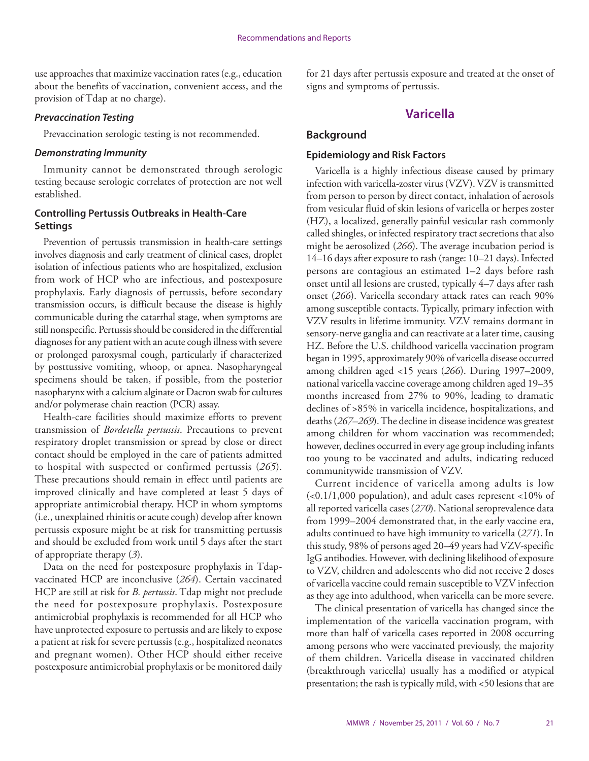use approaches that maximize vaccination rates (e.g., education about the benefits of vaccination, convenient access, and the provision of Tdap at no charge).

#### *Prevaccination Testing*

Prevaccination serologic testing is not recommended.

#### *Demonstrating Immunity*

Immunity cannot be demonstrated through serologic testing because serologic correlates of protection are not well established.

### Controlling Pertussis Outbreaks in Health-Care Settings

Prevention of pertussis transmission in health-care settings involves diagnosis and early treatment of clinical cases, droplet isolation of infectious patients who are hospitalized, exclusion from work of HCP who are infectious, and postexposure prophylaxis. Early diagnosis of pertussis, before secondary transmission occurs, is difficult because the disease is highly communicable during the catarrhal stage, when symptoms are still nonspecific. Pertussis should be considered in the differential diagnoses for any patient with an acute cough illness with severe or prolonged paroxysmal cough, particularly if characterized by posttussive vomiting, whoop, or apnea. Nasopharyngeal specimens should be taken, if possible, from the posterior nasopharynx with a calcium alginate or Dacron swab for cultures and/or polymerase chain reaction (PCR) assay.

Health-care facilities should maximize efforts to prevent transmission of *Bordetella pertussis*. Precautions to prevent respiratory droplet transmission or spread by close or direct contact should be employed in the care of patients admitted to hospital with suspected or confirmed pertussis (*265*). These precautions should remain in effect until patients are improved clinically and have completed at least 5 days of appropriate antimicrobial therapy. HCP in whom symptoms (i.e., unexplained rhinitis or acute cough) develop after known pertussis exposure might be at risk for transmitting pertussis and should be excluded from work until 5 days after the start of appropriate therapy (*3*).

Data on the need for postexposure prophylaxis in Tdap-vaccinated HCP are inconclusive (*264*). Certain vaccinated HCP are still at risk for *B. pertussis*. Tdap might not preclude the need for postexposure prophylaxis. Postexposure antimicrobial prophylaxis is recommended for all HCP who have unprotected exposure to pertussis and are likely to expose a patient at risk for severe pertussis (e.g., hospitalized neonates and pregnant women). Other HCP should either receive postexposure antimicrobial prophylaxis or be monitored daily for 21 days after pertussis exposure and treated at the onset of signs and symptoms of pertussis.

# Varicella

## Background

### Epidemiology and Risk Factors

Varicella is a highly infectious disease caused by primary infection with varicella-zoster virus (VZV). VZV is transmitted from person to person by direct contact, inhalation of aerosols from vesicular fluid of skin lesions of varicella or herpes zoster (HZ), a localized, generally painful vesicular rash commonly called shingles, or infected respiratory tract secretions that also might be aerosolized (*266*). The average incubation period is 14–16 days after exposure to rash (range: 10–21 days). Infected persons are contagious an estimated 1–2 days before rash onset until all lesions are crusted, typically 4–7 days after rash onset (*266*). Varicella secondary attack rates can reach 90% among susceptible contacts. Typically, primary infection with VZV results in lifetime immunity. VZV remains dormant in sensory-nerve ganglia and can reactivate at a later time, causing HZ. Before the U.S. childhood varicella vaccination program began in 1995, approximately 90% of varicella disease occurred among children aged <15 years (*266*). During 1997–2009, national varicella vaccine coverage among children aged 19–35 months increased from 27% to 90%, leading to dramatic declines of >85% in varicella incidence, hospitalizations, and deaths (*267–269*). The decline in disease incidence was greatest among children for whom vaccination was recommended; however, declines occurred in every age group including infants too young to be vaccinated and adults, indicating reduced communitywide transmission of VZV.

Current incidence of varicella among adults is low (<0.1/1,000 population), and adult cases represent <10% of all reported varicella cases (*270*). National seroprevalence data from 1999–2004 demonstrated that, in the early vaccine era, adults continued to have high immunity to varicella (*271*). In this study, 98% of persons aged 20–49 years had VZV-specific IgG antibodies. However, with declining likelihood of exposure to VZV, children and adolescents who did not receive 2 doses of varicella vaccine could remain susceptible to VZV infection as they age into adulthood, when varicella can be more severe.

The clinical presentation of varicella has changed since the implementation of the varicella vaccination program, with more than half of varicella cases reported in 2008 occurring among persons who were vaccinated previously, the majority of them children. Varicella disease in vaccinated children (breakthrough varicella) usually has a modified or atypical presentation; the rash is typically mild, with <50 lesions that are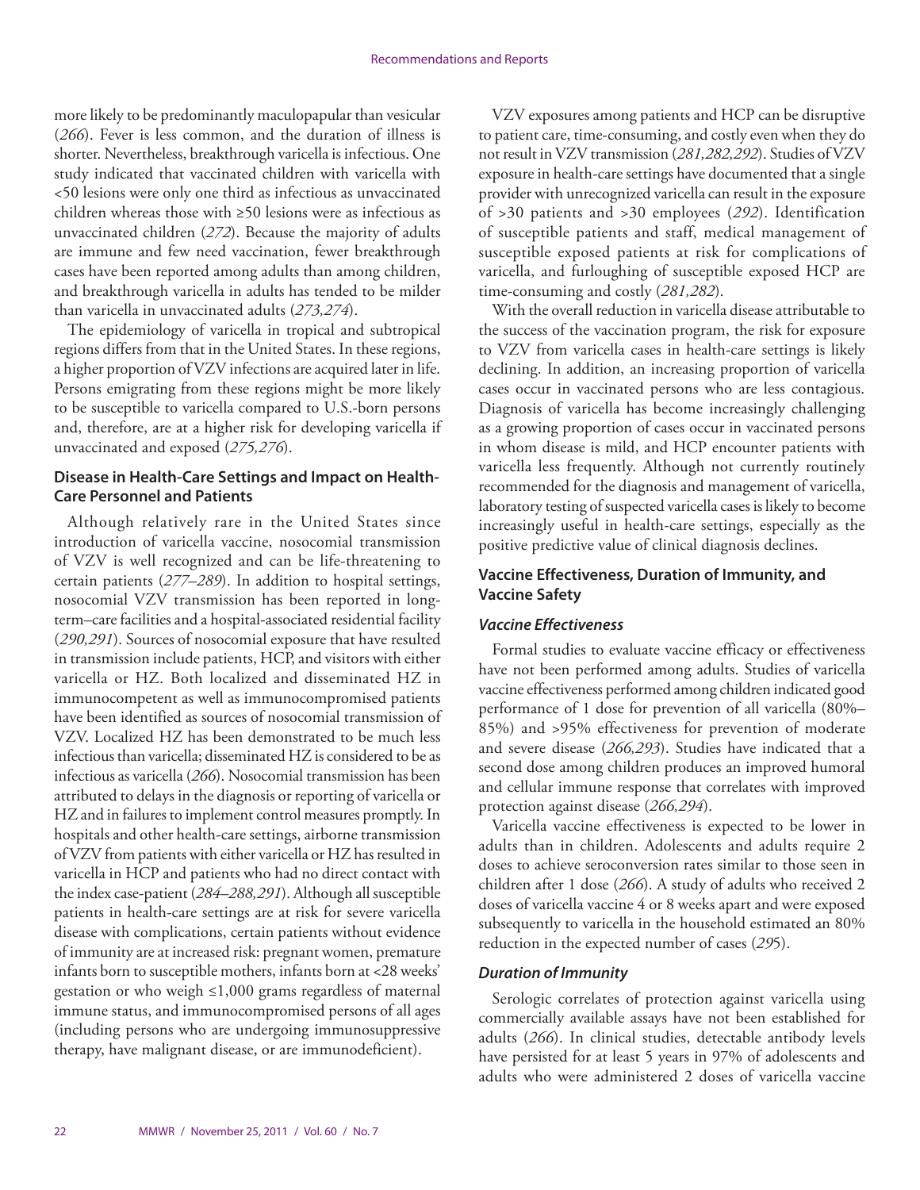more likely to be predominantly maculopapular than vesicular (*266*). Fever is less common, and the duration of illness is shorter. Nevertheless, breakthrough varicella is infectious. One study indicated that vaccinated children with varicella with <50 lesions were only one third as infectious as unvaccinated children whereas those with ≥50 lesions were as infectious as unvaccinated children (*272*). Because the majority of adults are immune and few need vaccination, fewer breakthrough cases have been reported among adults than among children, and breakthrough varicella in adults has tended to be milder than varicella in unvaccinated adults (*273,274*).

The epidemiology of varicella in tropical and subtropical regions differs from that in the United States. In these regions, a higher proportion of VZV infections are acquired later in life. Persons emigrating from these regions might be more likely to be susceptible to varicella compared to U.S.-born persons and, therefore, are at a higher risk for developing varicella if unvaccinated and exposed (*275,276*).

### Disease in Health-Care Settings and Impact on Health-Care Personnel and Patients

Although relatively rare in the United States since introduction of varicella vaccine, nosocomial transmission of VZV is well recognized and can be life-threatening to certain patients (*277–289*). In addition to hospital settings, nosocomial VZV transmission has been reported in long-term–care facilities and a hospital-associated residential facility (*290,291*). Sources of nosocomial exposure that have resulted in transmission include patients, HCP, and visitors with either varicella or HZ. Both localized and disseminated HZ in immunocompetent as well as immunocompromised patients have been identified as sources of nosocomial transmission of VZV. Localized HZ has been demonstrated to be much less infectious than varicella; disseminated HZ is considered to be as infectious as varicella (*266*). Nosocomial transmission has been attributed to delays in the diagnosis or reporting of varicella or HZ and in failures to implement control measures promptly. In hospitals and other health-care settings, airborne transmission of VZV from patients with either varicella or HZ has resulted in varicella in HCP and patients who had no direct contact with the index case-patient (*284–288,291*). Although all susceptible patients in health-care settings are at risk for severe varicella disease with complications, certain patients without evidence of immunity are at increased risk: pregnant women, premature infants born to susceptible mothers, infants born at <28 weeks' gestation or who weigh ≤1,000 grams regardless of maternal immune status, and immunocompromised persons of all ages (including persons who are undergoing immunosuppressive therapy, have malignant disease, or are immunodeficient).

VZV exposures among patients and HCP can be disruptive to patient care, time-consuming, and costly even when they do not result in VZV transmission (*281,282,292*). Studies of VZV exposure in health-care settings have documented that a single provider with unrecognized varicella can result in the exposure of >30 patients and >30 employees (*292*). Identification of susceptible patients and staff, medical management of susceptible exposed patients at risk for complications of varicella, and furloughing of susceptible exposed HCP are time-consuming and costly (*281,282*).

With the overall reduction in varicella disease attributable to the success of the vaccination program, the risk for exposure to VZV from varicella cases in health-care settings is likely declining. In addition, an increasing proportion of varicella cases occur in vaccinated persons who are less contagious. Diagnosis of varicella has become increasingly challenging as a growing proportion of cases occur in vaccinated persons in whom disease is mild, and HCP encounter patients with varicella less frequently. Although not currently routinely recommended for the diagnosis and management of varicella, laboratory testing of suspected varicella cases is likely to become increasingly useful in health-care settings, especially as the positive predictive value of clinical diagnosis declines.

### Vaccine Effectiveness, Duration of Immunity, and Vaccine Safety

#### *Vaccine Effectiveness*

Formal studies to evaluate vaccine efficacy or effectiveness have not been performed among adults. Studies of varicella vaccine effectiveness performed among children indicated good performance of 1 dose for prevention of all varicella (80%–85%) and >95% effectiveness for prevention of moderate and severe disease (*266,293*). Studies have indicated that a second dose among children produces an improved humoral and cellular immune response that correlates with improved protection against disease (*266,294*).

Varicella vaccine effectiveness is expected to be lower in adults than in children. Adolescents and adults require 2 doses to achieve seroconversion rates similar to those seen in children after 1 dose (*266*). A study of adults who received 2 doses of varicella vaccine 4 or 8 weeks apart and were exposed subsequently to varicella in the household estimated an 80% reduction in the expected number of cases (*295*).

#### *Duration of Immunity*

Serologic correlates of protection against varicella using commercially available assays have not been established for adults (*266*). In clinical studies, detectable antibody levels have persisted for at least 5 years in 97% of adolescents and adults who were administered 2 doses of varicella vaccine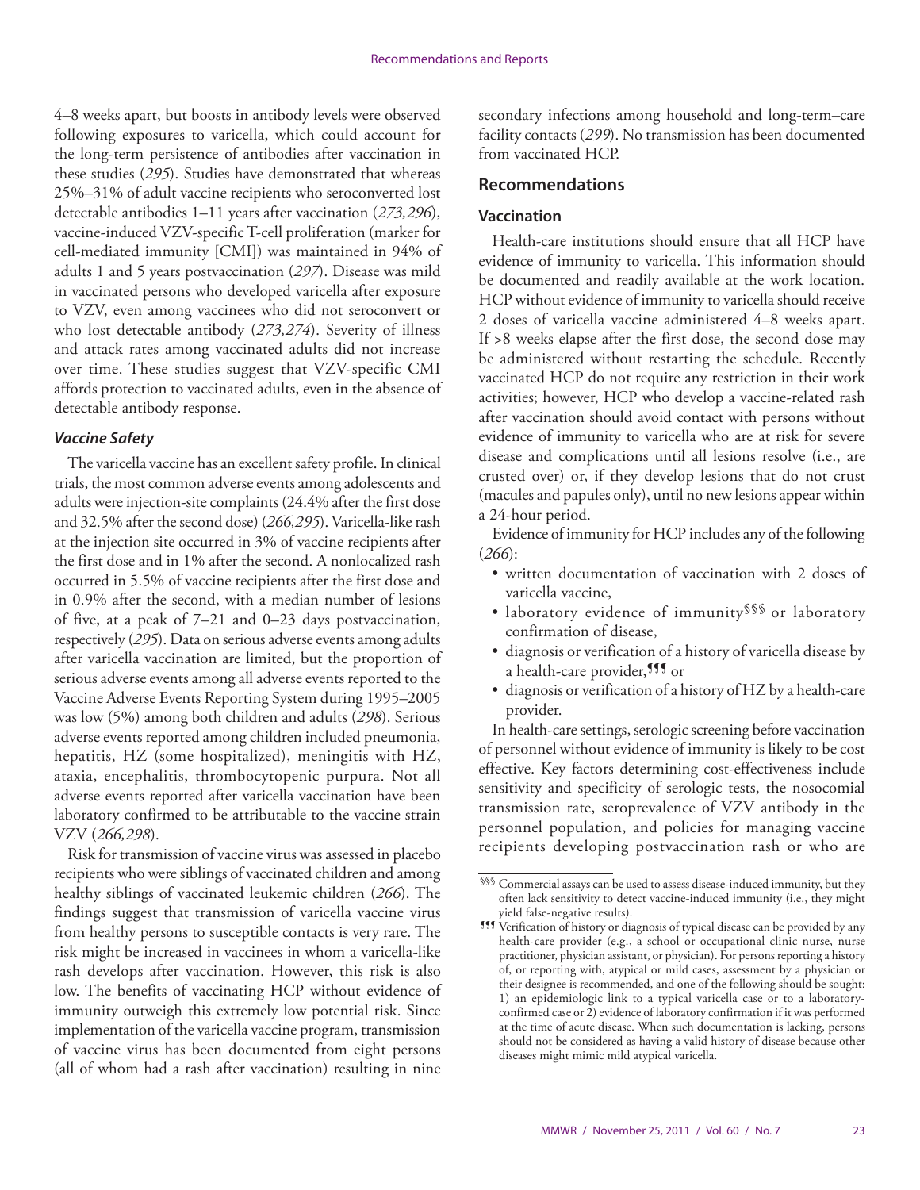4–8 weeks apart, but boosts in antibody levels were observed following exposures to varicella, which could account for the long-term persistence of antibodies after vaccination in these studies (*295*). Studies have demonstrated that whereas 25%–31% of adult vaccine recipients who seroconverted lost detectable antibodies 1–11 years after vaccination (*273,296*), vaccine-induced VZV-specific T-cell proliferation (marker for cell-mediated immunity [CMI]) was maintained in 94% of adults 1 and 5 years postvaccination (*297*). Disease was mild in vaccinated persons who developed varicella after exposure to VZV, even among vaccinees who did not seroconvert or who lost detectable antibody (*273,274*). Severity of illness and attack rates among vaccinated adults did not increase over time. These studies suggest that VZV-specific CMI affords protection to vaccinated adults, even in the absence of detectable antibody response.

### *Vaccine Safety*

The varicella vaccine has an excellent safety profile. In clinical trials, the most common adverse events among adolescents and adults were injection-site complaints (24.4% after the first dose and 32.5% after the second dose) (*266,295*). Varicella-like rash at the injection site occurred in 3% of vaccine recipients after the first dose and in 1% after the second. A nonlocalized rash occurred in 5.5% of vaccine recipients after the first dose and in 0.9% after the second, with a median number of lesions of five, at a peak of 7–21 and 0–23 days postvaccination, respectively (*295*). Data on serious adverse events among adults after varicella vaccination are limited, but the proportion of serious adverse events among all adverse events reported to the Vaccine Adverse Events Reporting System during 1995–2005 was low (5%) among both children and adults (*298*). Serious adverse events reported among children included pneumonia, hepatitis, HZ (some hospitalized), meningitis with HZ, ataxia, encephalitis, thrombocytopenic purpura. Not all adverse events reported after varicella vaccination have been laboratory confirmed to be attributable to the vaccine strain VZV (*266,298*).

Risk for transmission of vaccine virus was assessed in placebo recipients who were siblings of vaccinated children and among healthy siblings of vaccinated leukemic children (*266*). The findings suggest that transmission of varicella vaccine virus from healthy persons to susceptible contacts is very rare. The risk might be increased in vaccinees in whom a varicella-like rash develops after vaccination. However, this risk is also low. The benefits of vaccinating HCP without evidence of immunity outweigh this extremely low potential risk. Since implementation of the varicella vaccine program, transmission of vaccine virus has been documented from eight persons (all of whom had a rash after vaccination) resulting in nine secondary infections among household and long-term–care facility contacts (*299*). No transmission has been documented from vaccinated HCP.

## Recommendations

### Vaccination

Health-care institutions should ensure that all HCP have evidence of immunity to varicella. This information should be documented and readily available at the work location. HCP without evidence of immunity to varicella should receive 2 doses of varicella vaccine administered 4–8 weeks apart. If >8 weeks elapse after the first dose, the second dose may be administered without restarting the schedule. Recently vaccinated HCP do not require any restriction in their work activities; however, HCP who develop a vaccine-related rash after vaccination should avoid contact with persons without evidence of immunity to varicella who are at risk for severe disease and complications until all lesions resolve (i.e., are crusted over) or, if they develop lesions that do not crust (macules and papules only), until no new lesions appear within a 24-hour period.

Evidence of immunity for HCP includes any of the following (*266*):

- written documentation of vaccination with 2 doses of varicella vaccine,
- laboratory evidence of immunity[§§§] or laboratory confirmation of disease,
- diagnosis or verification of a history of varicella disease by a health-care provider,[¶¶¶] or
- diagnosis or verification of a history of HZ by a health-care provider.

In health-care settings, serologic screening before vaccination of personnel without evidence of immunity is likely to be cost effective. Key factors determining cost-effectiveness include sensitivity and specificity of serologic tests, the nosocomial transmission rate, seroprevalence of VZV antibody in the personnel population, and policies for managing vaccine recipients developing postvaccination rash or who are

---

§§§ Commercial assays can be used to assess disease-induced immunity, but they often lack sensitivity to detect vaccine-induced immunity (i.e., they might yield false-negative results).

¶¶¶ Verification of history or diagnosis of typical disease can be provided by any health-care provider (e.g., a school or occupational clinic nurse, nurse practitioner, physician assistant, or physician). For persons reporting a history of, or reporting with, atypical or mild cases, assessment by a physician or their designee is recommended, and one of the following should be sought: 1) an epidemiologic link to a typical varicella case or to a laboratory-confirmed case or 2) evidence of laboratory confirmation if it was performed at the time of acute disease. When such documentation is lacking, persons should not be considered as having a valid history of disease because other diseases might mimic mild atypical varicella.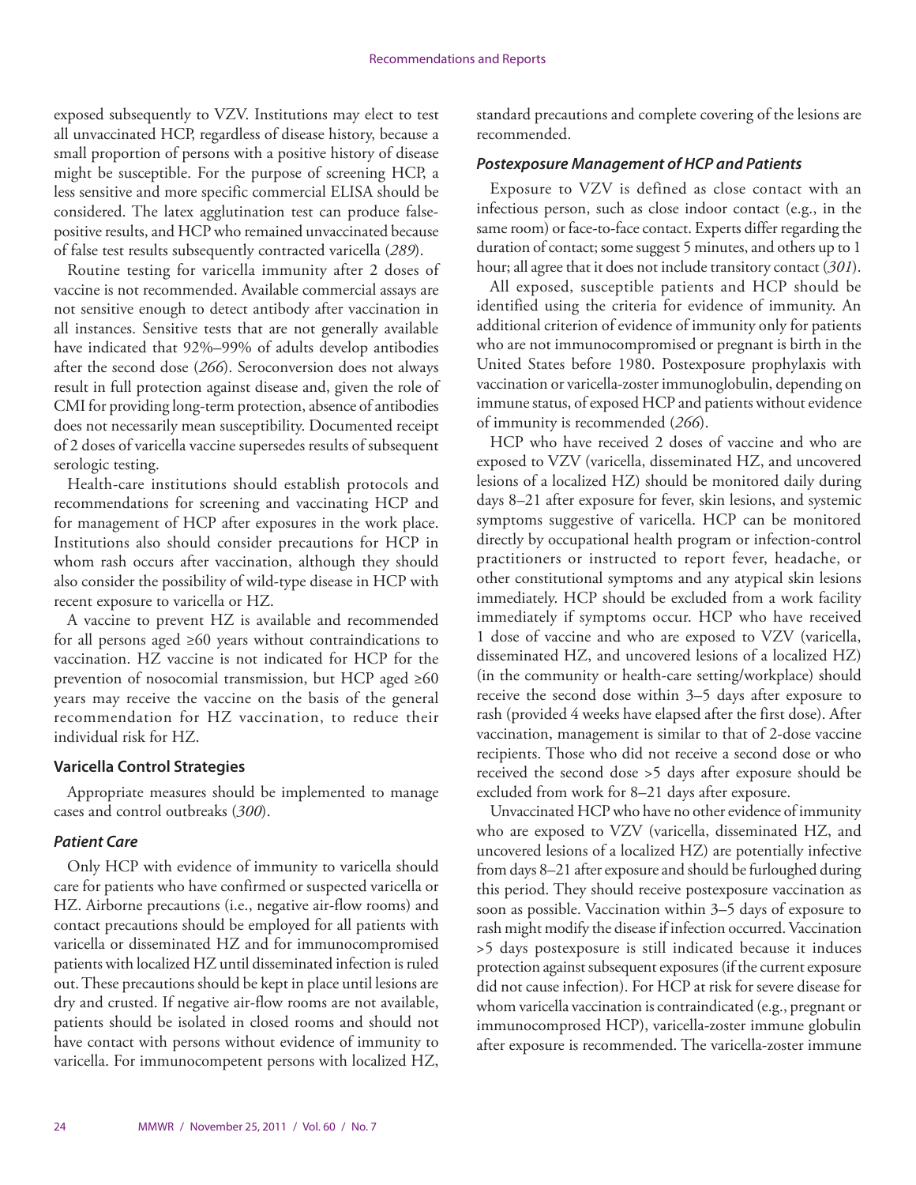exposed subsequently to VZV. Institutions may elect to test all unvaccinated HCP, regardless of disease history, because a small proportion of persons with a positive history of disease might be susceptible. For the purpose of screening HCP, a less sensitive and more specific commercial ELISA should be considered. The latex agglutination test can produce false-positive results, and HCP who remained unvaccinated because of false test results subsequently contracted varicella (*289*).

Routine testing for varicella immunity after 2 doses of vaccine is not recommended. Available commercial assays are not sensitive enough to detect antibody after vaccination in all instances. Sensitive tests that are not generally available have indicated that 92%–99% of adults develop antibodies after the second dose (*266*). Seroconversion does not always result in full protection against disease and, given the role of CMI for providing long-term protection, absence of antibodies does not necessarily mean susceptibility. Documented receipt of 2 doses of varicella vaccine supersedes results of subsequent serologic testing.

Health-care institutions should establish protocols and recommendations for screening and vaccinating HCP and for management of HCP after exposures in the work place. Institutions also should consider precautions for HCP in whom rash occurs after vaccination, although they should also consider the possibility of wild-type disease in HCP with recent exposure to varicella or HZ.

A vaccine to prevent HZ is available and recommended for all persons aged ≥60 years without contraindications to vaccination. HZ vaccine is not indicated for HCP for the prevention of nosocomial transmission, but HCP aged ≥60 years may receive the vaccine on the basis of the general recommendation for HZ vaccination, to reduce their individual risk for HZ.

### Varicella Control Strategies

Appropriate measures should be implemented to manage cases and control outbreaks (*300*).

#### *Patient Care*

Only HCP with evidence of immunity to varicella should care for patients who have confirmed or suspected varicella or HZ. Airborne precautions (i.e., negative air-flow rooms) and contact precautions should be employed for all patients with varicella or disseminated HZ and for immunocompromised patients with localized HZ until disseminated infection is ruled out. These precautions should be kept in place until lesions are dry and crusted. If negative air-flow rooms are not available, patients should be isolated in closed rooms and should not have contact with persons without evidence of immunity to varicella. For immunocompetent persons with localized HZ, standard precautions and complete covering of the lesions are recommended.

#### *Postexposure Management of HCP and Patients*

Exposure to VZV is defined as close contact with an infectious person, such as close indoor contact (e.g., in the same room) or face-to-face contact. Experts differ regarding the duration of contact; some suggest 5 minutes, and others up to 1 hour; all agree that it does not include transitory contact (*301*).

All exposed, susceptible patients and HCP should be identified using the criteria for evidence of immunity. An additional criterion of evidence of immunity only for patients who are not immunocompromised or pregnant is birth in the United States before 1980. Postexposure prophylaxis with vaccination or varicella-zoster immunoglobulin, depending on immune status, of exposed HCP and patients without evidence of immunity is recommended (*266*).

HCP who have received 2 doses of vaccine and who are exposed to VZV (varicella, disseminated HZ, and uncovered lesions of a localized HZ) should be monitored daily during days 8–21 after exposure for fever, skin lesions, and systemic symptoms suggestive of varicella. HCP can be monitored directly by occupational health program or infection-control practitioners or instructed to report fever, headache, or other constitutional symptoms and any atypical skin lesions immediately. HCP should be excluded from a work facility immediately if symptoms occur. HCP who have received 1 dose of vaccine and who are exposed to VZV (varicella, disseminated HZ, and uncovered lesions of a localized HZ) (in the community or health-care setting/workplace) should receive the second dose within 3–5 days after exposure to rash (provided 4 weeks have elapsed after the first dose). After vaccination, management is similar to that of 2-dose vaccine recipients. Those who did not receive a second dose or who received the second dose >5 days after exposure should be excluded from work for 8–21 days after exposure.

Unvaccinated HCP who have no other evidence of immunity who are exposed to VZV (varicella, disseminated HZ, and uncovered lesions of a localized HZ) are potentially infective from days 8–21 after exposure and should be furloughed during this period. They should receive postexposure vaccination as soon as possible. Vaccination within 3–5 days of exposure to rash might modify the disease if infection occurred. Vaccination >5 days postexposure is still indicated because it induces protection against subsequent exposures (if the current exposure did not cause infection). For HCP at risk for severe disease for whom varicella vaccination is contraindicated (e.g., pregnant or immunocomprosed HCP), varicella-zoster immune globulin after exposure is recommended. The varicella-zoster immune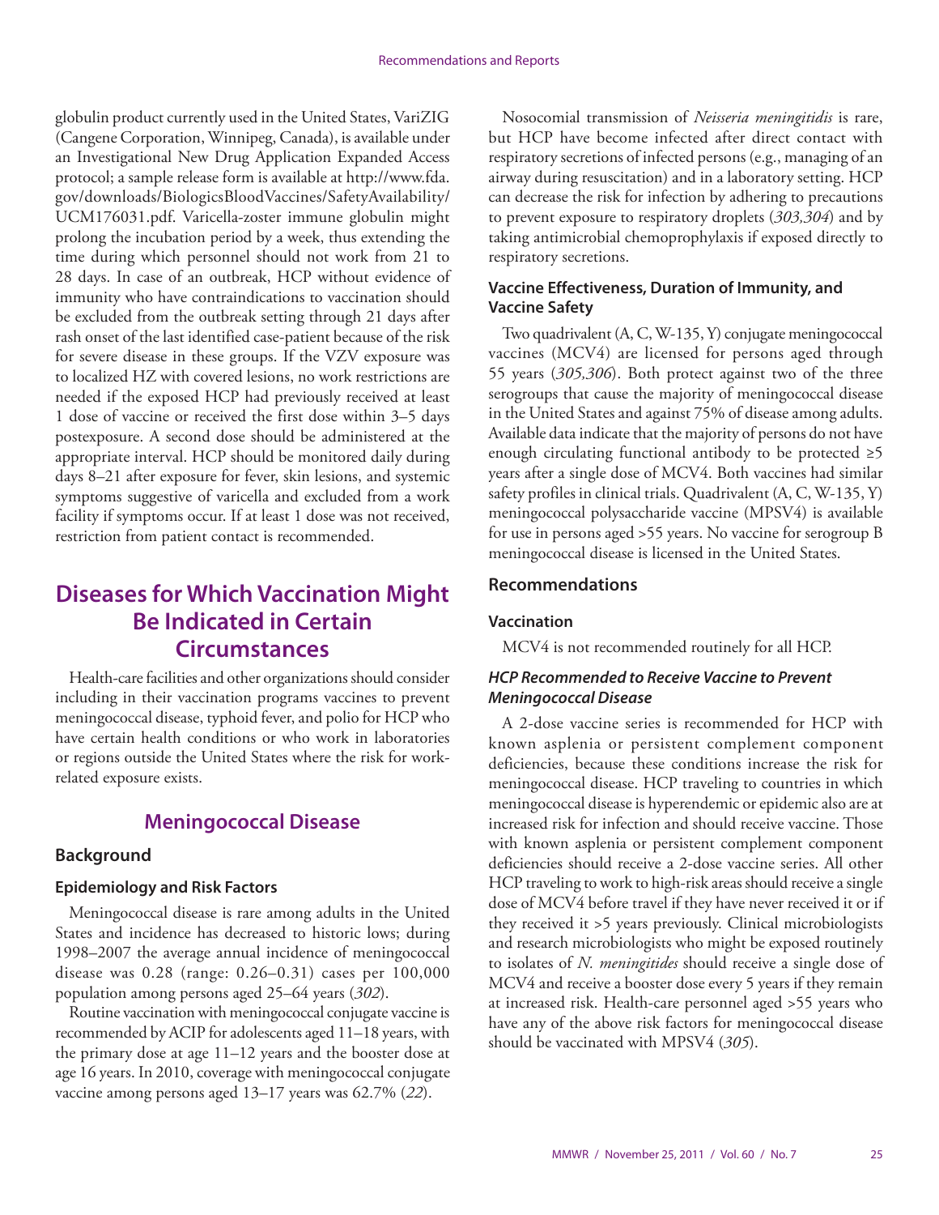globulin product currently used in the United States, VariZIG (Cangene Corporation, Winnipeg, Canada), is available under an Investigational New Drug Application Expanded Access protocol; a sample release form is available at http://www.fda.gov/downloads/BiologicsBloodVaccines/SafetyAvailability/UCM176031.pdf. Varicella-zoster immune globulin might prolong the incubation period by a week, thus extending the time during which personnel should not work from 21 to 28 days. In case of an outbreak, HCP without evidence of immunity who have contraindications to vaccination should be excluded from the outbreak setting through 21 days after rash onset of the last identified case-patient because of the risk for severe disease in these groups. If the VZV exposure was to localized HZ with covered lesions, no work restrictions are needed if the exposed HCP had previously received at least 1 dose of vaccine or received the first dose within 3–5 days postexposure. A second dose should be administered at the appropriate interval. HCP should be monitored daily during days 8–21 after exposure for fever, skin lesions, and systemic symptoms suggestive of varicella and excluded from a work facility if symptoms occur. If at least 1 dose was not received, restriction from patient contact is recommended.

# Diseases for Which Vaccination Might Be Indicated in Certain Circumstances

Health-care facilities and other organizations should consider including in their vaccination programs vaccines to prevent meningococcal disease, typhoid fever, and polio for HCP who have certain health conditions or who work in laboratories or regions outside the United States where the risk for work-related exposure exists.

## Meningococcal Disease

### Background

#### Epidemiology and Risk Factors

Meningococcal disease is rare among adults in the United States and incidence has decreased to historic lows; during 1998–2007 the average annual incidence of meningococcal disease was 0.28 (range: 0.26–0.31) cases per 100,000 population among persons aged 25–64 years (*302*).

Routine vaccination with meningococcal conjugate vaccine is recommended by ACIP for adolescents aged 11–18 years, with the primary dose at age 11–12 years and the booster dose at age 16 years. In 2010, coverage with meningococcal conjugate vaccine among persons aged 13–17 years was 62.7% (*22*).

Nosocomial transmission of *Neisseria meningitidis* is rare, but HCP have become infected after direct contact with respiratory secretions of infected persons (e.g., managing of an airway during resuscitation) and in a laboratory setting. HCP can decrease the risk for infection by adhering to precautions to prevent exposure to respiratory droplets (*303,304*) and by taking antimicrobial chemoprophylaxis if exposed directly to respiratory secretions.

#### Vaccine Effectiveness, Duration of Immunity, and Vaccine Safety

Two quadrivalent (A, C, W-135, Y) conjugate meningococcal vaccines (MCV4) are licensed for persons aged through 55 years (*305,306*). Both protect against two of the three serogroups that cause the majority of meningococcal disease in the United States and against 75% of disease among adults. Available data indicate that the majority of persons do not have enough circulating functional antibody to be protected ≥5 years after a single dose of MCV4. Both vaccines had similar safety profiles in clinical trials. Quadrivalent (A, C, W-135, Y) meningococcal polysaccharide vaccine (MPSV4) is available for use in persons aged >55 years. No vaccine for serogroup B meningococcal disease is licensed in the United States.

### Recommendations

#### Vaccination

MCV4 is not recommended routinely for all HCP.

##### *HCP Recommended to Receive Vaccine to Prevent Meningococcal Disease*

A 2-dose vaccine series is recommended for HCP with known asplenia or persistent complement component deficiencies, because these conditions increase the risk for meningococcal disease. HCP traveling to countries in which meningococcal disease is hyperendemic or epidemic also are at increased risk for infection and should receive vaccine. Those with known asplenia or persistent complement component deficiencies should receive a 2-dose vaccine series. All other HCP traveling to work to high-risk areas should receive a single dose of MCV4 before travel if they have never received it or if they received it >5 years previously. Clinical microbiologists and research microbiologists who might be exposed routinely to isolates of *N. meningitides* should receive a single dose of MCV4 and receive a booster dose every 5 years if they remain at increased risk. Health-care personnel aged >55 years who have any of the above risk factors for meningococcal disease should be vaccinated with MPSV4 (*305*).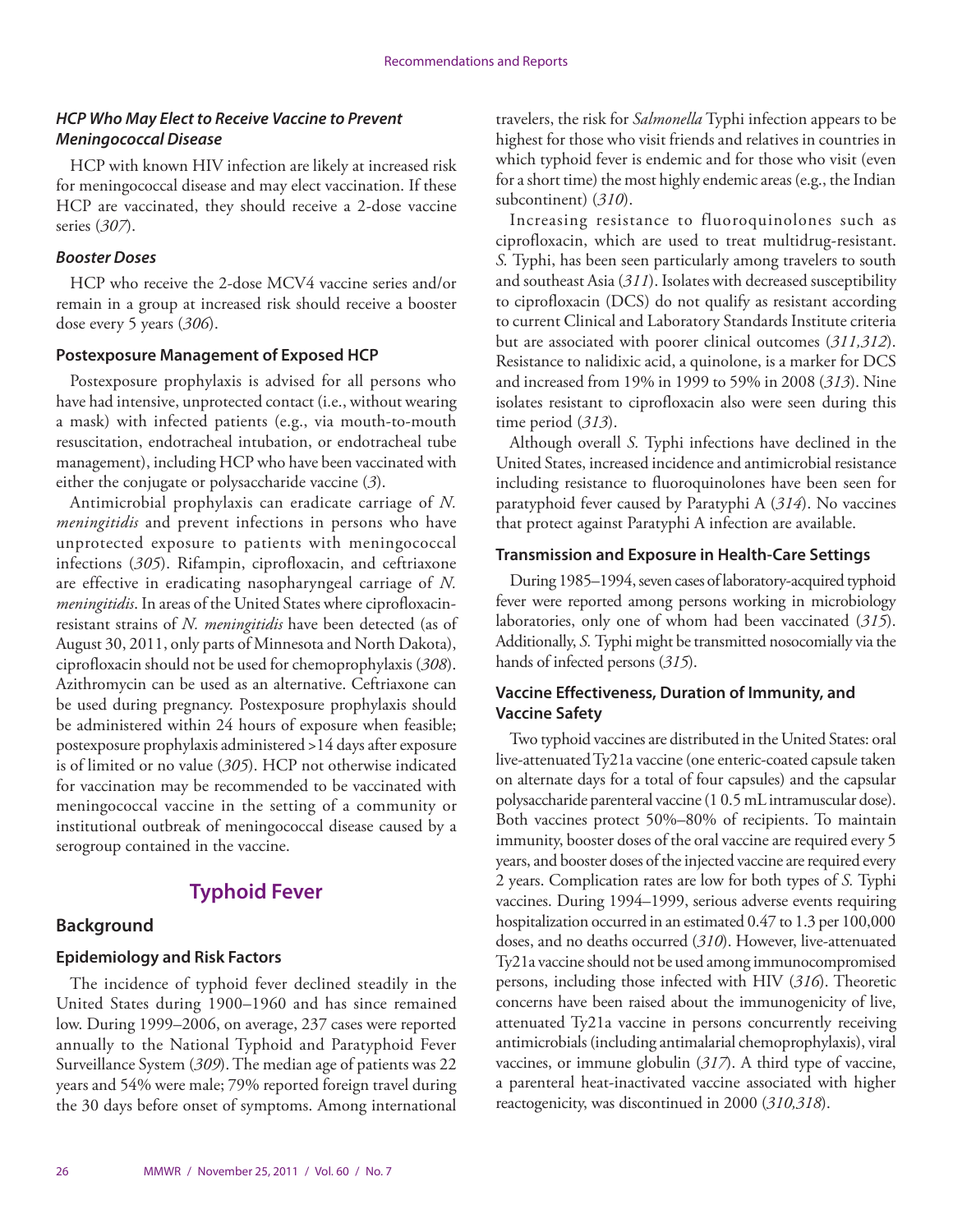#### *HCP Who May Elect to Receive Vaccine to Prevent Meningococcal Disease*

HCP with known HIV infection are likely at increased risk for meningococcal disease and may elect vaccination. If these HCP are vaccinated, they should receive a 2-dose vaccine series (*307*).

#### *Booster Doses*

HCP who receive the 2-dose MCV4 vaccine series and/or remain in a group at increased risk should receive a booster dose every 5 years (*306*).

### Postexposure Management of Exposed HCP

Postexposure prophylaxis is advised for all persons who have had intensive, unprotected contact (i.e., without wearing a mask) with infected patients (e.g., via mouth-to-mouth resuscitation, endotracheal intubation, or endotracheal tube management), including HCP who have been vaccinated with either the conjugate or polysaccharide vaccine (*3*).

Antimicrobial prophylaxis can eradicate carriage of *N. meningitidis* and prevent infections in persons who have unprotected exposure to patients with meningococcal infections (*305*). Rifampin, ciprofloxacin, and ceftriaxone are effective in eradicating nasopharyngeal carriage of *N. meningitidis*. In areas of the United States where ciprofloxacin-resistant strains of *N. meningitidis* have been detected (as of August 30, 2011, only parts of Minnesota and North Dakota), ciprofloxacin should not be used for chemoprophylaxis (*308*). Azithromycin can be used as an alternative. Ceftriaxone can be used during pregnancy. Postexposure prophylaxis should be administered within 24 hours of exposure when feasible; postexposure prophylaxis administered >14 days after exposure is of limited or no value (*305*). HCP not otherwise indicated for vaccination may be recommended to be vaccinated with meningococcal vaccine in the setting of a community or institutional outbreak of meningococcal disease caused by a serogroup contained in the vaccine.

# Typhoid Fever

## Background

### Epidemiology and Risk Factors

The incidence of typhoid fever declined steadily in the United States during 1900–1960 and has since remained low. During 1999–2006, on average, 237 cases were reported annually to the National Typhoid and Paratyphoid Fever Surveillance System (*309*). The median age of patients was 22 years and 54% were male; 79% reported foreign travel during the 30 days before onset of symptoms. Among international travelers, the risk for *Salmonella* Typhi infection appears to be highest for those who visit friends and relatives in countries in which typhoid fever is endemic and for those who visit (even for a short time) the most highly endemic areas (e.g., the Indian subcontinent) (*310*).

Increasing resistance to fluoroquinolones such as ciprofloxacin, which are used to treat multidrug-resistant. *S.* Typhi, has been seen particularly among travelers to south and southeast Asia (*311*). Isolates with decreased susceptibility to ciprofloxacin (DCS) do not qualify as resistant according to current Clinical and Laboratory Standards Institute criteria but are associated with poorer clinical outcomes (*311,312*). Resistance to nalidixic acid, a quinolone, is a marker for DCS and increased from 19% in 1999 to 59% in 2008 (*313*). Nine isolates resistant to ciprofloxacin also were seen during this time period (*313*).

Although overall *S.* Typhi infections have declined in the United States, increased incidence and antimicrobial resistance including resistance to fluoroquinolones have been seen for paratyphoid fever caused by Paratyphi A (*314*). No vaccines that protect against Paratyphi A infection are available.

### Transmission and Exposure in Health-Care Settings

During 1985–1994, seven cases of laboratory-acquired typhoid fever were reported among persons working in microbiology laboratories, only one of whom had been vaccinated (*315*). Additionally, *S.* Typhi might be transmitted nosocomially via the hands of infected persons (*315*).

### Vaccine Effectiveness, Duration of Immunity, and Vaccine Safety

Two typhoid vaccines are distributed in the United States: oral live-attenuated Ty21a vaccine (one enteric-coated capsule taken on alternate days for a total of four capsules) and the capsular polysaccharide parenteral vaccine (1 0.5 mL intramuscular dose). Both vaccines protect 50%–80% of recipients. To maintain immunity, booster doses of the oral vaccine are required every 5 years, and booster doses of the injected vaccine are required every 2 years. Complication rates are low for both types of *S.* Typhi vaccines. During 1994–1999, serious adverse events requiring hospitalization occurred in an estimated 0.47 to 1.3 per 100,000 doses, and no deaths occurred (*310*). However, live-attenuated Ty21a vaccine should not be used among immunocompromised persons, including those infected with HIV (*316*). Theoretic concerns have been raised about the immunogenicity of live, attenuated Ty21a vaccine in persons concurrently receiving antimicrobials (including antimalarial chemoprophylaxis), viral vaccines, or immune globulin (*317*). A third type of vaccine, a parenteral heat-inactivated vaccine associated with higher reactogenicity, was discontinued in 2000 (*310,318*).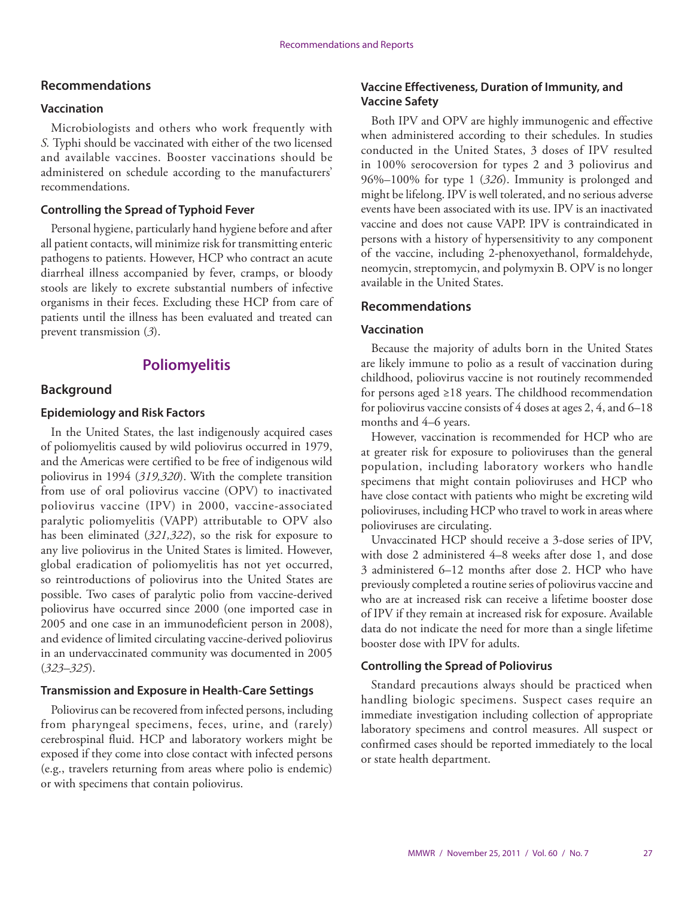## Recommendations

### Vaccination

Microbiologists and others who work frequently with *S.* Typhi should be vaccinated with either of the two licensed and available vaccines. Booster vaccinations should be administered on schedule according to the manufacturers' recommendations.

### Controlling the Spread of Typhoid Fever

Personal hygiene, particularly hand hygiene before and after all patient contacts, will minimize risk for transmitting enteric pathogens to patients. However, HCP who contract an acute diarrheal illness accompanied by fever, cramps, or bloody stools are likely to excrete substantial numbers of infective organisms in their feces. Excluding these HCP from care of patients until the illness has been evaluated and treated can prevent transmission (*3*).

# Poliomyelitis

## Background

### Epidemiology and Risk Factors

In the United States, the last indigenously acquired cases of poliomyelitis caused by wild poliovirus occurred in 1979, and the Americas were certified to be free of indigenous wild poliovirus in 1994 (*319,320*). With the complete transition from use of oral poliovirus vaccine (OPV) to inactivated poliovirus vaccine (IPV) in 2000, vaccine-associated paralytic poliomyelitis (VAPP) attributable to OPV also has been eliminated (*321,322*), so the risk for exposure to any live poliovirus in the United States is limited. However, global eradication of poliomyelitis has not yet occurred, so reintroductions of poliovirus into the United States are possible. Two cases of paralytic polio from vaccine-derived poliovirus have occurred since 2000 (one imported case in 2005 and one case in an immunodeficient person in 2008), and evidence of limited circulating vaccine-derived poliovirus in an undervaccinated community was documented in 2005 (*323–325*).

### Transmission and Exposure in Health-Care Settings

Poliovirus can be recovered from infected persons, including from pharyngeal specimens, feces, urine, and (rarely) cerebrospinal fluid. HCP and laboratory workers might be exposed if they come into close contact with infected persons (e.g., travelers returning from areas where polio is endemic) or with specimens that contain poliovirus.

### Vaccine Effectiveness, Duration of Immunity, and Vaccine Safety

Both IPV and OPV are highly immunogenic and effective when administered according to their schedules. In studies conducted in the United States, 3 doses of IPV resulted in 100% serocoversion for types 2 and 3 poliovirus and 96%–100% for type 1 (*326*). Immunity is prolonged and might be lifelong. IPV is well tolerated, and no serious adverse events have been associated with its use. IPV is an inactivated vaccine and does not cause VAPP. IPV is contraindicated in persons with a history of hypersensitivity to any component of the vaccine, including 2-phenoxyethanol, formaldehyde, neomycin, streptomycin, and polymyxin B. OPV is no longer available in the United States.

## Recommendations

### Vaccination

Because the majority of adults born in the United States are likely immune to polio as a result of vaccination during childhood, poliovirus vaccine is not routinely recommended for persons aged ≥18 years. The childhood recommendation for poliovirus vaccine consists of 4 doses at ages 2, 4, and 6–18 months and 4–6 years.

However, vaccination is recommended for HCP who are at greater risk for exposure to polioviruses than the general population, including laboratory workers who handle specimens that might contain polioviruses and HCP who have close contact with patients who might be excreting wild polioviruses, including HCP who travel to work in areas where polioviruses are circulating.

Unvaccinated HCP should receive a 3-dose series of IPV, with dose 2 administered 4–8 weeks after dose 1, and dose 3 administered 6–12 months after dose 2. HCP who have previously completed a routine series of poliovirus vaccine and who are at increased risk can receive a lifetime booster dose of IPV if they remain at increased risk for exposure. Available data do not indicate the need for more than a single lifetime booster dose with IPV for adults.

### Controlling the Spread of Poliovirus

Standard precautions always should be practiced when handling biologic specimens. Suspect cases require an immediate investigation including collection of appropriate laboratory specimens and control measures. All suspect or confirmed cases should be reported immediately to the local or state health department.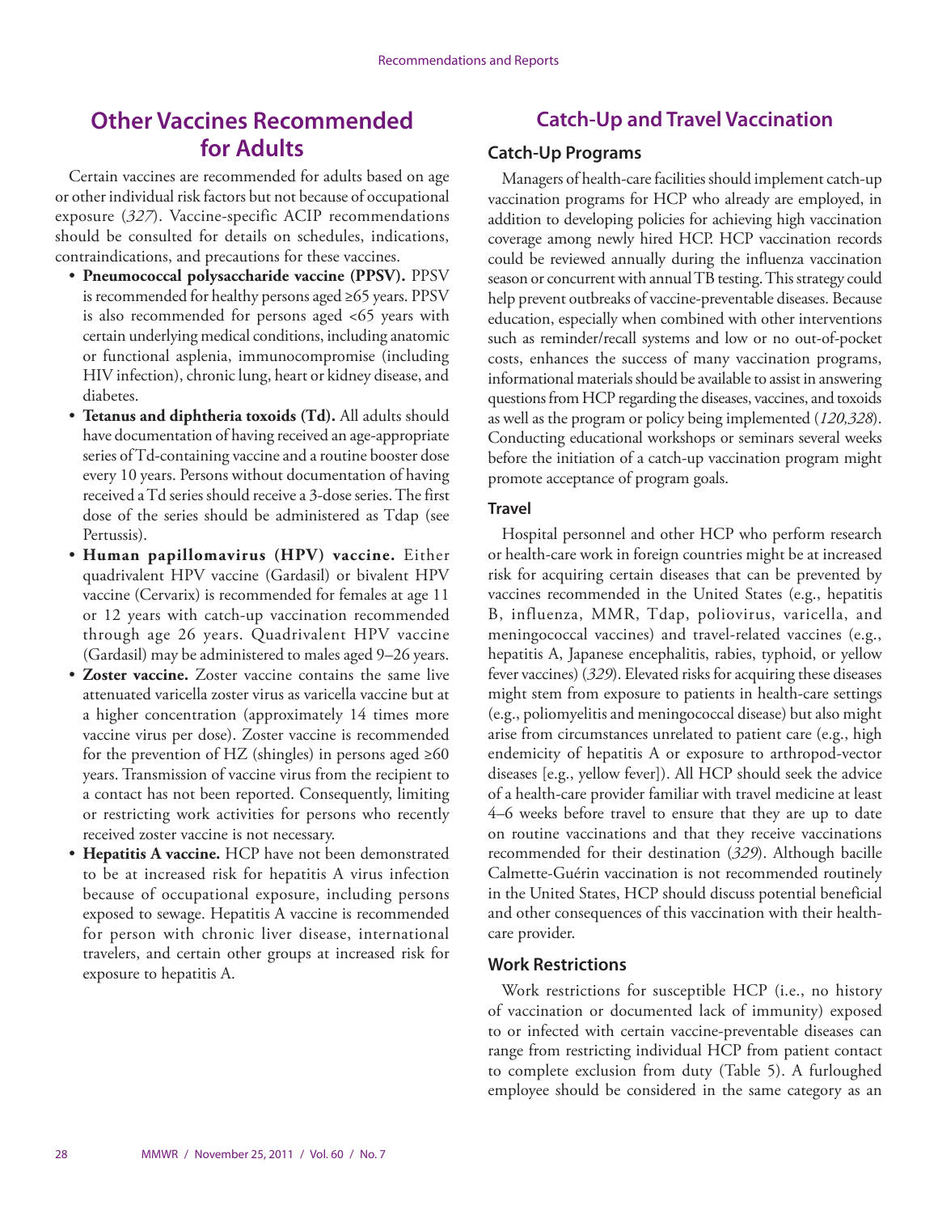## Other Vaccines Recommended for Adults

Certain vaccines are recommended for adults based on age or other individual risk factors but not because of occupational exposure (*327*). Vaccine-specific ACIP recommendations should be consulted for details on schedules, indications, contraindications, and precautions for these vaccines.

- **Pneumococcal polysaccharide vaccine (PPSV).** PPSV is recommended for healthy persons aged ≥65 years. PPSV is also recommended for persons aged <65 years with certain underlying medical conditions, including anatomic or functional asplenia, immunocompromise (including HIV infection), chronic lung, heart or kidney disease, and diabetes.
- **Tetanus and diphtheria toxoids (Td).** All adults should have documentation of having received an age-appropriate series of Td-containing vaccine and a routine booster dose every 10 years. Persons without documentation of having received a Td series should receive a 3-dose series. The first dose of the series should be administered as Tdap (see Pertussis).
- **Human papillomavirus (HPV) vaccine.** Either quadrivalent HPV vaccine (Gardasil) or bivalent HPV vaccine (Cervarix) is recommended for females at age 11 or 12 years with catch-up vaccination recommended through age 26 years. Quadrivalent HPV vaccine (Gardasil) may be administered to males aged 9–26 years.
- **Zoster vaccine.** Zoster vaccine contains the same live attenuated varicella zoster virus as varicella vaccine but at a higher concentration (approximately 14 times more vaccine virus per dose). Zoster vaccine is recommended for the prevention of HZ (shingles) in persons aged ≥60 years. Transmission of vaccine virus from the recipient to a contact has not been reported. Consequently, limiting or restricting work activities for persons who recently received zoster vaccine is not necessary.
- **Hepatitis A vaccine.** HCP have not been demonstrated to be at increased risk for hepatitis A virus infection because of occupational exposure, including persons exposed to sewage. Hepatitis A vaccine is recommended for person with chronic liver disease, international travelers, and certain other groups at increased risk for exposure to hepatitis A.

## Catch-Up and Travel Vaccination

### Catch-Up Programs

Managers of health-care facilities should implement catch-up vaccination programs for HCP who already are employed, in addition to developing policies for achieving high vaccination coverage among newly hired HCP. HCP vaccination records could be reviewed annually during the influenza vaccination season or concurrent with annual TB testing. This strategy could help prevent outbreaks of vaccine-preventable diseases. Because education, especially when combined with other interventions such as reminder/recall systems and low or no out-of-pocket costs, enhances the success of many vaccination programs, informational materials should be available to assist in answering questions from HCP regarding the diseases, vaccines, and toxoids as well as the program or policy being implemented (*120,328*). Conducting educational workshops or seminars several weeks before the initiation of a catch-up vaccination program might promote acceptance of program goals.

### Travel

Hospital personnel and other HCP who perform research or health-care work in foreign countries might be at increased risk for acquiring certain diseases that can be prevented by vaccines recommended in the United States (e.g., hepatitis B, influenza, MMR, Tdap, poliovirus, varicella, and meningococcal vaccines) and travel-related vaccines (e.g., hepatitis A, Japanese encephalitis, rabies, typhoid, or yellow fever vaccines) (*329*). Elevated risks for acquiring these diseases might stem from exposure to patients in health-care settings (e.g., poliomyelitis and meningococcal disease) but also might arise from circumstances unrelated to patient care (e.g., high endemicity of hepatitis A or exposure to arthropod-vector diseases [e.g., yellow fever]). All HCP should seek the advice of a health-care provider familiar with travel medicine at least 4–6 weeks before travel to ensure that they are up to date on routine vaccinations and that they receive vaccinations recommended for their destination (*329*). Although bacille Calmette-Guérin vaccination is not recommended routinely in the United States, HCP should discuss potential beneficial and other consequences of this vaccination with their health-care provider.

### Work Restrictions

Work restrictions for susceptible HCP (i.e., no history of vaccination or documented lack of immunity) exposed to or infected with certain vaccine-preventable diseases can range from restricting individual HCP from patient contact to complete exclusion from duty (Table 5). A furloughed employee should be considered in the same category as an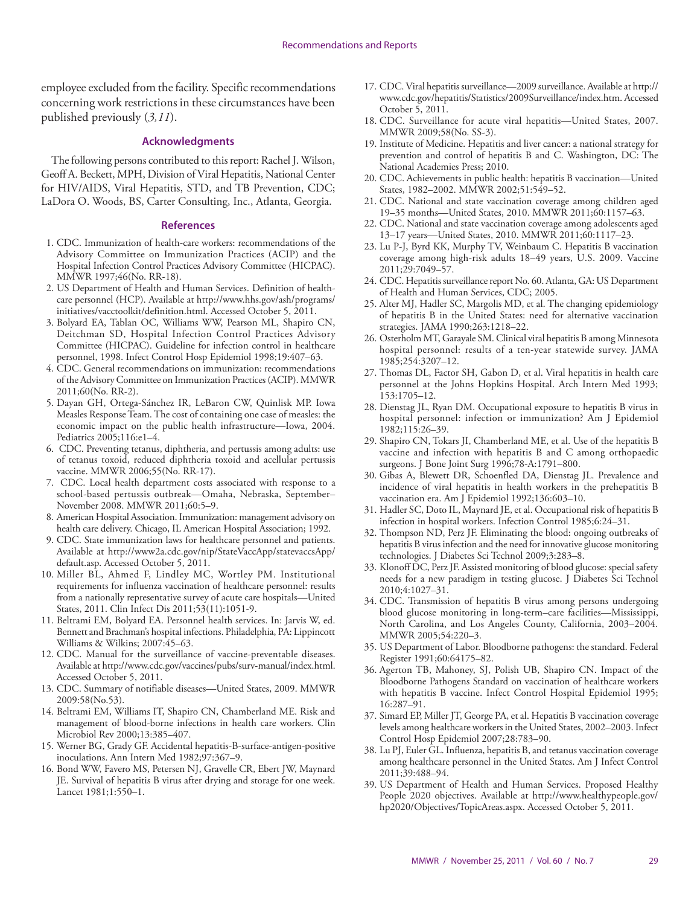employee excluded from the facility. Specific recommendations concerning work restrictions in these circumstances have been published previously (*3,11*).

### Acknowledgments

The following persons contributed to this report: Rachel J. Wilson, Geoff A. Beckett, MPH, Division of Viral Hepatitis, National Center for HIV/AIDS, Viral Hepatitis, STD, and TB Prevention, CDC; LaDora O. Woods, BS, Carter Consulting, Inc., Atlanta, Georgia.

### References

1. CDC. Immunization of health-care workers: recommendations of the Advisory Committee on Immunization Practices (ACIP) and the Hospital Infection Control Practices Advisory Committee (HICPAC). MMWR 1997;46(No. RR-18).
2. US Department of Health and Human Services. Definition of health-care personnel (HCP). Available at http://www.hhs.gov/ash/programs/initiatives/vacctoolkit/definition.html. Accessed October 5, 2011.
3. Bolyard EA, Tablan OC, Williams WW, Pearson ML, Shapiro CN, Deitchman SD, Hospital Infection Control Practices Advisory Committee (HICPAC). Guideline for infection control in healthcare personnel, 1998. Infect Control Hosp Epidemiol 1998;19:407–63.
4. CDC. General recommendations on immunization: recommendations of the Advisory Committee on Immunization Practices (ACIP). MMWR 2011;60(No. RR-2).
5. Dayan GH, Ortega-Sánchez IR, LeBaron CW, Quinlisk MP. Iowa Measles Response Team. The cost of containing one case of measles: the economic impact on the public health infrastructure—Iowa, 2004. Pediatrics 2005;116:e1–4.
6. CDC. Preventing tetanus, diphtheria, and pertussis among adults: use of tetanus toxoid, reduced diphtheria toxoid and acellular pertussis vaccine. MMWR 2006;55(No. RR-17).
7. CDC. Local health department costs associated with response to a school-based pertussis outbreak—Omaha, Nebraska, September–November 2008. MMWR 2011;60:5–9.
8. American Hospital Association. Immunization: management advisory on health care delivery. Chicago, IL American Hospital Association; 1992.
9. CDC. State immunization laws for healthcare personnel and patients. Available at http://www2a.cdc.gov/nip/StateVaccApp/statevaccsApp/default.asp. Accessed October 5, 2011.
10. Miller BL, Ahmed F, Lindley MC, Wortley PM. Institutional requirements for influenza vaccination of healthcare personnel: results from a nationally representative survey of acute care hospitals—United States, 2011. Clin Infect Dis 2011;53(11):1051-9.
11. Beltrami EM, Bolyard EA. Personnel health services. In: Jarvis W, ed. Bennett and Brachman's hospital infections. Philadelphia, PA: Lippincott Williams & Wilkins; 2007:45–63.
12. CDC. Manual for the surveillance of vaccine-preventable diseases. Available at http://www.cdc.gov/vaccines/pubs/surv-manual/index.html. Accessed October 5, 2011.
13. CDC. Summary of notifiable diseases—United States, 2009. MMWR 2009:58(No.53).
14. Beltrami EM, Williams IT, Shapiro CN, Chamberland ME. Risk and management of blood-borne infections in health care workers. Clin Microbiol Rev 2000;13:385–407.
15. Werner BG, Grady GF. Accidental hepatitis-B-surface-antigen-positive inoculations. Ann Intern Med 1982;97:367–9.
16. Bond WW, Favero MS, Petersen NJ, Gravelle CR, Ebert JW, Maynard JE. Survival of hepatitis B virus after drying and storage for one week. Lancet 1981;1:550–1.
17. CDC. Viral hepatitis surveillance—2009 surveillance. Available at http://www.cdc.gov/hepatitis/Statistics/2009Surveillance/index.htm. Accessed October 5, 2011.
18. CDC. Surveillance for acute viral hepatitis—United States, 2007. MMWR 2009;58(No. SS-3).
19. Institute of Medicine. Hepatitis and liver cancer: a national strategy for prevention and control of hepatitis B and C. Washington, DC: The National Academies Press; 2010.
20. CDC. Achievements in public health: hepatitis B vaccination—United States, 1982–2002. MMWR 2002;51:549–52.
21. CDC. National and state vaccination coverage among children aged 19–35 months—United States, 2010. MMWR 2011;60:1157–63.
22. CDC. National and state vaccination coverage among adolescents aged 13–17 years—United States, 2010. MMWR 2011;60:1117–23.
23. Lu P-J, Byrd KK, Murphy TV, Weinbaum C. Hepatitis B vaccination coverage among high-risk adults 18–49 years, U.S. 2009. Vaccine 2011;29:7049–57.
24. CDC. Hepatitis surveillance report No. 60. Atlanta, GA: US Department of Health and Human Services, CDC; 2005.
25. Alter MJ, Hadler SC, Margolis MD, et al. The changing epidemiology of hepatitis B in the United States: need for alternative vaccination strategies. JAMA 1990;263:1218–22.
26. Osterholm MT, Garayale SM. Clinical viral hepatitis B among Minnesota hospital personnel: results of a ten-year statewide survey. JAMA 1985;254:3207–12.
27. Thomas DL, Factor SH, Gabon D, et al. Viral hepatitis in health care personnel at the Johns Hopkins Hospital. Arch Intern Med 1993; 153:1705–12.
28. Dienstag JL, Ryan DM. Occupational exposure to hepatitis B virus in hospital personnel: infection or immunization? Am J Epidemiol 1982;115:26–39.
29. Shapiro CN, Tokars JI, Chamberland ME, et al. Use of the hepatitis B vaccine and infection with hepatitis B and C among orthopaedic surgeons. J Bone Joint Surg 1996;78-A:1791–800.
30. Gibas A, Blewett DR, Schoenfled DA, Dienstag JL. Prevalence and incidence of viral hepatitis in health workers in the prehepatitis B vaccination era. Am J Epidemiol 1992;136:603–10.
31. Hadler SC, Doto IL, Maynard JE, et al. Occupational risk of hepatitis B infection in hospital workers. Infection Control 1985;6:24–31.
32. Thompson ND, Perz JF. Eliminating the blood: ongoing outbreaks of hepatitis B virus infection and the need for innovative glucose monitoring technologies. J Diabetes Sci Technol 2009;3:283–8.
33. Klonoff DC, Perz JF. Assisted monitoring of blood glucose: special safety needs for a new paradigm in testing glucose. J Diabetes Sci Technol 2010;4:1027–31.
34. CDC. Transmission of hepatitis B virus among persons undergoing blood glucose monitoring in long-term–care facilities—Mississippi, North Carolina, and Los Angeles County, California, 2003–2004. MMWR 2005;54:220–3.
35. US Department of Labor. Bloodborne pathogens: the standard. Federal Register 1991;60:64175–82.
36. Agerton TB, Mahoney, SJ, Polish UB, Shapiro CN. Impact of the Bloodborne Pathogens Standard on vaccination of healthcare workers with hepatitis B vaccine. Infect Control Hospital Epidemiol 1995; 16:287–91.
37. Simard EP, Miller JT, George PA, et al. Hepatitis B vaccination coverage levels among healthcare workers in the United States, 2002–2003. Infect Control Hosp Epidemiol 2007;28:783–90.
38. Lu PJ, Euler GL. Influenza, hepatitis B, and tetanus vaccination coverage among healthcare personnel in the United States. Am J Infect Control 2011;39:488–94.
39. US Department of Health and Human Services. Proposed Healthy People 2020 objectives. Available at http://www.healthypeople.gov/hp2020/Objectives/TopicAreas.aspx. Accessed October 5, 2011.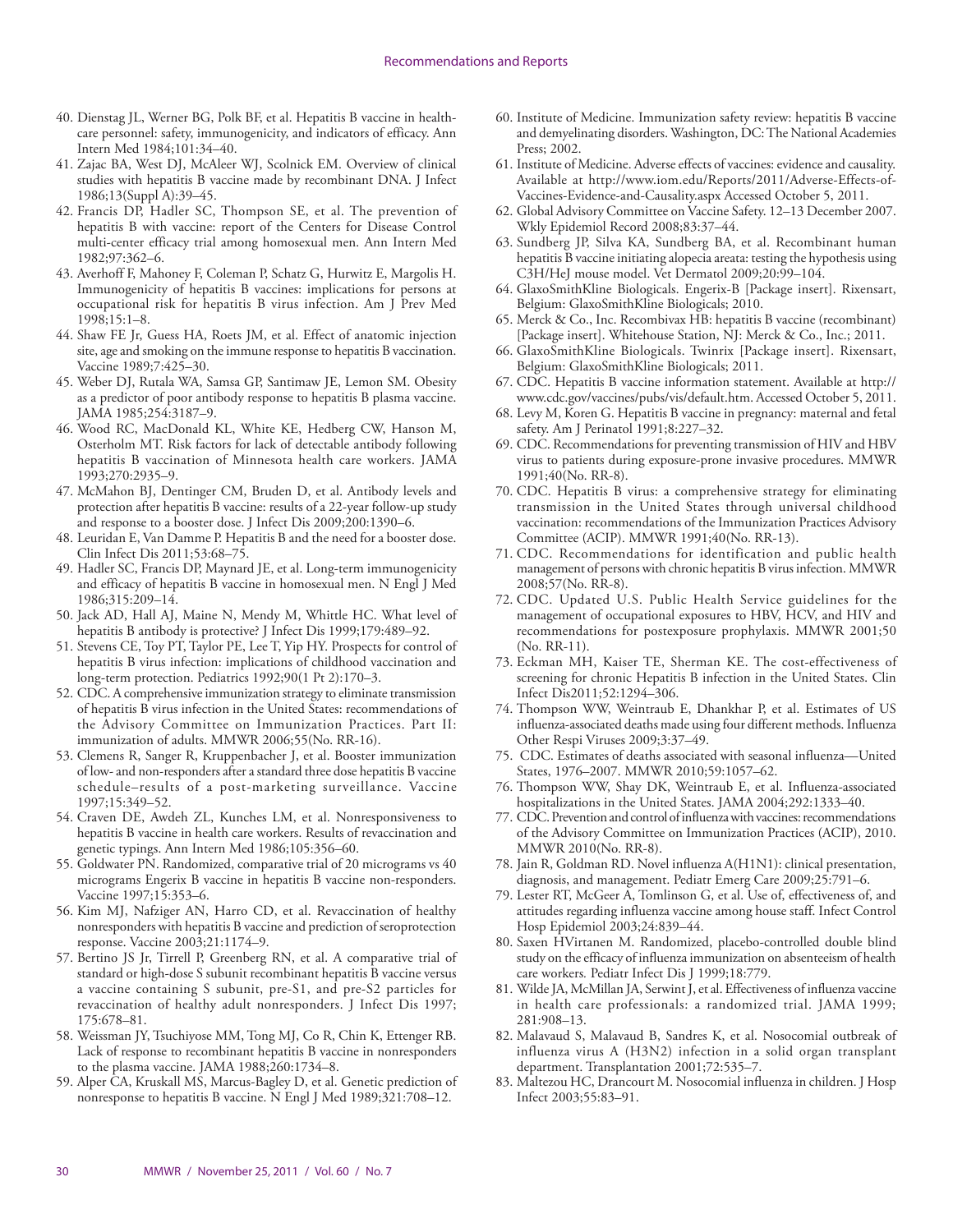40. Dienstag JL, Werner BG, Polk BF, et al. Hepatitis B vaccine in health-care personnel: safety, immunogenicity, and indicators of efficacy. Ann Intern Med 1984;101:34–40.
41. Zajac BA, West DJ, McAleer WJ, Scolnick EM. Overview of clinical studies with hepatitis B vaccine made by recombinant DNA. J Infect 1986;13(Suppl A):39–45.
42. Francis DP, Hadler SC, Thompson SE, et al. The prevention of hepatitis B with vaccine: report of the Centers for Disease Control multi-center efficacy trial among homosexual men. Ann Intern Med 1982;97:362–6.
43. Averhoff F, Mahoney F, Coleman P, Schatz G, Hurwitz E, Margolis H. Immunogenicity of hepatitis B vaccines: implications for persons at occupational risk for hepatitis B virus infection. Am J Prev Med 1998;15:1–8.
44. Shaw FE Jr, Guess HA, Roets JM, et al. Effect of anatomic injection site, age and smoking on the immune response to hepatitis B vaccination. Vaccine 1989;7:425–30.
45. Weber DJ, Rutala WA, Samsa GP, Santimaw JE, Lemon SM. Obesity as a predictor of poor antibody response to hepatitis B plasma vaccine. JAMA 1985;254:3187–9.
46. Wood RC, MacDonald KL, White KE, Hedberg CW, Hanson M, Osterholm MT. Risk factors for lack of detectable antibody following hepatitis B vaccination of Minnesota health care workers. JAMA 1993;270:2935–9.
47. McMahon BJ, Dentinger CM, Bruden D, et al. Antibody levels and protection after hepatitis B vaccine: results of a 22-year follow-up study and response to a booster dose. J Infect Dis 2009;200:1390–6.
48. Leuridan E, Van Damme P. Hepatitis B and the need for a booster dose. Clin Infect Dis 2011;53:68–75.
49. Hadler SC, Francis DP, Maynard JE, et al. Long-term immunogenicity and efficacy of hepatitis B vaccine in homosexual men. N Engl J Med 1986;315:209–14.
50. Jack AD, Hall AJ, Maine N, Mendy M, Whittle HC. What level of hepatitis B antibody is protective? J Infect Dis 1999;179:489–92.
51. Stevens CE, Toy PT, Taylor PE, Lee T, Yip HY. Prospects for control of hepatitis B virus infection: implications of childhood vaccination and long-term protection. Pediatrics 1992;90(1 Pt 2):170–3.
52. CDC. A comprehensive immunization strategy to eliminate transmission of hepatitis B virus infection in the United States: recommendations of the Advisory Committee on Immunization Practices. Part II: immunization of adults. MMWR 2006;55(No. RR-16).
53. Clemens R, Sanger R, Kruppenbacher J, et al. Booster immunization of low- and non-responders after a standard three dose hepatitis B vaccine schedule–results of a post-marketing surveillance. Vaccine 1997;15:349–52.
54. Craven DE, Awdeh ZL, Kunches LM, et al. Nonresponsiveness to hepatitis B vaccine in health care workers. Results of revaccination and genetic typings. Ann Intern Med 1986;105:356–60.
55. Goldwater PN. Randomized, comparative trial of 20 micrograms vs 40 micrograms Engerix B vaccine in hepatitis B vaccine non-responders. Vaccine 1997;15:353–6.
56. Kim MJ, Nafziger AN, Harro CD, et al. Revaccination of healthy nonresponders with hepatitis B vaccine and prediction of seroprotection response. Vaccine 2003;21:1174–9.
57. Bertino JS Jr, Tirrell P, Greenberg RN, et al. A comparative trial of standard or high-dose S subunit recombinant hepatitis B vaccine versus a vaccine containing S subunit, pre-S1, and pre-S2 particles for revaccination of healthy adult nonresponders. J Infect Dis 1997; 175:678–81.
58. Weissman JY, Tsuchiyose MM, Tong MJ, Co R, Chin K, Ettenger RB. Lack of response to recombinant hepatitis B vaccine in nonresponders to the plasma vaccine. JAMA 1988;260:1734–8.
59. Alper CA, Kruskall MS, Marcus-Bagley D, et al. Genetic prediction of nonresponse to hepatitis B vaccine. N Engl J Med 1989;321:708–12.
60. Institute of Medicine. Immunization safety review: hepatitis B vaccine and demyelinating disorders. Washington, DC: The National Academies Press; 2002.
61. Institute of Medicine. Adverse effects of vaccines: evidence and causality. Available at http://www.iom.edu/Reports/2011/Adverse-Effects-of-Vaccines-Evidence-and-Causality.aspx Accessed October 5, 2011.
62. Global Advisory Committee on Vaccine Safety. 12–13 December 2007. Wkly Epidemiol Record 2008;83:37–44.
63. Sundberg JP, Silva KA, Sundberg BA, et al. Recombinant human hepatitis B vaccine initiating alopecia areata: testing the hypothesis using C3H/HeJ mouse model. Vet Dermatol 2009;20:99–104.
64. GlaxoSmithKline Biologicals. Engerix-B [Package insert]. Rixensart, Belgium: GlaxoSmithKline Biologicals; 2010.
65. Merck & Co., Inc. Recombivax HB: hepatitis B vaccine (recombinant) [Package insert]. Whitehouse Station, NJ: Merck & Co., Inc.; 2011.
66. GlaxoSmithKline Biologicals. Twinrix [Package insert]. Rixensart, Belgium: GlaxoSmithKline Biologicals; 2011.
67. CDC. Hepatitis B vaccine information statement. Available at http://www.cdc.gov/vaccines/pubs/vis/default.htm. Accessed October 5, 2011.
68. Levy M, Koren G. Hepatitis B vaccine in pregnancy: maternal and fetal safety. Am J Perinatol 1991;8:227–32.
69. CDC. Recommendations for preventing transmission of HIV and HBV virus to patients during exposure-prone invasive procedures. MMWR 1991;40(No. RR-8).
70. CDC. Hepatitis B virus: a comprehensive strategy for eliminating transmission in the United States through universal childhood vaccination: recommendations of the Immunization Practices Advisory Committee (ACIP). MMWR 1991;40(No. RR-13).
71. CDC. Recommendations for identification and public health management of persons with chronic hepatitis B virus infection. MMWR 2008;57(No. RR-8).
72. CDC. Updated U.S. Public Health Service guidelines for the management of occupational exposures to HBV, HCV, and HIV and recommendations for postexposure prophylaxis. MMWR 2001;50 (No. RR-11).
73. Eckman MH, Kaiser TE, Sherman KE. The cost-effectiveness of screening for chronic Hepatitis B infection in the United States. Clin Infect Dis2011;52:1294–306.
74. Thompson WW, Weintraub E, Dhankhar P, et al. Estimates of US influenza-associated deaths made using four different methods. Influenza Other Respi Viruses 2009;3:37–49.
75. CDC. Estimates of deaths associated with seasonal influenza—United States, 1976–2007. MMWR 2010;59:1057–62.
76. Thompson WW, Shay DK, Weintraub E, et al. Influenza-associated hospitalizations in the United States. JAMA 2004;292:1333–40.
77. CDC. Prevention and control of influenza with vaccines: recommendations of the Advisory Committee on Immunization Practices (ACIP), 2010. MMWR 2010(No. RR-8).
78. Jain R, Goldman RD. Novel influenza A(H1N1): clinical presentation, diagnosis, and management. Pediatr Emerg Care 2009;25:791–6.
79. Lester RT, McGeer A, Tomlinson G, et al. Use of, effectiveness of, and attitudes regarding influenza vaccine among house staff. Infect Control Hosp Epidemiol 2003;24:839–44.
80. Saxen HVirtanen M. Randomized, placebo-controlled double blind study on the efficacy of influenza immunization on absenteeism of health care workers. Pediatr Infect Dis J 1999;18:779.
81. Wilde JA, McMillan JA, Serwint J, et al. Effectiveness of influenza vaccine in health care professionals: a randomized trial. JAMA 1999; 281:908–13.
82. Malavaud S, Malavaud B, Sandres K, et al. Nosocomial outbreak of influenza virus A (H3N2) infection in a solid organ transplant department. Transplantation 2001;72:535–7.
83. Maltezou HC, Drancourt M. Nosocomial influenza in children. J Hosp Infect 2003;55:83–91.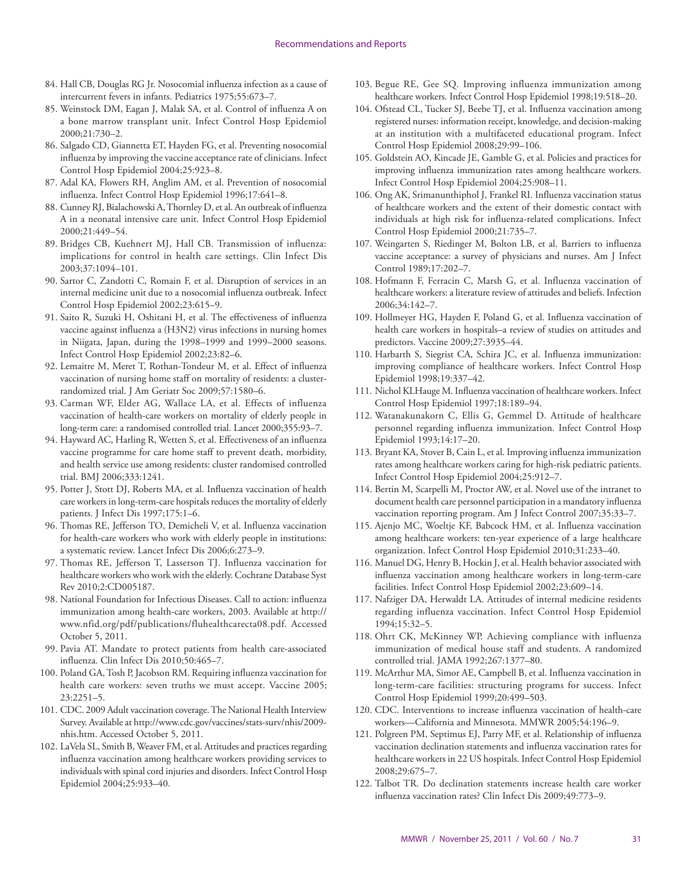84. Hall CB, Douglas RG Jr. Nosocomial influenza infection as a cause of intercurrent fevers in infants. Pediatrics 1975;55:673–7.
85. Weinstock DM, Eagan J, Malak SA, et al. Control of influenza A on a bone marrow transplant unit. Infect Control Hosp Epidemiol 2000;21:730–2.
86. Salgado CD, Giannetta ET, Hayden FG, et al. Preventing nosocomial influenza by improving the vaccine acceptance rate of clinicians. Infect Control Hosp Epidemiol 2004;25:923–8.
87. Adal KA, Flowers RH, Anglim AM, et al. Prevention of nosocomial influenza. Infect Control Hosp Epidemiol 1996;17:641–8.
88. Cunney RJ, Bialachowski A, Thornley D, et al. An outbreak of influenza A in a neonatal intensive care unit. Infect Control Hosp Epidemiol 2000;21:449–54.
89. Bridges CB, Kuehnert MJ, Hall CB. Transmission of influenza: implications for control in health care settings. Clin Infect Dis 2003;37:1094–101.
90. Sartor C, Zandotti C, Romain F, et al. Disruption of services in an internal medicine unit due to a nosocomial influenza outbreak. Infect Control Hosp Epidemiol 2002;23:615–9.
91. Saito R, Suzuki H, Oshitani H, et al. The effectiveness of influenza vaccine against influenza a (H3N2) virus infections in nursing homes in Niigata, Japan, during the 1998–1999 and 1999–2000 seasons. Infect Control Hosp Epidemiol 2002;23:82–6.
92. Lemaitre M, Meret T, Rothan-Tondeur M, et al. Effect of influenza vaccination of nursing home staff on mortality of residents: a cluster-randomized trial. J Am Geriatr Soc 2009;57:1580–6.
93. Carman WF, Elder AG, Wallace LA, et al. Effects of influenza vaccination of health-care workers on mortality of elderly people in long-term care: a randomised controlled trial. Lancet 2000;355:93–7.
94. Hayward AC, Harling R, Wetten S, et al. Effectiveness of an influenza vaccine programme for care home staff to prevent death, morbidity, and health service use among residents: cluster randomised controlled trial. BMJ 2006;333:1241.
95. Potter J, Stott DJ, Roberts MA, et al. Influenza vaccination of health care workers in long-term-care hospitals reduces the mortality of elderly patients. J Infect Dis 1997;175:1–6.
96. Thomas RE, Jefferson TO, Demicheli V, et al. Influenza vaccination for health-care workers who work with elderly people in institutions: a systematic review. Lancet Infect Dis 2006;6:273–9.
97. Thomas RE, Jefferson T, Lasserson TJ. Influenza vaccination for healthcare workers who work with the elderly. Cochrane Database Syst Rev 2010;2:CD005187.
98. National Foundation for Infectious Diseases. Call to action: influenza immunization among health-care workers, 2003. Available at http://www.nfid.org/pdf/publications/fluhealthcarecta08.pdf. Accessed October 5, 2011.
99. Pavia AT. Mandate to protect patients from health care-associated influenza. Clin Infect Dis 2010;50:465–7.
100. Poland GA, Tosh P, Jacobson RM. Requiring influenza vaccination for health care workers: seven truths we must accept. Vaccine 2005; 23:2251–5.
101. CDC. 2009 Adult vaccination coverage. The National Health Interview Survey. Available at http://www.cdc.gov/vaccines/stats-surv/nhis/2009-nhis.htm. Accessed October 5, 2011.
102. LaVela SL, Smith B, Weaver FM, et al. Attitudes and practices regarding influenza vaccination among healthcare workers providing services to individuals with spinal cord injuries and disorders. Infect Control Hosp Epidemiol 2004;25:933–40.
103. Begue RE, Gee SQ. Improving influenza immunization among healthcare workers. Infect Control Hosp Epidemiol 1998;19:518–20.
104. Ofstead CL, Tucker SJ, Beebe TJ, et al. Influenza vaccination among registered nurses: information receipt, knowledge, and decision-making at an institution with a multifaceted educational program. Infect Control Hosp Epidemiol 2008;29:99–106.
105. Goldstein AO, Kincade JE, Gamble G, et al. Policies and practices for improving influenza immunization rates among healthcare workers. Infect Control Hosp Epidemiol 2004;25:908–11.
106. Ong AK, Srimanunthiphol J, Frankel RI. Influenza vaccination status of healthcare workers and the extent of their domestic contact with individuals at high risk for influenza-related complications. Infect Control Hosp Epidemiol 2000;21:735–7.
107. Weingarten S, Riedinger M, Bolton LB, et al. Barriers to influenza vaccine acceptance: a survey of physicians and nurses. Am J Infect Control 1989;17:202–7.
108. Hofmann F, Ferracin C, Marsh G, et al. Influenza vaccination of healthcare workers: a literature review of attitudes and beliefs. Infection 2006;34:142–7.
109. Hollmeyer HG, Hayden F, Poland G, et al. Influenza vaccination of health care workers in hospitals–a review of studies on attitudes and predictors. Vaccine 2009;27:3935–44.
110. Harbarth S, Siegrist CA, Schira JC, et al. Influenza immunization: improving compliance of healthcare workers. Infect Control Hosp Epidemiol 1998;19:337–42.
111. Nichol KLHauge M. Influenza vaccination of healthcare workers. Infect Control Hosp Epidemiol 1997;18:189–94.
112. Watanakunakorn C, Ellis G, Gemmel D. Attitude of healthcare personnel regarding influenza immunization. Infect Control Hosp Epidemiol 1993;14:17–20.
113. Bryant KA, Stover B, Cain L, et al. Improving influenza immunization rates among healthcare workers caring for high-risk pediatric patients. Infect Control Hosp Epidemiol 2004;25:912–7.
114. Bertin M, Scarpelli M, Proctor AW, et al. Novel use of the intranet to document health care personnel participation in a mandatory influenza vaccination reporting program. Am J Infect Control 2007;35:33–7.
115. Ajenjo MC, Woeltje KF, Babcock HM, et al. Influenza vaccination among healthcare workers: ten-year experience of a large healthcare organization. Infect Control Hosp Epidemiol 2010;31:233–40.
116. Manuel DG, Henry B, Hockin J, et al. Health behavior associated with influenza vaccination among healthcare workers in long-term-care facilities. Infect Control Hosp Epidemiol 2002;23:609–14.
117. Nafziger DA, Herwaldt LA. Attitudes of internal medicine residents regarding influenza vaccination. Infect Control Hosp Epidemiol 1994;15:32–5.
118. Ohrt CK, McKinney WP. Achieving compliance with influenza immunization of medical house staff and students. A randomized controlled trial. JAMA 1992;267:1377–80.
119. McArthur MA, Simor AE, Campbell B, et al. Influenza vaccination in long-term-care facilities: structuring programs for success. Infect Control Hosp Epidemiol 1999;20:499–503.
120. CDC. Interventions to increase influenza vaccination of health-care workers—California and Minnesota. MMWR 2005;54:196–9.
121. Polgreen PM, Septimus EJ, Parry MF, et al. Relationship of influenza vaccination declination statements and influenza vaccination rates for healthcare workers in 22 US hospitals. Infect Control Hosp Epidemiol 2008;29:675–7.
122. Talbot TR. Do declination statements increase health care worker influenza vaccination rates? Clin Infect Dis 2009;49:773–9.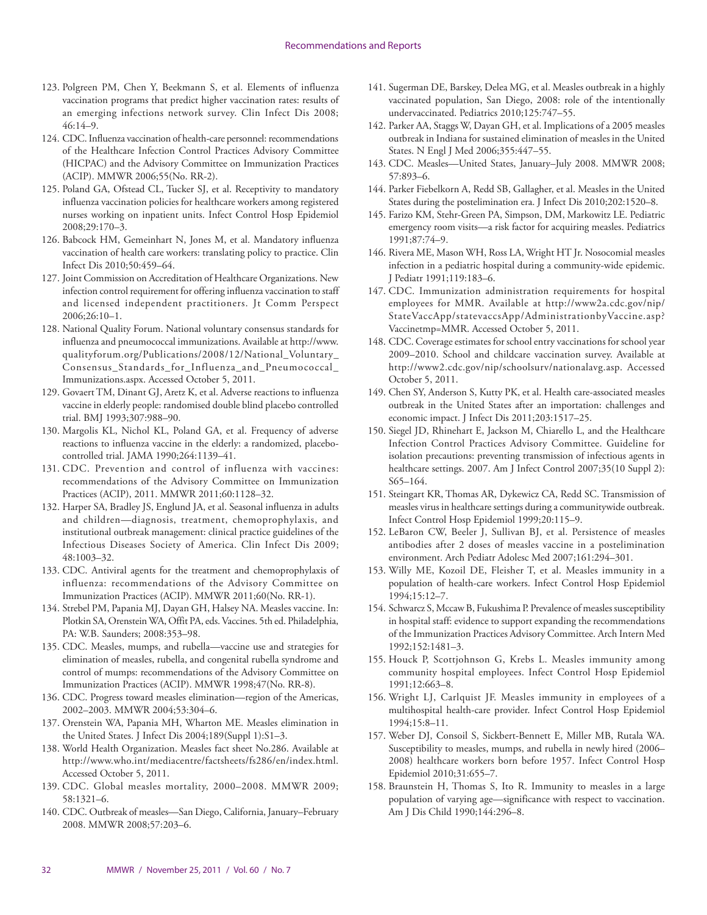123. Polgreen PM, Chen Y, Beekmann S, et al. Elements of influenza vaccination programs that predict higher vaccination rates: results of an emerging infections network survey. Clin Infect Dis 2008; 46:14–9.
124. CDC. Influenza vaccination of health-care personnel: recommendations of the Healthcare Infection Control Practices Advisory Committee (HICPAC) and the Advisory Committee on Immunization Practices (ACIP). MMWR 2006;55(No. RR-2).
125. Poland GA, Ofstead CL, Tucker SJ, et al. Receptivity to mandatory influenza vaccination policies for healthcare workers among registered nurses working on inpatient units. Infect Control Hosp Epidemiol 2008;29:170–3.
126. Babcock HM, Gemeinhart N, Jones M, et al. Mandatory influenza vaccination of health care workers: translating policy to practice. Clin Infect Dis 2010;50:459–64.
127. Joint Commission on Accreditation of Healthcare Organizations. New infection control requirement for offering influenza vaccination to staff and licensed independent practitioners. Jt Comm Perspect 2006;26:10–1.
128. National Quality Forum. National voluntary consensus standards for influenza and pneumococcal immunizations. Available at http://www.qualityforum.org/Publications/2008/12/National_Voluntary_Consensus_Standards_for_Influenza_and_Pneumococcal_Immunizations.aspx. Accessed October 5, 2011.
129. Govaert TM, Dinant GJ, Aretz K, et al. Adverse reactions to influenza vaccine in elderly people: randomised double blind placebo controlled trial. BMJ 1993;307:988–90.
130. Margolis KL, Nichol KL, Poland GA, et al. Frequency of adverse reactions to influenza vaccine in the elderly: a randomized, placebo-controlled trial. JAMA 1990;264:1139–41.
131. CDC. Prevention and control of influenza with vaccines: recommendations of the Advisory Committee on Immunization Practices (ACIP), 2011. MMWR 2011;60:1128–32.
132. Harper SA, Bradley JS, Englund JA, et al. Seasonal influenza in adults and children—diagnosis, treatment, chemoprophylaxis, and institutional outbreak management: clinical practice guidelines of the Infectious Diseases Society of America. Clin Infect Dis 2009; 48:1003–32.
133. CDC. Antiviral agents for the treatment and chemoprophylaxis of influenza: recommendations of the Advisory Committee on Immunization Practices (ACIP). MMWR 2011;60(No. RR-1).
134. Strebel PM, Papania MJ, Dayan GH, Halsey NA. Measles vaccine. In: Plotkin SA, Orenstein WA, Offit PA, eds. Vaccines. 5th ed. Philadelphia, PA: W.B. Saunders; 2008:353–98.
135. CDC. Measles, mumps, and rubella—vaccine use and strategies for elimination of measles, rubella, and congenital rubella syndrome and control of mumps: recommendations of the Advisory Committee on Immunization Practices (ACIP). MMWR 1998;47(No. RR-8).
136. CDC. Progress toward measles elimination—region of the Americas, 2002–2003. MMWR 2004;53:304–6.
137. Orenstein WA, Papania MH, Wharton ME. Measles elimination in the United States. J Infect Dis 2004;189(Suppl 1):S1–3.
138. World Health Organization. Measles fact sheet No.286. Available at http://www.who.int/mediacentre/factsheets/fs286/en/index.html. Accessed October 5, 2011.
139. CDC. Global measles mortality, 2000–2008. MMWR 2009; 58:1321–6.
140. CDC. Outbreak of measles—San Diego, California, January–February 2008. MMWR 2008;57:203–6.
141. Sugerman DE, Barskey, Delea MG, et al. Measles outbreak in a highly vaccinated population, San Diego, 2008: role of the intentionally undervaccinated. Pediatrics 2010;125:747–55.
142. Parker AA, Staggs W, Dayan GH, et al. Implications of a 2005 measles outbreak in Indiana for sustained elimination of measles in the United States. N Engl J Med 2006;355:447–55.
143. CDC. Measles—United States, January–July 2008. MMWR 2008; 57:893–6.
144. Parker Fiebelkorn A, Redd SB, Gallagher, et al. Measles in the United States during the postelimination era. J Infect Dis 2010;202:1520–8.
145. Farizo KM, Stehr-Green PA, Simpson, DM, Markowitz LE. Pediatric emergency room visits—a risk factor for acquiring measles. Pediatrics 1991;87:74–9.
146. Rivera ME, Mason WH, Ross LA, Wright HT Jr. Nosocomial measles infection in a pediatric hospital during a community-wide epidemic. J Pediatr 1991;119:183–6.
147. CDC. Immunization administration requirements for hospital employees for MMR. Available at http://www2a.cdc.gov/nip/StateVaccApp/statevaccsApp/AdministrationbyVaccine.asp?Vaccinetmp=MMR. Accessed October 5, 2011.
148. CDC. Coverage estimates for school entry vaccinations for school year 2009–2010. School and childcare vaccination survey. Available at http://www2.cdc.gov/nip/schoolsurv/nationalavg.asp. Accessed October 5, 2011.
149. Chen SY, Anderson S, Kutty PK, et al. Health care-associated measles outbreak in the United States after an importation: challenges and economic impact. J Infect Dis 2011;203:1517–25.
150. Siegel JD, Rhinehart E, Jackson M, Chiarello L, and the Healthcare Infection Control Practices Advisory Committee. Guideline for isolation precautions: preventing transmission of infectious agents in healthcare settings. 2007. Am J Infect Control 2007;35(10 Suppl 2): S65–164.
151. Steingart KR, Thomas AR, Dykewicz CA, Redd SC. Transmission of measles virus in healthcare settings during a communitywide outbreak. Infect Control Hosp Epidemiol 1999;20:115–9.
152. LeBaron CW, Beeler J, Sullivan BJ, et al. Persistence of measles antibodies after 2 doses of measles vaccine in a postelimination environment. Arch Pediatr Adolesc Med 2007;161:294–301.
153. Willy ME, Kozoil DE, Fleisher T, et al. Measles immunity in a population of health-care workers. Infect Control Hosp Epidemiol 1994;15:12–7.
154. Schwarcz S, Mccaw B, Fukushima P. Prevalence of measles susceptibility in hospital staff: evidence to support expanding the recommendations of the Immunization Practices Advisory Committee. Arch Intern Med 1992;152:1481–3.
155. Houck P, Scottjohnson G, Krebs L. Measles immunity among community hospital employees. Infect Control Hosp Epidemiol 1991;12:663–8.
156. Wright LJ, Carlquist JF. Measles immunity in employees of a multihospital health-care provider. Infect Control Hosp Epidemiol 1994;15:8–11.
157. Weber DJ, Consoil S, Sickbert-Bennett E, Miller MB, Rutala WA. Susceptibility to measles, mumps, and rubella in newly hired (2006–2008) healthcare workers born before 1957. Infect Control Hosp Epidemiol 2010;31:655–7.
158. Braunstein H, Thomas S, Ito R. Immunity to measles in a large population of varying age—significance with respect to vaccination. Am J Dis Child 1990;144:296–8.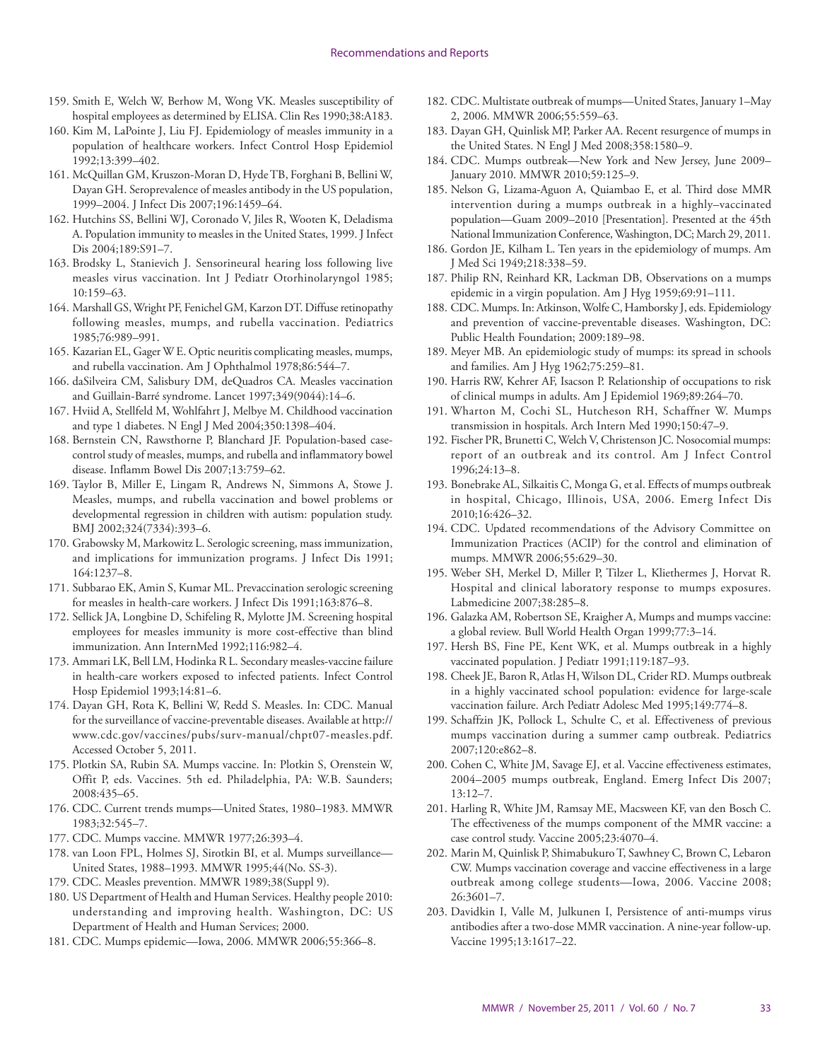159. Smith E, Welch W, Berhow M, Wong VK. Measles susceptibility of hospital employees as determined by ELISA. Clin Res 1990;38:A183.
160. Kim M, LaPointe J, Liu FJ. Epidemiology of measles immunity in a population of healthcare workers. Infect Control Hosp Epidemiol 1992;13:399–402.
161. McQuillan GM, Kruszon-Moran D, Hyde TB, Forghani B, Bellini W, Dayan GH. Seroprevalence of measles antibody in the US population, 1999–2004. J Infect Dis 2007;196:1459–64.
162. Hutchins SS, Bellini WJ, Coronado V, Jiles R, Wooten K, Deladisma A. Population immunity to measles in the United States, 1999. J Infect Dis 2004;189:S91–7.
163. Brodsky L, Stanievich J. Sensorineural hearing loss following live measles virus vaccination. Int J Pediatr Otorhinolaryngol 1985; 10:159–63.
164. Marshall GS, Wright PF, Fenichel GM, Karzon DT. Diffuse retinopathy following measles, mumps, and rubella vaccination. Pediatrics 1985;76:989–991.
165. Kazarian EL, Gager W E. Optic neuritis complicating measles, mumps, and rubella vaccination. Am J Ophthalmol 1978;86:544–7.
166. daSilveira CM, Salisbury DM, deQuadros CA. Measles vaccination and Guillain-Barré syndrome. Lancet 1997;349(9044):14–6.
167. Hviid A, Stellfeld M, Wohlfahrt J, Melbye M. Childhood vaccination and type 1 diabetes. N Engl J Med 2004;350:1398–404.
168. Bernstein CN, Rawsthorne P, Blanchard JF. Population-based case-control study of measles, mumps, and rubella and inflammatory bowel disease. Inflamm Bowel Dis 2007;13:759–62.
169. Taylor B, Miller E, Lingam R, Andrews N, Simmons A, Stowe J. Measles, mumps, and rubella vaccination and bowel problems or developmental regression in children with autism: population study. BMJ 2002;324(7334):393–6.
170. Grabowsky M, Markowitz L. Serologic screening, mass immunization, and implications for immunization programs. J Infect Dis 1991; 164:1237–8.
171. Subbarao EK, Amin S, Kumar ML. Prevaccination serologic screening for measles in health-care workers. J Infect Dis 1991;163:876–8.
172. Sellick JA, Longbine D, Schifeling R, Mylotte JM. Screening hospital employees for measles immunity is more cost-effective than blind immunization. Ann InternMed 1992;116:982–4.
173. Ammari LK, Bell LM, Hodinka R L. Secondary measles-vaccine failure in health-care workers exposed to infected patients. Infect Control Hosp Epidemiol 1993;14:81–6.
174. Dayan GH, Rota K, Bellini W, Redd S. Measles. In: CDC. Manual for the surveillance of vaccine-preventable diseases. Available at http://www.cdc.gov/vaccines/pubs/surv-manual/chpt07-measles.pdf. Accessed October 5, 2011.
175. Plotkin SA, Rubin SA. Mumps vaccine. In: Plotkin S, Orenstein W, Offit P, eds. Vaccines. 5th ed. Philadelphia, PA: W.B. Saunders; 2008:435–65.
176. CDC. Current trends mumps—United States, 1980–1983. MMWR 1983;32:545–7.
177. CDC. Mumps vaccine. MMWR 1977;26:393–4.
178. van Loon FPL, Holmes SJ, Sirotkin BI, et al. Mumps surveillance—United States, 1988–1993. MMWR 1995;44(No. SS-3).
179. CDC. Measles prevention. MMWR 1989;38(Suppl 9).
180. US Department of Health and Human Services. Healthy people 2010: understanding and improving health. Washington, DC: US Department of Health and Human Services; 2000.
181. CDC. Mumps epidemic—Iowa, 2006. MMWR 2006;55:366–8.
182. CDC. Multistate outbreak of mumps—United States, January 1–May 2, 2006. MMWR 2006;55:559–63.
183. Dayan GH, Quinlisk MP, Parker AA. Recent resurgence of mumps in the United States. N Engl J Med 2008;358:1580–9.
184. CDC. Mumps outbreak—New York and New Jersey, June 2009–January 2010. MMWR 2010;59:125–9.
185. Nelson G, Lizama-Aguon A, Quiambao E, et al. Third dose MMR intervention during a mumps outbreak in a highly–vaccinated population—Guam 2009–2010 [Presentation]. Presented at the 45th National Immunization Conference, Washington, DC; March 29, 2011.
186. Gordon JE, Kilham L. Ten years in the epidemiology of mumps. Am J Med Sci 1949;218:338–59.
187. Philip RN, Reinhard KR, Lackman DB, Observations on a mumps epidemic in a virgin population. Am J Hyg 1959;69:91–111.
188. CDC. Mumps. In: Atkinson, Wolfe C, Hamborsky J, eds. Epidemiology and prevention of vaccine-preventable diseases. Washington, DC: Public Health Foundation; 2009:189–98.
189. Meyer MB. An epidemiologic study of mumps: its spread in schools and families. Am J Hyg 1962;75:259–81.
190. Harris RW, Kehrer AF, Isacson P. Relationship of occupations to risk of clinical mumps in adults. Am J Epidemiol 1969;89:264–70.
191. Wharton M, Cochi SL, Hutcheson RH, Schaffner W. Mumps transmission in hospitals. Arch Intern Med 1990;150:47–9.
192. Fischer PR, Brunetti C, Welch V, Christenson JC. Nosocomial mumps: report of an outbreak and its control. Am J Infect Control 1996;24:13–8.
193. Bonebrake AL, Silkaitis C, Monga G, et al. Effects of mumps outbreak in hospital, Chicago, Illinois, USA, 2006. Emerg Infect Dis 2010;16:426–32.
194. CDC. Updated recommendations of the Advisory Committee on Immunization Practices (ACIP) for the control and elimination of mumps. MMWR 2006;55:629–30.
195. Weber SH, Merkel D, Miller P, Tilzer L, Kliethermes J, Horvat R. Hospital and clinical laboratory response to mumps exposures. Labmedicine 2007;38:285–8.
196. Galazka AM, Robertson SE, Kraigher A, Mumps and mumps vaccine: a global review. Bull World Health Organ 1999;77:3–14.
197. Hersh BS, Fine PE, Kent WK, et al. Mumps outbreak in a highly vaccinated population. J Pediatr 1991;119:187–93.
198. Cheek JE, Baron R, Atlas H, Wilson DL, Crider RD. Mumps outbreak in a highly vaccinated school population: evidence for large-scale vaccination failure. Arch Pediatr Adolesc Med 1995;149:774–8.
199. Schaffzin JK, Pollock L, Schulte C, et al. Effectiveness of previous mumps vaccination during a summer camp outbreak. Pediatrics 2007;120:e862–8.
200. Cohen C, White JM, Savage EJ, et al. Vaccine effectiveness estimates, 2004–2005 mumps outbreak, England. Emerg Infect Dis 2007; 13:12–7.
201. Harling R, White JM, Ramsay ME, Macsween KF, van den Bosch C. The effectiveness of the mumps component of the MMR vaccine: a case control study. Vaccine 2005;23:4070–4.
202. Marin M, Quinlisk P, Shimabukuro T, Sawhney C, Brown C, Lebaron CW. Mumps vaccination coverage and vaccine effectiveness in a large outbreak among college students—Iowa, 2006. Vaccine 2008; 26:3601–7.
203. Davidkin I, Valle M, Julkunen I, Persistence of anti-mumps virus antibodies after a two-dose MMR vaccination. A nine-year follow-up. Vaccine 1995;13:1617–22.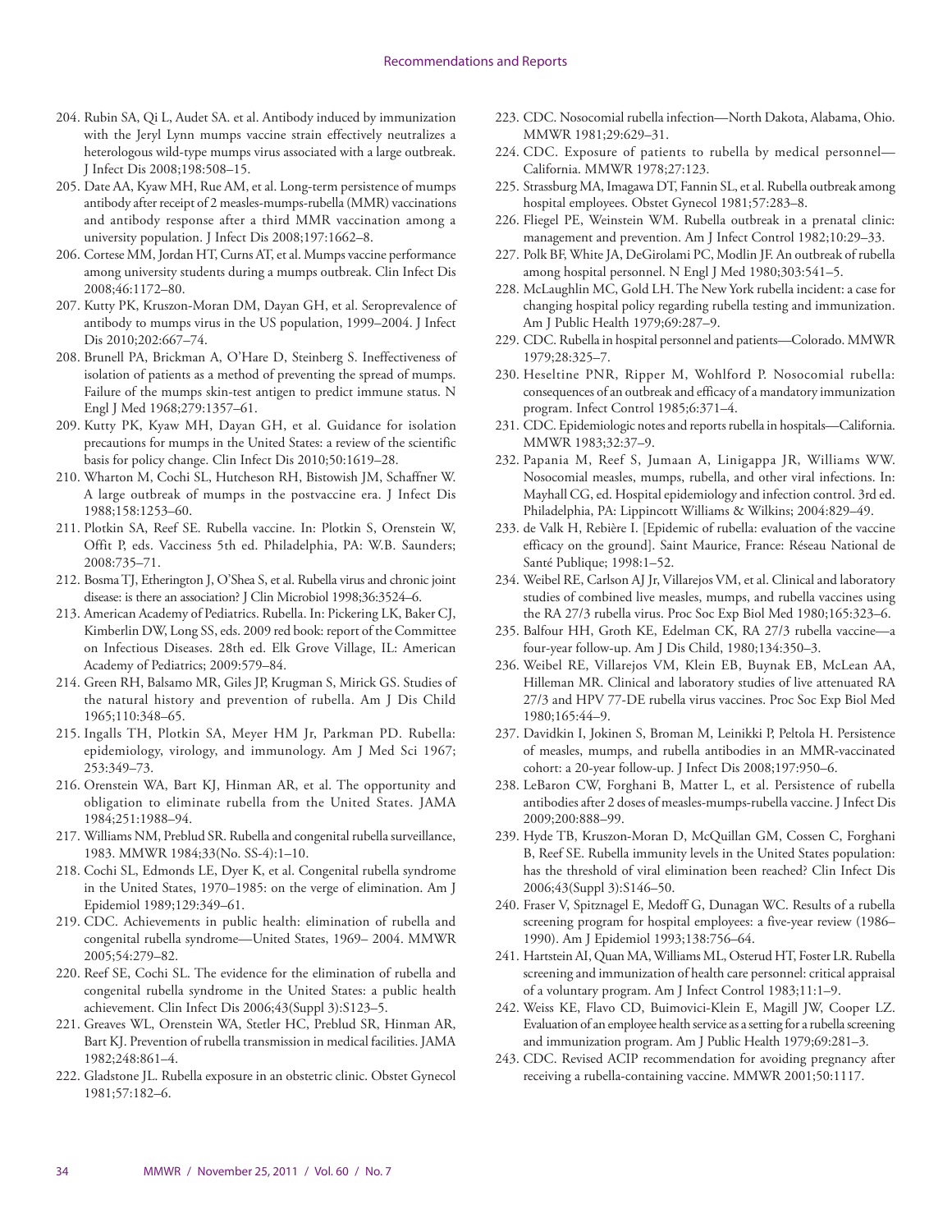204. Rubin SA, Qi L, Audet SA. et al. Antibody induced by immunization with the Jeryl Lynn mumps vaccine strain effectively neutralizes a heterologous wild-type mumps virus associated with a large outbreak. J Infect Dis 2008;198:508–15.
205. Date AA, Kyaw MH, Rue AM, et al. Long-term persistence of mumps antibody after receipt of 2 measles-mumps-rubella (MMR) vaccinations and antibody response after a third MMR vaccination among a university population. J Infect Dis 2008;197:1662–8.
206. Cortese MM, Jordan HT, Curns AT, et al. Mumps vaccine performance among university students during a mumps outbreak. Clin Infect Dis 2008;46:1172–80.
207. Kutty PK, Kruszon-Moran DM, Dayan GH, et al. Seroprevalence of antibody to mumps virus in the US population, 1999–2004. J Infect Dis 2010;202:667–74.
208. Brunell PA, Brickman A, O'Hare D, Steinberg S. Ineffectiveness of isolation of patients as a method of preventing the spread of mumps. Failure of the mumps skin-test antigen to predict immune status. N Engl J Med 1968;279:1357–61.
209. Kutty PK, Kyaw MH, Dayan GH, et al. Guidance for isolation precautions for mumps in the United States: a review of the scientific basis for policy change. Clin Infect Dis 2010;50:1619–28.
210. Wharton M, Cochi SL, Hutcheson RH, Bistowish JM, Schaffner W. A large outbreak of mumps in the postvaccine era. J Infect Dis 1988;158:1253–60.
211. Plotkin SA, Reef SE. Rubella vaccine. In: Plotkin S, Orenstein W, Offit P, eds. Vacciness 5th ed. Philadelphia, PA: W.B. Saunders; 2008:735–71.
212. Bosma TJ, Etherington J, O'Shea S, et al. Rubella virus and chronic joint disease: is there an association? J Clin Microbiol 1998;36:3524–6.
213. American Academy of Pediatrics. Rubella. In: Pickering LK, Baker CJ, Kimberlin DW, Long SS, eds. 2009 red book: report of the Committee on Infectious Diseases. 28th ed. Elk Grove Village, IL: American Academy of Pediatrics; 2009:579–84.
214. Green RH, Balsamo MR, Giles JP, Krugman S, Mirick GS. Studies of the natural history and prevention of rubella. Am J Dis Child 1965;110:348–65.
215. Ingalls TH, Plotkin SA, Meyer HM Jr, Parkman PD. Rubella: epidemiology, virology, and immunology. Am J Med Sci 1967; 253:349–73.
216. Orenstein WA, Bart KJ, Hinman AR, et al. The opportunity and obligation to eliminate rubella from the United States. JAMA 1984;251:1988–94.
217. Williams NM, Preblud SR. Rubella and congenital rubella surveillance, 1983. MMWR 1984;33(No. SS-4):1–10.
218. Cochi SL, Edmonds LE, Dyer K, et al. Congenital rubella syndrome in the United States, 1970–1985: on the verge of elimination. Am J Epidemiol 1989;129:349–61.
219. CDC. Achievements in public health: elimination of rubella and congenital rubella syndrome—United States, 1969– 2004. MMWR 2005;54:279–82.
220. Reef SE, Cochi SL. The evidence for the elimination of rubella and congenital rubella syndrome in the United States: a public health achievement. Clin Infect Dis 2006;43(Suppl 3):S123–5.
221. Greaves WL, Orenstein WA, Stetler HC, Preblud SR, Hinman AR, Bart KJ. Prevention of rubella transmission in medical facilities. JAMA 1982;248:861–4.
222. Gladstone JL. Rubella exposure in an obstetric clinic. Obstet Gynecol 1981;57:182–6.
223. CDC. Nosocomial rubella infection—North Dakota, Alabama, Ohio. MMWR 1981;29:629–31.
224. CDC. Exposure of patients to rubella by medical personnel—California. MMWR 1978;27:123.
225. Strassburg MA, Imagawa DT, Fannin SL, et al. Rubella outbreak among hospital employees. Obstet Gynecol 1981;57:283–8.
226. Fliegel PE, Weinstein WM. Rubella outbreak in a prenatal clinic: management and prevention. Am J Infect Control 1982;10:29–33.
227. Polk BF, White JA, DeGirolami PC, Modlin JF. An outbreak of rubella among hospital personnel. N Engl J Med 1980;303:541–5.
228. McLaughlin MC, Gold LH. The New York rubella incident: a case for changing hospital policy regarding rubella testing and immunization. Am J Public Health 1979;69:287–9.
229. CDC. Rubella in hospital personnel and patients—Colorado. MMWR 1979;28:325–7.
230. Heseltine PNR, Ripper M, Wohlford P. Nosocomial rubella: consequences of an outbreak and efficacy of a mandatory immunization program. Infect Control 1985;6:371–4.
231. CDC. Epidemiologic notes and reports rubella in hospitals—California. MMWR 1983;32:37–9.
232. Papania M, Reef S, Jumaan A, Linigappa JR, Williams WW. Nosocomial measles, mumps, rubella, and other viral infections. In: Mayhall CG, ed. Hospital epidemiology and infection control. 3rd ed. Philadelphia, PA: Lippincott Williams & Wilkins; 2004:829–49.
233. de Valk H, Rebière I. [Epidemic of rubella: evaluation of the vaccine efficacy on the ground]. Saint Maurice, France: Réseau National de Santé Publique; 1998:1–52.
234. Weibel RE, Carlson AJ Jr, Villarejos VM, et al. Clinical and laboratory studies of combined live measles, mumps, and rubella vaccines using the RA 27/3 rubella virus. Proc Soc Exp Biol Med 1980;165:323–6.
235. Balfour HH, Groth KE, Edelman CK, RA 27/3 rubella vaccine—a four-year follow-up. Am J Dis Child, 1980;134:350–3.
236. Weibel RE, Villarejos VM, Klein EB, Buynak EB, McLean AA, Hilleman MR. Clinical and laboratory studies of live attenuated RA 27/3 and HPV 77-DE rubella virus vaccines. Proc Soc Exp Biol Med 1980;165:44–9.
237. Davidkin I, Jokinen S, Broman M, Leinikki P, Peltola H. Persistence of measles, mumps, and rubella antibodies in an MMR-vaccinated cohort: a 20-year follow-up. J Infect Dis 2008;197:950–6.
238. LeBaron CW, Forghani B, Matter L, et al. Persistence of rubella antibodies after 2 doses of measles-mumps-rubella vaccine. J Infect Dis 2009;200:888–99.
239. Hyde TB, Kruszon-Moran D, McQuillan GM, Cossen C, Forghani B, Reef SE. Rubella immunity levels in the United States population: has the threshold of viral elimination been reached? Clin Infect Dis 2006;43(Suppl 3):S146–50.
240. Fraser V, Spitznagel E, Medoff G, Dunagan WC. Results of a rubella screening program for hospital employees: a five-year review (1986–1990). Am J Epidemiol 1993;138:756–64.
241. Hartstein AI, Quan MA, Williams ML, Osterud HT, Foster LR. Rubella screening and immunization of health care personnel: critical appraisal of a voluntary program. Am J Infect Control 1983;11:1–9.
242. Weiss KE, Flavo CD, Buimovici-Klein E, Magill JW, Cooper LZ. Evaluation of an employee health service as a setting for a rubella screening and immunization program. Am J Public Health 1979;69:281–3.
243. CDC. Revised ACIP recommendation for avoiding pregnancy after receiving a rubella-containing vaccine. MMWR 2001;50:1117.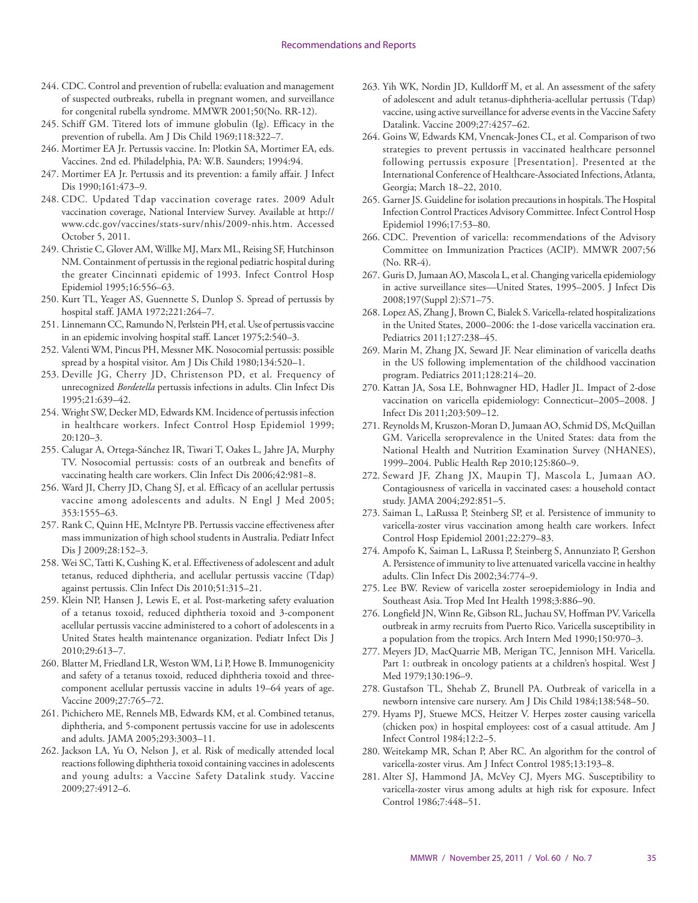244. CDC. Control and prevention of rubella: evaluation and management of suspected outbreaks, rubella in pregnant women, and surveillance for congenital rubella syndrome. MMWR 2001;50(No. RR-12).
245. Schiff GM. Titered lots of immune globulin (Ig). Efficacy in the prevention of rubella. Am J Dis Child 1969;118:322–7.
246. Mortimer EA Jr. Pertussis vaccine. In: Plotkin SA, Mortimer EA, eds. Vaccines. 2nd ed. Philadelphia, PA: W.B. Saunders; 1994:94.
247. Mortimer EA Jr. Pertussis and its prevention: a family affair. J Infect Dis 1990;161:473–9.
248. CDC. Updated Tdap vaccination coverage rates. 2009 Adult vaccination coverage, National Interview Survey. Available at http://www.cdc.gov/vaccines/stats-surv/nhis/2009-nhis.htm. Accessed October 5, 2011.
249. Christie C, Glover AM, Willke MJ, Marx ML, Reising SF, Hutchinson NM. Containment of pertussis in the regional pediatric hospital during the greater Cincinnati epidemic of 1993. Infect Control Hosp Epidemiol 1995;16:556–63.
250. Kurt TL, Yeager AS, Guennette S, Dunlop S. Spread of pertussis by hospital staff. JAMA 1972;221:264–7.
251. Linnemann CC, Ramundo N, Perlstein PH, et al. Use of pertussis vaccine in an epidemic involving hospital staff. Lancet 1975;2:540–3.
252. Valenti WM, Pincus PH, Messner MK. Nosocomial pertussis: possible spread by a hospital visitor. Am J Dis Child 1980;134:520–1.
253. Deville JG, Cherry JD, Christenson PD, et al. Frequency of unrecognized *Bordetella* pertussis infections in adults. Clin Infect Dis 1995;21:639–42.
254. Wright SW, Decker MD, Edwards KM. Incidence of pertussis infection in healthcare workers. Infect Control Hosp Epidemiol 1999; 20:120–3.
255. Calugar A, Ortega-Sánchez IR, Tiwari T, Oakes L, Jahre JA, Murphy TV. Nosocomial pertussis: costs of an outbreak and benefits of vaccinating health care workers. Clin Infect Dis 2006;42:981–8.
256. Ward JI, Cherry JD, Chang SJ, et al. Efficacy of an acellular pertussis vaccine among adolescents and adults. N Engl J Med 2005; 353:1555–63.
257. Rank C, Quinn HE, McIntyre PB. Pertussis vaccine effectiveness after mass immunization of high school students in Australia. Pediatr Infect Dis J 2009;28:152–3.
258. Wei SC, Tatti K, Cushing K, et al. Effectiveness of adolescent and adult tetanus, reduced diphtheria, and acellular pertussis vaccine (Tdap) against pertussis. Clin Infect Dis 2010;51:315–21.
259. Klein NP, Hansen J, Lewis E, et al. Post-marketing safety evaluation of a tetanus toxoid, reduced diphtheria toxoid and 3-component acellular pertussis vaccine administered to a cohort of adolescents in a United States health maintenance organization. Pediatr Infect Dis J 2010;29:613–7.
260. Blatter M, Friedland LR, Weston WM, Li P, Howe B. Immunogenicity and safety of a tetanus toxoid, reduced diphtheria toxoid and three-component acellular pertussis vaccine in adults 19–64 years of age. Vaccine 2009;27:765–72.
261. Pichichero ME, Rennels MB, Edwards KM, et al. Combined tetanus, diphtheria, and 5-component pertussis vaccine for use in adolescents and adults. JAMA 2005;293:3003–11.
262. Jackson LA, Yu O, Nelson J, et al. Risk of medically attended local reactions following diphtheria toxoid containing vaccines in adolescents and young adults: a Vaccine Safety Datalink study. Vaccine 2009;27:4912–6.
263. Yih WK, Nordin JD, Kulldorff M, et al. An assessment of the safety of adolescent and adult tetanus-diphtheria-acellular pertussis (Tdap) vaccine, using active surveillance for adverse events in the Vaccine Safety Datalink. Vaccine 2009;27:4257–62.
264. Goins W, Edwards KM, Vnencak-Jones CL, et al. Comparison of two strategies to prevent pertussis in vaccinated healthcare personnel following pertussis exposure [Presentation]. Presented at the International Conference of Healthcare-Associated Infections, Atlanta, Georgia; March 18–22, 2010.
265. Garner JS. Guideline for isolation precautions in hospitals. The Hospital Infection Control Practices Advisory Committee. Infect Control Hosp Epidemiol 1996;17:53–80.
266. CDC. Prevention of varicella: recommendations of the Advisory Committee on Immunization Practices (ACIP). MMWR 2007;56 (No. RR-4).
267. Guris D, Jumaan AO, Mascola L, et al. Changing varicella epidemiology in active surveillance sites—United States, 1995–2005. J Infect Dis 2008;197(Suppl 2):S71–75.
268. Lopez AS, Zhang J, Brown C, Bialek S. Varicella-related hospitalizations in the United States, 2000–2006: the 1-dose varicella vaccination era. Pediatrics 2011;127:238–45.
269. Marin M, Zhang JX, Seward JF. Near elimination of varicella deaths in the US following implementation of the childhood vaccination program. Pediatrics 2011;128:214–20.
270. Kattan JA, Sosa LE, Bohnwagner HD, Hadler JL. Impact of 2-dose vaccination on varicella epidemiology: Connecticut–2005–2008. J Infect Dis 2011;203:509–12.
271. Reynolds M, Kruszon-Moran D, Jumaan AO, Schmid DS, McQuillan GM. Varicella seroprevalence in the United States: data from the National Health and Nutrition Examination Survey (NHANES), 1999–2004. Public Health Rep 2010;125:860–9.
272. Seward JF, Zhang JX, Maupin TJ, Mascola L, Jumaan AO. Contagiousness of varicella in vaccinated cases: a household contact study. JAMA 2004;292:851–5.
273. Saiman L, LaRussa P, Steinberg SP, et al. Persistence of immunity to varicella-zoster virus vaccination among health care workers. Infect Control Hosp Epidemiol 2001;22:279–83.
274. Ampofo K, Saiman L, LaRussa P, Steinberg S, Annunziato P, Gershon A. Persistence of immunity to live attenuated varicella vaccine in healthy adults. Clin Infect Dis 2002;34:774–9.
275. Lee BW. Review of varicella zoster seroepidemiology in India and Southeast Asia. Trop Med Int Health 1998;3:886–90.
276. Longfield JN, Winn Re, Gibson RL, Juchau SV, Hoffman PV. Varicella outbreak in army recruits from Puerto Rico. Varicella susceptibility in a population from the tropics. Arch Intern Med 1990;150:970–3.
277. Meyers JD, MacQuarrie MB, Merigan TC, Jennison MH. Varicella. Part 1: outbreak in oncology patients at a children's hospital. West J Med 1979;130:196–9.
278. Gustafson TL, Shehab Z, Brunell PA. Outbreak of varicella in a newborn intensive care nursery. Am J Dis Child 1984;138:548–50.
279. Hyams PJ, Stuewe MCS, Heitzer V. Herpes zoster causing varicella (chicken pox) in hospital employees: cost of a casual attitude. Am J Infect Control 1984;12:2–5.
280. Weitekamp MR, Schan P, Aber RC. An algorithm for the control of varicella-zoster virus. Am J Infect Control 1985;13:193–8.
281. Alter SJ, Hammond JA, McVey CJ, Myers MG. Susceptibility to varicella-zoster virus among adults at high risk for exposure. Infect Control 1986;7:448–51.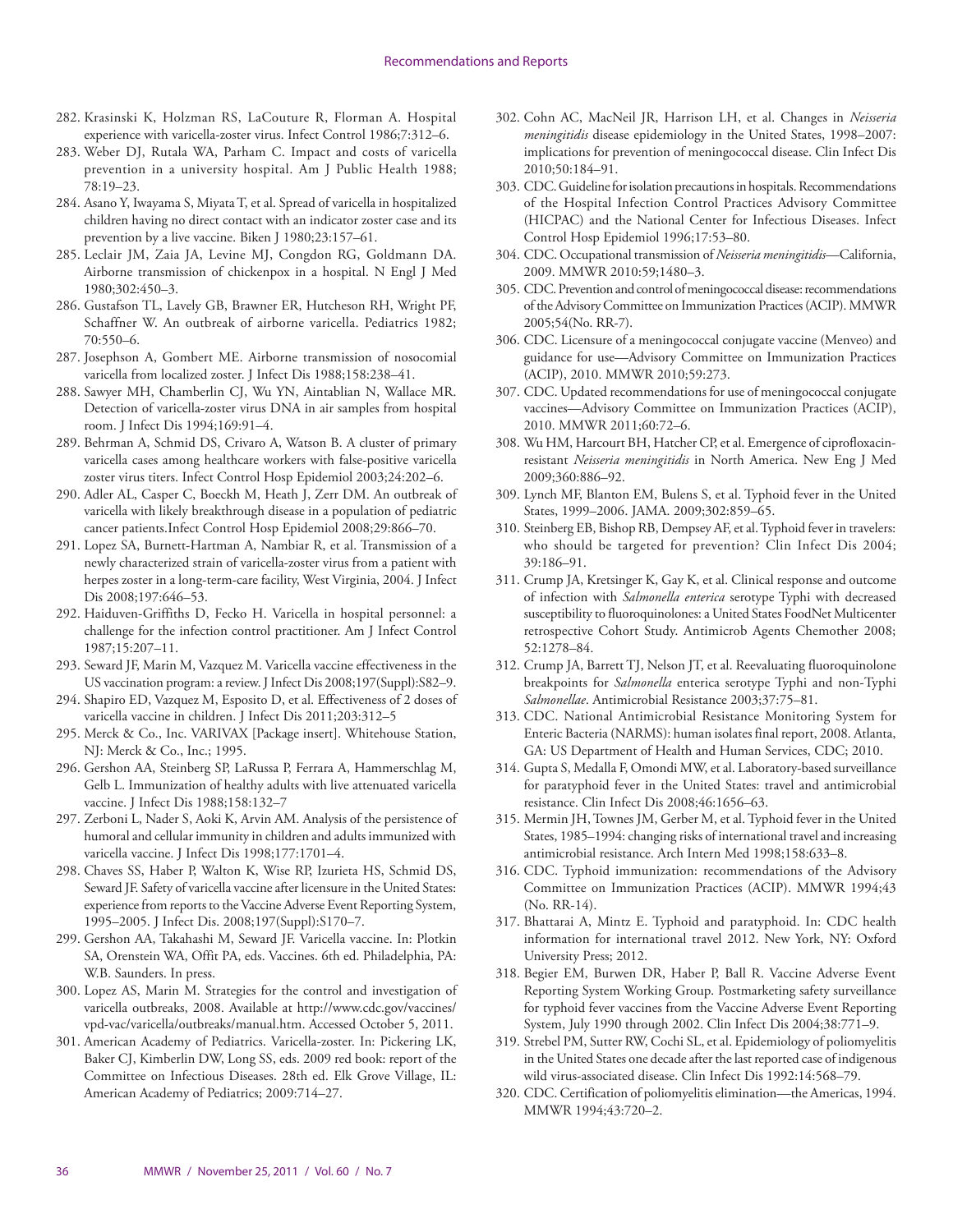282. Krasinski K, Holzman RS, LaCouture R, Florman A. Hospital experience with varicella-zoster virus. Infect Control 1986;7:312–6.
283. Weber DJ, Rutala WA, Parham C. Impact and costs of varicella prevention in a university hospital. Am J Public Health 1988; 78:19–23.
284. Asano Y, Iwayama S, Miyata T, et al. Spread of varicella in hospitalized children having no direct contact with an indicator zoster case and its prevention by a live vaccine. Biken J 1980;23:157–61.
285. Leclair JM, Zaia JA, Levine MJ, Congdon RG, Goldmann DA. Airborne transmission of chickenpox in a hospital. N Engl J Med 1980;302:450–3.
286. Gustafson TL, Lavely GB, Brawner ER, Hutcheson RH, Wright PF, Schaffner W. An outbreak of airborne varicella. Pediatrics 1982; 70:550–6.
287. Josephson A, Gombert ME. Airborne transmission of nosocomial varicella from localized zoster. J Infect Dis 1988;158:238–41.
288. Sawyer MH, Chamberlin CJ, Wu YN, Aintablian N, Wallace MR. Detection of varicella-zoster virus DNA in air samples from hospital room. J Infect Dis 1994;169:91–4.
289. Behrman A, Schmid DS, Crivaro A, Watson B. A cluster of primary varicella cases among healthcare workers with false-positive varicella zoster virus titers. Infect Control Hosp Epidemiol 2003;24:202–6.
290. Adler AL, Casper C, Boeckh M, Heath J, Zerr DM. An outbreak of varicella with likely breakthrough disease in a population of pediatric cancer patients.Infect Control Hosp Epidemiol 2008;29:866–70.
291. Lopez SA, Burnett-Hartman A, Nambiar R, et al. Transmission of a newly characterized strain of varicella-zoster virus from a patient with herpes zoster in a long-term-care facility, West Virginia, 2004. J Infect Dis 2008;197:646–53.
292. Haiduven-Griffiths D, Fecko H. Varicella in hospital personnel: a challenge for the infection control practitioner. Am J Infect Control 1987;15:207–11.
293. Seward JF, Marin M, Vazquez M. Varicella vaccine effectiveness in the US vaccination program: a review. J Infect Dis 2008;197(Suppl):S82–9.
294. Shapiro ED, Vazquez M, Esposito D, et al. Effectiveness of 2 doses of varicella vaccine in children. J Infect Dis 2011;203:312–5
295. Merck & Co., Inc. VARIVAX [Package insert]. Whitehouse Station, NJ: Merck & Co., Inc.; 1995.
296. Gershon AA, Steinberg SP, LaRussa P, Ferrara A, Hammerschlag M, Gelb L. Immunization of healthy adults with live attenuated varicella vaccine. J Infect Dis 1988;158:132–7
297. Zerboni L, Nader S, Aoki K, Arvin AM. Analysis of the persistence of humoral and cellular immunity in children and adults immunized with varicella vaccine. J Infect Dis 1998;177:1701–4.
298. Chaves SS, Haber P, Walton K, Wise RP, Izurieta HS, Schmid DS, Seward JF. Safety of varicella vaccine after licensure in the United States: experience from reports to the Vaccine Adverse Event Reporting System, 1995–2005. J Infect Dis. 2008;197(Suppl):S170–7.
299. Gershon AA, Takahashi M, Seward JF. Varicella vaccine. In: Plotkin SA, Orenstein WA, Offit PA, eds. Vaccines. 6th ed. Philadelphia, PA: W.B. Saunders. In press.
300. Lopez AS, Marin M. Strategies for the control and investigation of varicella outbreaks, 2008. Available at http://www.cdc.gov/vaccines/vpd-vac/varicella/outbreaks/manual.htm. Accessed October 5, 2011.
301. American Academy of Pediatrics. Varicella-zoster. In: Pickering LK, Baker CJ, Kimberlin DW, Long SS, eds. 2009 red book: report of the Committee on Infectious Diseases. 28th ed. Elk Grove Village, IL: American Academy of Pediatrics; 2009:714–27.
302. Cohn AC, MacNeil JR, Harrison LH, et al. Changes in *Neisseria meningitidis* disease epidemiology in the United States, 1998–2007: implications for prevention of meningococcal disease. Clin Infect Dis 2010;50:184–91.
303. CDC. Guideline for isolation precautions in hospitals. Recommendations of the Hospital Infection Control Practices Advisory Committee (HICPAC) and the National Center for Infectious Diseases. Infect Control Hosp Epidemiol 1996;17:53–80.
304. CDC. Occupational transmission of *Neisseria meningitidis*—California, 2009. MMWR 2010:59;1480–3.
305. CDC. Prevention and control of meningococcal disease: recommendations of the Advisory Committee on Immunization Practices (ACIP). MMWR 2005;54(No. RR-7).
306. CDC. Licensure of a meningococcal conjugate vaccine (Menveo) and guidance for use—Advisory Committee on Immunization Practices (ACIP), 2010. MMWR 2010;59:273.
307. CDC. Updated recommendations for use of meningococcal conjugate vaccines—Advisory Committee on Immunization Practices (ACIP), 2010. MMWR 2011;60:72–6.
308. Wu HM, Harcourt BH, Hatcher CP, et al. Emergence of ciprofloxacin-resistant *Neisseria meningitidis* in North America. New Eng J Med 2009;360:886–92.
309. Lynch MF, Blanton EM, Bulens S, et al. Typhoid fever in the United States, 1999–2006. JAMA. 2009;302:859–65.
310. Steinberg EB, Bishop RB, Dempsey AF, et al. Typhoid fever in travelers: who should be targeted for prevention? Clin Infect Dis 2004; 39:186–91.
311. Crump JA, Kretsinger K, Gay K, et al. Clinical response and outcome of infection with *Salmonella enterica* serotype Typhi with decreased susceptibility to fluoroquinolones: a United States FoodNet Multicenter retrospective Cohort Study. Antimicrob Agents Chemother 2008; 52:1278–84.
312. Crump JA, Barrett TJ, Nelson JT, et al. Reevaluating fluoroquinolone breakpoints for *Salmonella* enterica serotype Typhi and non-Typhi *Salmonellae*. Antimicrobial Resistance 2003;37:75–81.
313. CDC. National Antimicrobial Resistance Monitoring System for Enteric Bacteria (NARMS): human isolates final report, 2008. Atlanta, GA: US Department of Health and Human Services, CDC; 2010.
314. Gupta S, Medalla F, Omondi MW, et al. Laboratory-based surveillance for paratyphoid fever in the United States: travel and antimicrobial resistance. Clin Infect Dis 2008;46:1656–63.
315. Mermin JH, Townes JM, Gerber M, et al. Typhoid fever in the United States, 1985–1994: changing risks of international travel and increasing antimicrobial resistance. Arch Intern Med 1998;158:633–8.
316. CDC. Typhoid immunization: recommendations of the Advisory Committee on Immunization Practices (ACIP). MMWR 1994;43 (No. RR-14).
317. Bhattarai A, Mintz E. Typhoid and paratyphoid. In: CDC health information for international travel 2012. New York, NY: Oxford University Press; 2012.
318. Begier EM, Burwen DR, Haber P, Ball R. Vaccine Adverse Event Reporting System Working Group. Postmarketing safety surveillance for typhoid fever vaccines from the Vaccine Adverse Event Reporting System, July 1990 through 2002. Clin Infect Dis 2004;38:771–9.
319. Strebel PM, Sutter RW, Cochi SL, et al. Epidemiology of poliomyelitis in the United States one decade after the last reported case of indigenous wild virus-associated disease. Clin Infect Dis 1992:14:568–79.
320. CDC. Certification of poliomyelitis elimination—the Americas, 1994. MMWR 1994;43:720–2.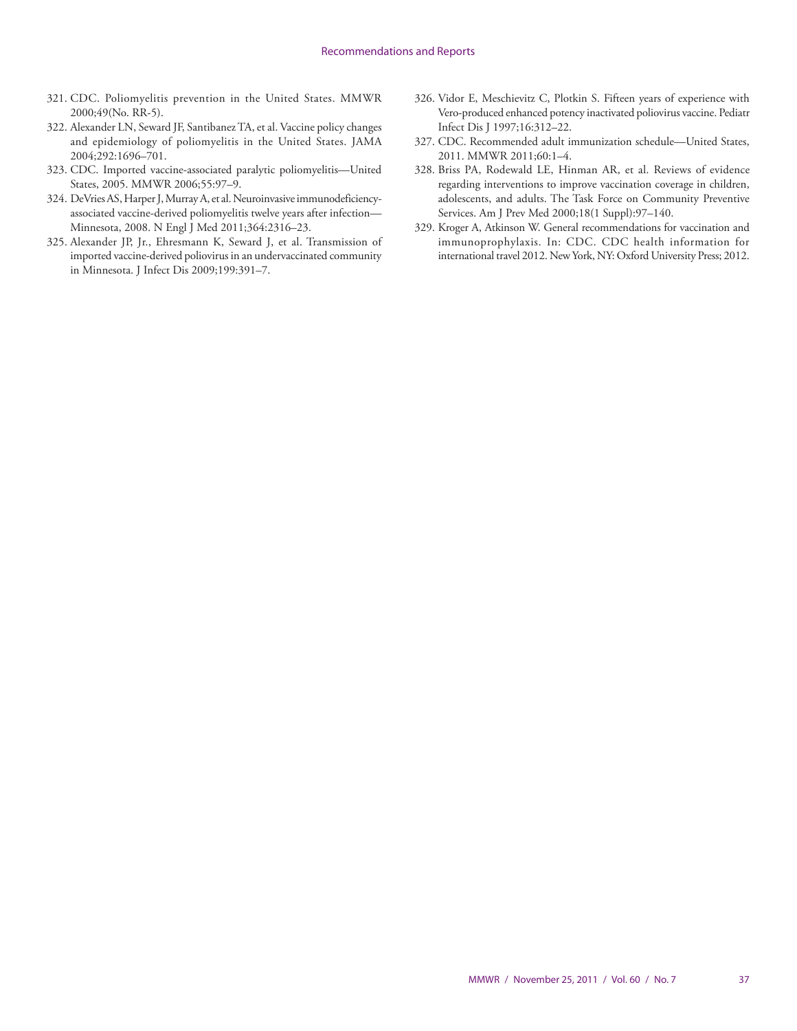321. CDC. Poliomyelitis prevention in the United States. MMWR 2000;49(No. RR-5).
322. Alexander LN, Seward JF, Santibanez TA, et al. Vaccine policy changes and epidemiology of poliomyelitis in the United States. JAMA 2004;292:1696–701.
323. CDC. Imported vaccine-associated paralytic poliomyelitis—United States, 2005. MMWR 2006;55:97–9.
324. DeVries AS, Harper J, Murray A, et al. Neuroinvasive immunodeficiency-associated vaccine-derived poliomyelitis twelve years after infection—Minnesota, 2008. N Engl J Med 2011;364:2316–23.
325. Alexander JP, Jr., Ehresmann K, Seward J, et al. Transmission of imported vaccine-derived poliovirus in an undervaccinated community in Minnesota. J Infect Dis 2009;199:391–7.
326. Vidor E, Meschievitz C, Plotkin S. Fifteen years of experience with Vero-produced enhanced potency inactivated poliovirus vaccine. Pediatr Infect Dis J 1997;16:312–22.
327. CDC. Recommended adult immunization schedule—United States, 2011. MMWR 2011;60:1–4.
328. Briss PA, Rodewald LE, Hinman AR, et al. Reviews of evidence regarding interventions to improve vaccination coverage in children, adolescents, and adults. The Task Force on Community Preventive Services. Am J Prev Med 2000;18(1 Suppl):97–140.
329. Kroger A, Atkinson W. General recommendations for vaccination and immunoprophylaxis. In: CDC. CDC health information for international travel 2012. New York, NY: Oxford University Press; 2012.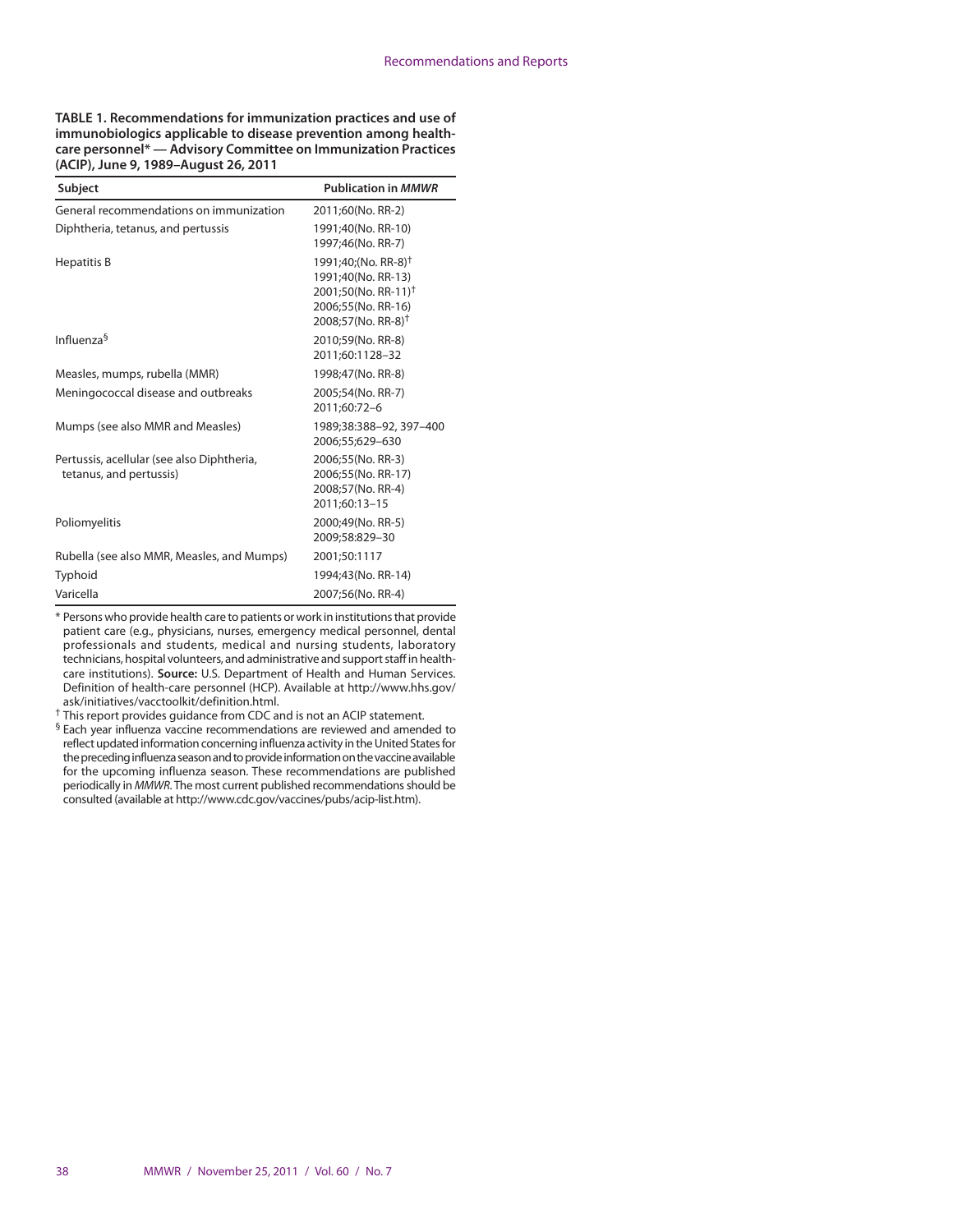**TABLE 1. Recommendations for immunization practices and use of immunobiologics applicable to disease prevention among health-care personnel* — Advisory Committee on Immunization Practices (ACIP), June 9, 1989–August 26, 2011**

| Subject | Publication in *MMWR* |
|---|---|
| General recommendations on immunization | 2011;60(No. RR-2) |
| Diphtheria, tetanus, and pertussis | 1991;40(No. RR-10)<br>1997;46(No. RR-7) |
| Hepatitis B | 1991;40;(No. RR-8)†<br>1991;40(No. RR-13)<br>2001;50(No. RR-11)†<br>2006;55(No. RR-16)<br>2008;57(No. RR-8)† |
| Influenza§ | 2010;59(No. RR-8)<br>2011;60:1128–32 |
| Measles, mumps, rubella (MMR) | 1998;47(No. RR-8) |
| Meningococcal disease and outbreaks | 2005;54(No. RR-7)<br>2011;60:72–6 |
| Mumps (see also MMR and Measles) | 1989;38:388–92, 397–400<br>2006;55;629–630 |
| Pertussis, acellular (see also Diphtheria, tetanus, and pertussis) | 2006;55(No. RR-3)<br>2006;55(No. RR-17)<br>2008;57(No. RR-4)<br>2011;60:13–15 |
| Poliomyelitis | 2000;49(No. RR-5)<br>2009;58:829–30 |
| Rubella (see also MMR, Measles, and Mumps) | 2001;50:1117 |
| Typhoid | 1994;43(No. RR-14) |
| Varicella | 2007;56(No. RR-4) |

* Persons who provide health care to patients or work in institutions that provide patient care (e.g., physicians, nurses, emergency medical personnel, dental professionals and students, medical and nursing students, laboratory technicians, hospital volunteers, and administrative and support staff in health-care institutions). **Source:** U.S. Department of Health and Human Services. Definition of health-care personnel (HCP). Available at http://www.hhs.gov/ask/initiatives/vacctoolkit/definition.html.

† This report provides guidance from CDC and is not an ACIP statement.

§ Each year influenza vaccine recommendations are reviewed and amended to reflect updated information concerning influenza activity in the United States for the preceding influenza season and to provide information on the vaccine available for the upcoming influenza season. These recommendations are published periodically in *MMWR*. The most current published recommendations should be consulted (available at http://www.cdc.gov/vaccines/pubs/acip-list.htm).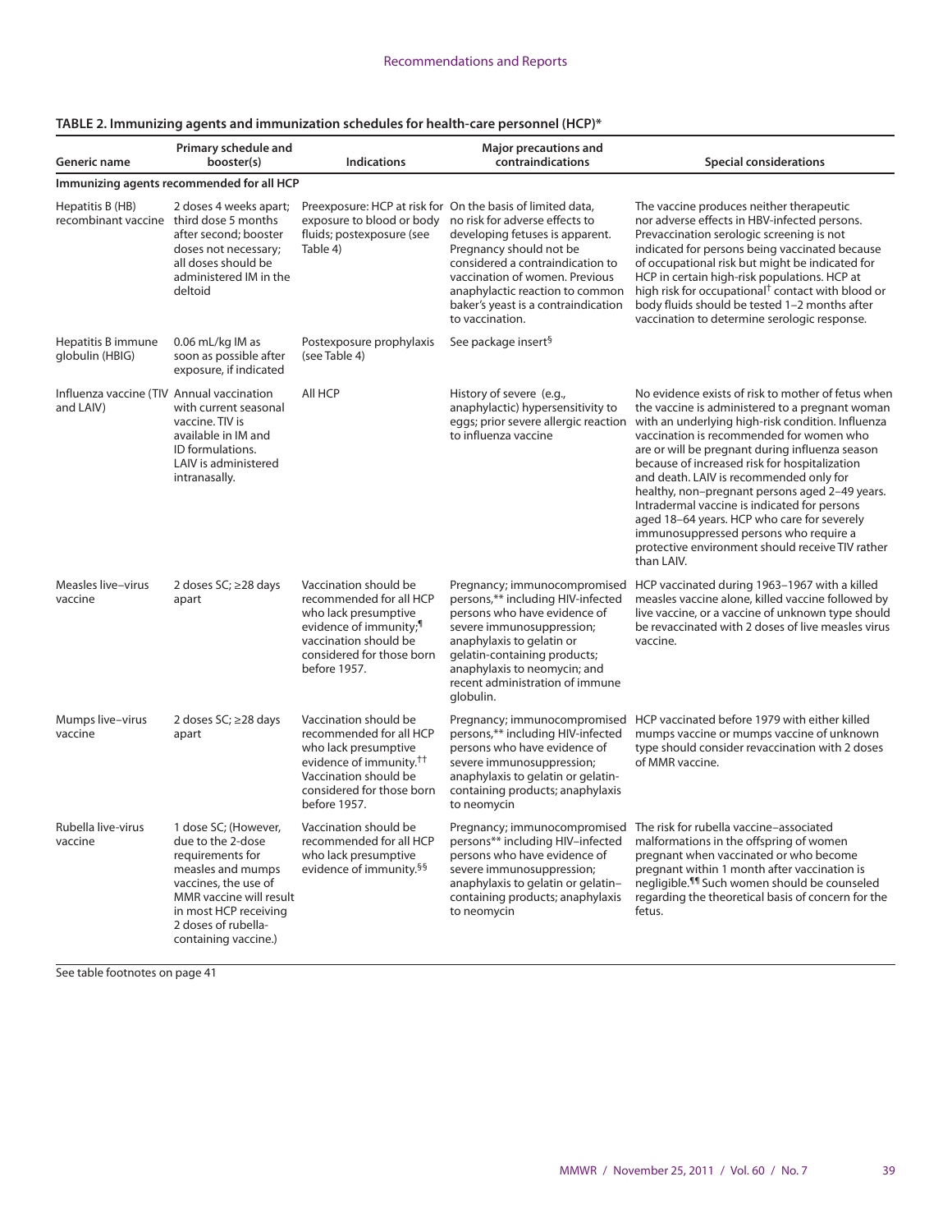**TABLE 2. Immunizing agents and immunization schedules for health-care personnel (HCP)***

| Generic name | Primary schedule and booster(s) | Indications | Major precautions and contraindications | Special considerations |
|---|---|---|---|---|
| **Immunizing agents recommended for all HCP** | | | | |
| Hepatitis B (HB) recombinant vaccine | 2 doses 4 weeks apart; third dose 5 months after second; booster doses not necessary; all doses should be administered IM in the deltoid | Preexposure: HCP at risk for exposure to blood or body fluids; postexposure (see Table 4) | On the basis of limited data, no risk for adverse effects to developing fetuses is apparent. Pregnancy should not be considered a contraindication to vaccination of women. Previous anaphylactic reaction to common baker's yeast is a contraindication to vaccination. | The vaccine produces neither therapeutic nor adverse effects in HBV-infected persons. Prevaccination serologic screening is not indicated for persons being vaccinated because of occupational risk but might be indicated for HCP in certain high-risk populations. HCP at high risk for occupational[†] contact with blood or body fluids should be tested 1–2 months after vaccination to determine serologic response. |
| Hepatitis B immune globulin (HBIG) | 0.06 mL/kg IM as soon as possible after exposure, if indicated | Postexposure prophylaxis (see Table 4) | See package insert[§] | |
| Influenza vaccine (TIV and LAIV) | Annual vaccination with current seasonal vaccine. TIV is available in IM and ID formulations. LAIV is administered intranasally. | All HCP | History of severe (e.g., anaphylactic) hypersensitivity to eggs; prior severe allergic reaction to influenza vaccine | No evidence exists of risk to mother of fetus when the vaccine is administered to a pregnant woman with an underlying high-risk condition. Influenza vaccination is recommended for women who are or will be pregnant during influenza season because of increased risk for hospitalization and death. LAIV is recommended only for healthy, non–pregnant persons aged 2–49 years. Intradermal vaccine is indicated for persons aged 18–64 years. HCP who care for severely immunosuppressed persons who require a protective environment should receive TIV rather than LAIV. |
| Measles live–virus vaccine | 2 doses SC; ≥28 days apart | Vaccination should be recommended for all HCP who lack presumptive evidence of immunity;[¶] vaccination should be considered for those born before 1957. | Pregnancy; immunocompromised persons,** including HIV-infected persons who have evidence of severe immunosuppression; anaphylaxis to gelatin or gelatin-containing products; anaphylaxis to neomycin; and recent administration of immune globulin. | HCP vaccinated during 1963–1967 with a killed measles vaccine alone, killed vaccine followed by live vaccine, or a vaccine of unknown type should be revaccinated with 2 doses of live measles virus vaccine. |
| Mumps live–virus vaccine | 2 doses SC; ≥28 days apart | Vaccination should be recommended for all HCP who lack presumptive evidence of immunity.[††] Vaccination should be considered for those born before 1957. | Pregnancy; immunocompromised persons,** including HIV-infected persons who have evidence of severe immunosuppression; anaphylaxis to gelatin or gelatin-containing products; anaphylaxis to neomycin | HCP vaccinated before 1979 with either killed mumps vaccine or mumps vaccine of unknown type should consider revaccination with 2 doses of MMR vaccine. |
| Rubella live-virus vaccine | 1 dose SC; (However, due to the 2-dose requirements for measles and mumps vaccines, the use of MMR vaccine will result in most HCP receiving 2 doses of rubella-containing vaccine.) | Vaccination should be recommended for all HCP who lack presumptive evidence of immunity.[§§] | Pregnancy; immunocompromised persons** including HIV–infected persons who have evidence of severe immunosuppression; anaphylaxis to gelatin or gelatin-containing products; anaphylaxis to neomycin | The risk for rubella vaccine–associated malformations in the offspring of women pregnant when vaccinated or who become pregnant within 1 month after vaccination is negligible.[¶¶] Such women should be counseled regarding the theoretical basis of concern for the fetus. |

See table footnotes on page 41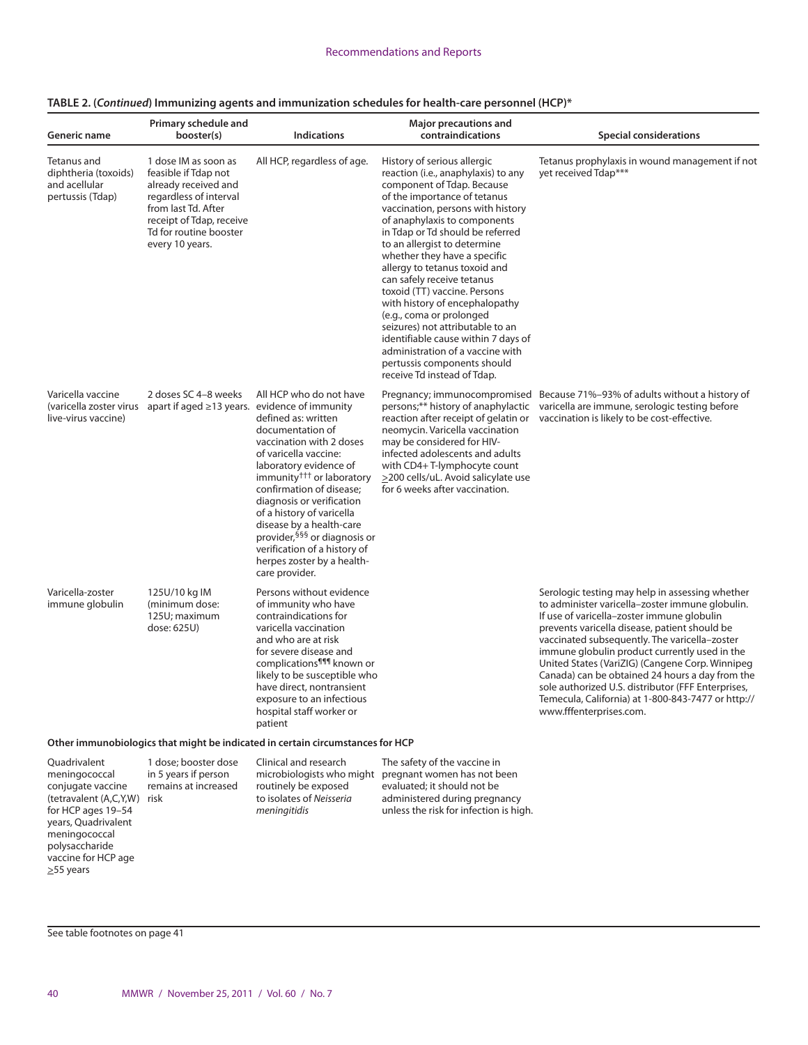**TABLE 2. (*Continued*) Immunizing agents and immunization schedules for health-care personnel (HCP)***

| Generic name | Primary schedule and booster(s) | Indications | Major precautions and contraindications | Special considerations |
|---|---|---|---|---|
| Tetanus and diphtheria (toxoids) and acellular pertussis (Tdap) | 1 dose IM as soon as feasible if Tdap not already received and regardless of interval from last Td. After receipt of Tdap, receive Td for routine booster every 10 years. | All HCP, regardless of age. | History of serious allergic reaction (i.e., anaphylaxis) to any component of Tdap. Because of the importance of tetanus vaccination, persons with history of anaphylaxis to components in Tdap or Td should be referred to an allergist to determine whether they have a specific allergy to tetanus toxoid and can safely receive tetanus toxoid (TT) vaccine. Persons with history of encephalopathy (e.g., coma or prolonged seizures) not attributable to an identifiable cause within 7 days of administration of a vaccine with pertussis components should receive Td instead of Tdap. | Tetanus prophylaxis in wound management if not yet received Tdap*** |
| Varicella vaccine (varicella zoster virus live-virus vaccine) | 2 doses SC 4–8 weeks apart if aged ≥13 years. | All HCP who do not have evidence of immunity defined as: written documentation of vaccination with 2 doses of varicella vaccine: laboratory evidence of immunity††† or laboratory confirmation of disease; diagnosis or verification of a history of varicella disease by a health-care provider,§§§ or diagnosis or verification of a history of herpes zoster by a health-care provider. | Pregnancy; immunocompromised persons;** history of anaphylactic reaction after receipt of gelatin or neomycin. Varicella vaccination may be considered for HIV-infected adolescents and adults with CD4+ T-lymphocyte count ≥200 cells/uL. Avoid salicylate use for 6 weeks after vaccination. | Because 71%–93% of adults without a history of varicella are immune, serologic testing before vaccination is likely to be cost-effective. |
| Varicella-zoster immune globulin | 125U/10 kg IM (minimum dose: 125U; maximum dose: 625U) | Persons without evidence of immunity who have contraindications for varicella vaccination and who are at risk for severe disease and complications¶¶¶ known or likely to be susceptible who have direct, nontransient exposure to an infectious hospital staff worker or patient | | Serologic testing may help in assessing whether to administer varicella–zoster immune globulin. If use of varicella–zoster immune globulin prevents varicella disease, patient should be vaccinated subsequently. The varicella–zoster immune globulin product currently used in the United States (VariZIG) (Cangene Corp. Winnipeg Canada) can be obtained 24 hours a day from the sole authorized U.S. distributor (FFF Enterprises, Temecula, California) at 1-800-843-7477 or http://www.fffenterprises.com. |
| **Other immunobiologics that might be indicated in certain circumstances for HCP** | | | | |
| Quadrivalent meningococcal conjugate vaccine (tetravalent (A,C,Y,W) for HCP ages 19–54 years, Quadrivalent meningococcal polysaccharide vaccine for HCP age ≥55 years | 1 dose; booster dose in 5 years if person remains at increased risk | Clinical and research microbiologists who might routinely be exposed to isolates of *Neisseria meningitidis* | The safety of the vaccine in pregnant women has not been evaluated; it should not be administered during pregnancy unless the risk for infection is high. | |

See table footnotes on page 41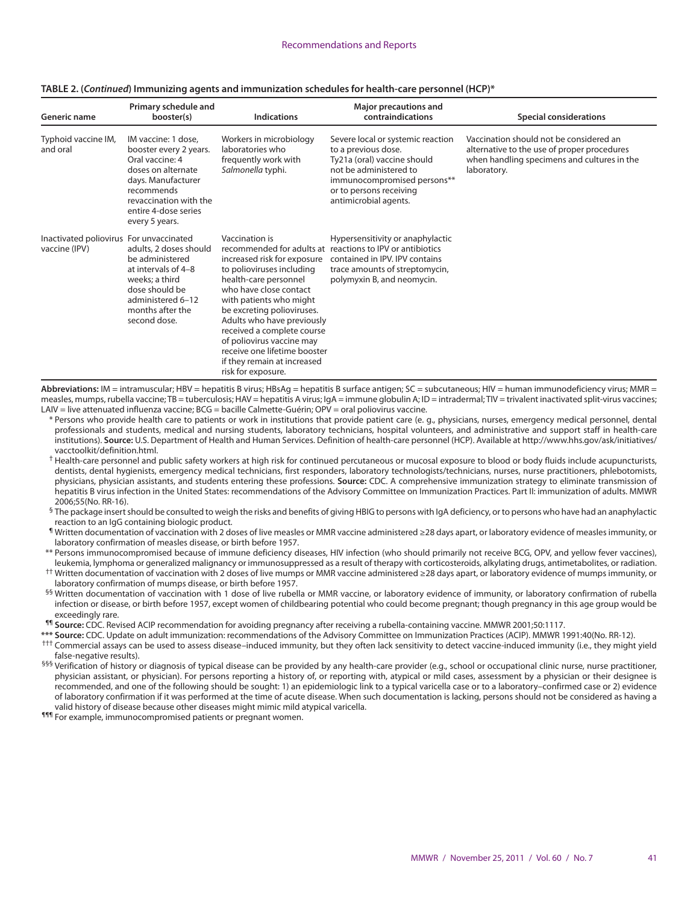**TABLE 2. (*Continued*) Immunizing agents and immunization schedules for health-care personnel (HCP)***

| Generic name | Primary schedule and booster(s) | Indications | Major precautions and contraindications | Special considerations |
|---|---|---|---|---|
| Typhoid vaccine IM, and oral | IM vaccine: 1 dose, booster every 2 years. Oral vaccine: 4 doses on alternate days. Manufacturer recommends revaccination with the entire 4-dose series every 5 years. | Workers in microbiology laboratories who frequently work with *Salmonella* typhi. | Severe local or systemic reaction to a previous dose. Ty21a (oral) vaccine should not be administered to immunocompromised persons** or to persons receiving antimicrobial agents. | Vaccination should not be considered an alternative to the use of proper procedures when handling specimens and cultures in the laboratory. |
| Inactivated poliovirus vaccine (IPV) | For unvaccinated adults, 2 doses should be administered at intervals of 4–8 weeks; a third dose should be administered 6–12 months after the second dose. | Vaccination is recommended for adults at increased risk for exposure to polioviruses including health-care personnel who have close contact with patients who might be excreting polioviruses. Adults who have previously received a complete course of poliovirus vaccine may receive one lifetime booster if they remain at increased risk for exposure. | Hypersensitivity or anaphylactic reactions to IPV or antibiotics contained in IPV. IPV contains trace amounts of streptomycin, polymyxin B, and neomycin. | |

**Abbreviations:** IM = intramuscular; HBV = hepatitis B virus; HBsAg = hepatitis B surface antigen; SC = subcutaneous; HIV = human immunodeficiency virus; MMR = measles, mumps, rubella vaccine; TB = tuberculosis; HAV = hepatitis A virus; IgA = immune globulin A; ID = intradermal; TIV = trivalent inactivated split-virus vaccines; LAIV = live attenuated influenza vaccine; BCG = bacille Calmette-Guérin; OPV = oral poliovirus vaccine.

\* Persons who provide health care to patients or work in institutions that provide patient care (e. g., physicians, nurses, emergency medical personnel, dental professionals and students, medical and nursing students, laboratory technicians, hospital volunteers, and administrative and support staff in health-care institutions). **Source:** U.S. Department of Health and Human Services. Definition of health-care personnel (HCP). Available at http://www.hhs.gov/ask/initiatives/vacctoolkit/definition.html.

† Health-care personnel and public safety workers at high risk for continued percutaneous or mucosal exposure to blood or body fluids include acupuncturists, dentists, dental hygienists, emergency medical technicians, first responders, laboratory technologists/technicians, nurses, nurse practitioners, phlebotomists, physicians, physician assistants, and students entering these professions. **Source:** CDC. A comprehensive immunization strategy to eliminate transmission of hepatitis B virus infection in the United States: recommendations of the Advisory Committee on Immunization Practices. Part II: immunization of adults. MMWR 2006;55(No. RR-16).

§ The package insert should be consulted to weigh the risks and benefits of giving HBIG to persons with IgA deficiency, or to persons who have had an anaphylactic reaction to an IgG containing biologic product.

¶ Written documentation of vaccination with 2 doses of live measles or MMR vaccine administered ≥28 days apart, or laboratory evidence of measles immunity, or laboratory confirmation of measles disease, or birth before 1957.

** Persons immunocompromised because of immune deficiency diseases, HIV infection (who should primarily not receive BCG, OPV, and yellow fever vaccines), leukemia, lymphoma or generalized malignancy or immunosuppressed as a result of therapy with corticosteroids, alkylating drugs, antimetabolites, or radiation.

†† Written documentation of vaccination with 2 doses of live mumps or MMR vaccine administered ≥28 days apart, or laboratory evidence of mumps immunity, or laboratory confirmation of mumps disease, or birth before 1957.

§§ Written documentation of vaccination with 1 dose of live rubella or MMR vaccine, or laboratory evidence of immunity, or laboratory confirmation of rubella infection or disease, or birth before 1957, except women of childbearing potential who could become pregnant; though pregnancy in this age group would be exceedingly rare.

¶¶ **Source:** CDC. Revised ACIP recommendation for avoiding pregnancy after receiving a rubella-containing vaccine. MMWR 2001;50:1117.

*** **Source:** CDC. Update on adult immunization: recommendations of the Advisory Committee on Immunization Practices (ACIP). MMWR 1991:40(No. RR-12).

††† Commercial assays can be used to assess disease–induced immunity, but they often lack sensitivity to detect vaccine-induced immunity (i.e., they might yield false-negative results).

§§§ Verification of history or diagnosis of typical disease can be provided by any health-care provider (e.g., school or occupational clinic nurse, nurse practitioner, physician assistant, or physician). For persons reporting a history of, or reporting with, atypical or mild cases, assessment by a physician or their designee is recommended, and one of the following should be sought: 1) an epidemiologic link to a typical varicella case or to a laboratory–confirmed case or 2) evidence of laboratory confirmation if it was performed at the time of acute disease. When such documentation is lacking, persons should not be considered as having a valid history of disease because other diseases might mimic mild atypical varicella.

¶¶¶ For example, immunocompromised patients or pregnant women.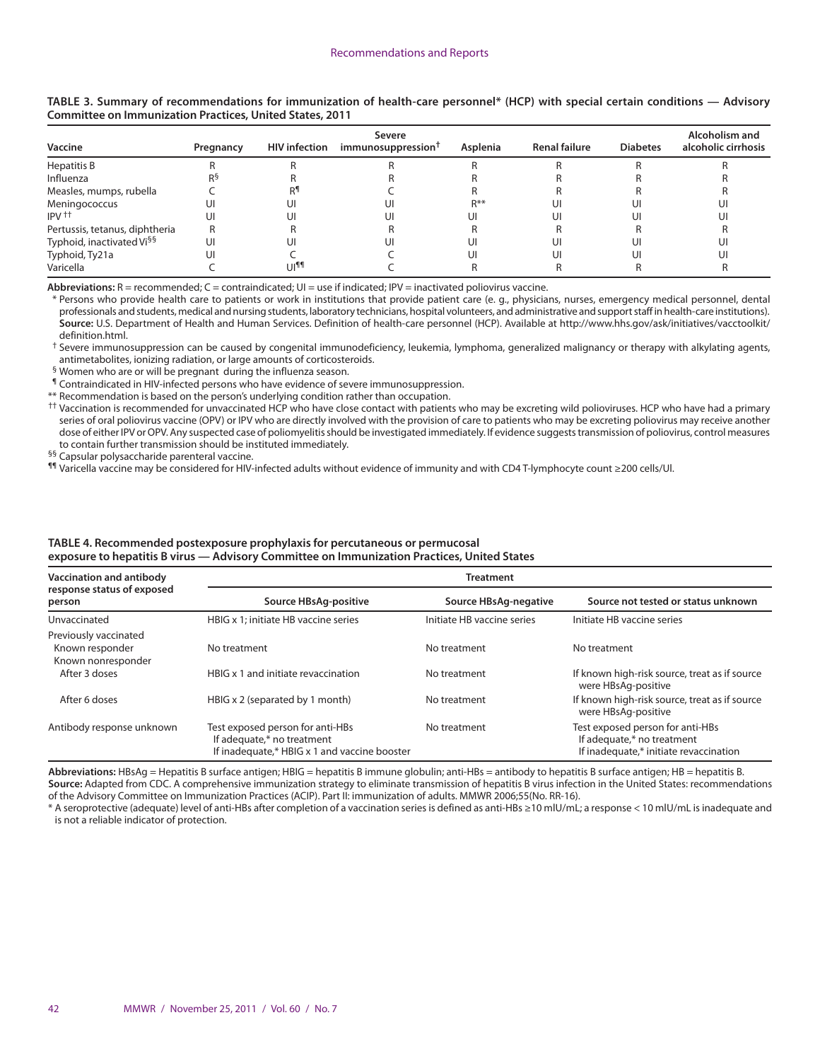**TABLE 3. Summary of recommendations for immunization of health-care personnel* (HCP) with special certain conditions — Advisory Committee on Immunization Practices, United States, 2011**

| Vaccine | Pregnancy | HIV infection | Severe immunosuppression† | Asplenia | Renal failure | Diabetes | Alcoholism and alcoholic cirrhosis |
|---|---|---|---|---|---|---|---|
| Hepatitis B | R | R | R | R | R | R | R |
| Influenza | R§ | R | R | R | R | R | R |
| Measles, mumps, rubella | C | R¶ | C | R | R | R | R |
| Meningococcus | UI | UI | UI | R** | UI | UI | UI |
| IPV †† | UI | UI | UI | UI | UI | UI | UI |
| Pertussis, tetanus, diphtheria | R | R | R | R | R | R | R |
| Typhoid, inactivated Vi§§ | UI | UI | UI | UI | UI | UI | UI |
| Typhoid, Ty21a | UI | C | C | UI | UI | UI | UI |
| Varicella | C | UI¶¶ | C | R | R | R | R |

**Abbreviations:** R = recommended; C = contraindicated; UI = use if indicated; IPV = inactivated poliovirus vaccine.

\* Persons who provide health care to patients or work in institutions that provide patient care (e. g., physicians, nurses, emergency medical personnel, dental professionals and students, medical and nursing students, laboratory technicians, hospital volunteers, and administrative and support staff in health-care institutions). **Source:** U.S. Department of Health and Human Services. Definition of health-care personnel (HCP). Available at http://www.hhs.gov/ask/initiatives/vacctoolkit/definition.html.

† Severe immunosuppression can be caused by congenital immunodeficiency, leukemia, lymphoma, generalized malignancy or therapy with alkylating agents, antimetabolites, ionizing radiation, or large amounts of corticosteroids.

§ Women who are or will be pregnant during the influenza season.

¶ Contraindicated in HIV-infected persons who have evidence of severe immunosuppression.

** Recommendation is based on the person's underlying condition rather than occupation.

†† Vaccination is recommended for unvaccinated HCP who have close contact with patients who may be excreting wild polioviruses. HCP who have had a primary series of oral poliovirus vaccine (OPV) or IPV who are directly involved with the provision of care to patients who may be excreting poliovirus may receive another dose of either IPV or OPV. Any suspected case of poliomyelitis should be investigated immediately. If evidence suggests transmission of poliovirus, control measures to contain further transmission should be instituted immediately.

§§ Capsular polysaccharide parenteral vaccine.

¶¶ Varicella vaccine may be considered for HIV-infected adults without evidence of immunity and with CD4 T-lymphocyte count ≥200 cells/Ul.

**TABLE 4. Recommended postexposure prophylaxis for percutaneous or permucosal exposure to hepatitis B virus — Advisory Committee on Immunization Practices, United States**

| Vaccination and antibody response status of exposed person | Treatment | | |
|---|---|---|---|
| | Source HBsAg-positive | Source HBsAg-negative | Source not tested or status unknown |
| Unvaccinated | HBIG x 1; initiate HB vaccine series | Initiate HB vaccine series | Initiate HB vaccine series |
| Previously vaccinated | | | |
| Known responder | No treatment | No treatment | No treatment |
| Known nonresponder | | | |
| After 3 doses | HBIG x 1 and initiate revaccination | No treatment | If known high-risk source, treat as if source were HBsAg-positive |
| After 6 doses | HBIG x 2 (separated by 1 month) | No treatment | If known high-risk source, treat as if source were HBsAg-positive |
| Antibody response unknown | Test exposed person for anti-HBs<br>If adequate,* no treatment<br>If inadequate,* HBIG x 1 and vaccine booster | No treatment | Test exposed person for anti-HBs<br>If adequate,* no treatment<br>If inadequate,* initiate revaccination |

**Abbreviations:** HBsAg = Hepatitis B surface antigen; HBIG = hepatitis B immune globulin; anti-HBs = antibody to hepatitis B surface antigen; HB = hepatitis B.
**Source:** Adapted from CDC. A comprehensive immunization strategy to eliminate transmission of hepatitis B virus infection in the United States: recommendations of the Advisory Committee on Immunization Practices (ACIP). Part II: immunization of adults. MMWR 2006;55(No. RR-16).

\* A seroprotective (adequate) level of anti-HBs after completion of a vaccination series is defined as anti-HBs ≥10 mIU/mL; a response < 10 mIU/mL is inadequate and is not a reliable indicator of protection.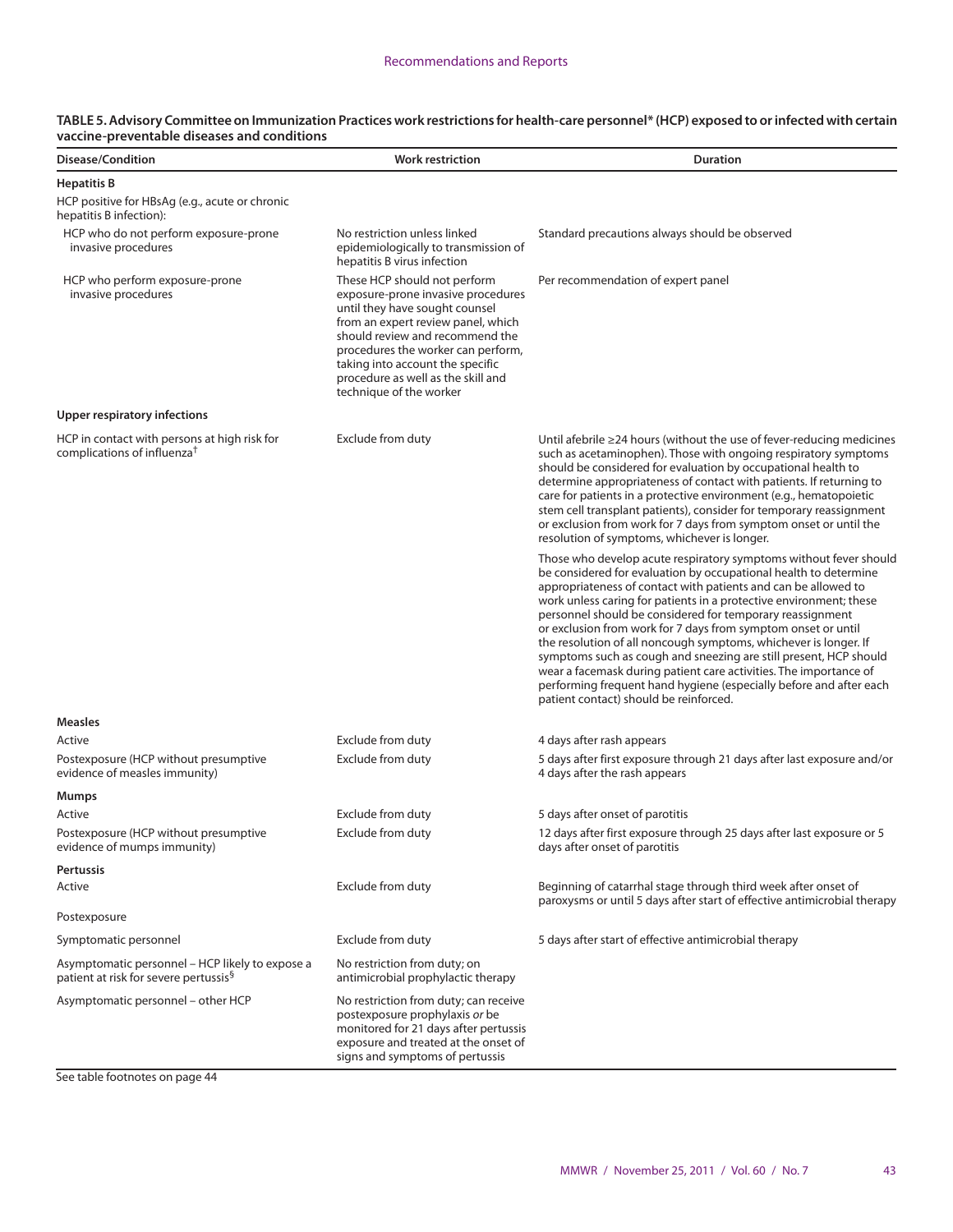**TABLE 5. Advisory Committee on Immunization Practices work restrictions for health-care personnel* (HCP) exposed to or infected with certain vaccine-preventable diseases and conditions**

| Disease/Condition | Work restriction | Duration |
|---|---|---|
| **Hepatitis B** | | |
| HCP positive for HBsAg (e.g., acute or chronic hepatitis B infection): | | |
| HCP who do not perform exposure-prone invasive procedures | No restriction unless linked epidemiologically to transmission of hepatitis B virus infection | Standard precautions always should be observed |
| HCP who perform exposure-prone invasive procedures | These HCP should not perform exposure-prone invasive procedures until they have sought counsel from an expert review panel, which should review and recommend the procedures the worker can perform, taking into account the specific procedure as well as the skill and technique of the worker | Per recommendation of expert panel |
| **Upper respiratory infections** | | |
| HCP in contact with persons at high risk for complications of influenza[†] | Exclude from duty | Until afebrile ≥24 hours (without the use of fever-reducing medicines such as acetaminophen). Those with ongoing respiratory symptoms should be considered for evaluation by occupational health to determine appropriateness of contact with patients. If returning to care for patients in a protective environment (e.g., hematopoietic stem cell transplant patients), consider for temporary reassignment or exclusion from work for 7 days from symptom onset or until the resolution of symptoms, whichever is longer. Those who develop acute respiratory symptoms without fever should be considered for evaluation by occupational health to determine appropriateness of contact with patients and can be allowed to work unless caring for patients in a protective environment; these personnel should be considered for temporary reassignment or exclusion from work for 7 days from symptom onset or until the resolution of all noncough symptoms, whichever is longer. If symptoms such as cough and sneezing are still present, HCP should wear a facemask during patient care activities. The importance of performing frequent hand hygiene (especially before and after each patient contact) should be reinforced. |
| **Measles** | | |
| Active | Exclude from duty | 4 days after rash appears |
| Postexposure (HCP without presumptive evidence of measles immunity) | Exclude from duty | 5 days after first exposure through 21 days after last exposure and/or 4 days after the rash appears |
| **Mumps** | | |
| Active | Exclude from duty | 5 days after onset of parotitis |
| Postexposure (HCP without presumptive evidence of mumps immunity) | Exclude from duty | 12 days after first exposure through 25 days after last exposure or 5 days after onset of parotitis |
| **Pertussis** | | |
| Active | Exclude from duty | Beginning of catarrhal stage through third week after onset of paroxysms or until 5 days after start of effective antimicrobial therapy |
| Postexposure | | |
| Symptomatic personnel | Exclude from duty | 5 days after start of effective antimicrobial therapy |
| Asymptomatic personnel – HCP likely to expose a patient at risk for severe pertussis[§] | No restriction from duty; on antimicrobial prophylactic therapy | |
| Asymptomatic personnel – other HCP | No restriction from duty; can receive postexposure prophylaxis *or* be monitored for 21 days after pertussis exposure and treated at the onset of signs and symptoms of pertussis | |

See table footnotes on page 44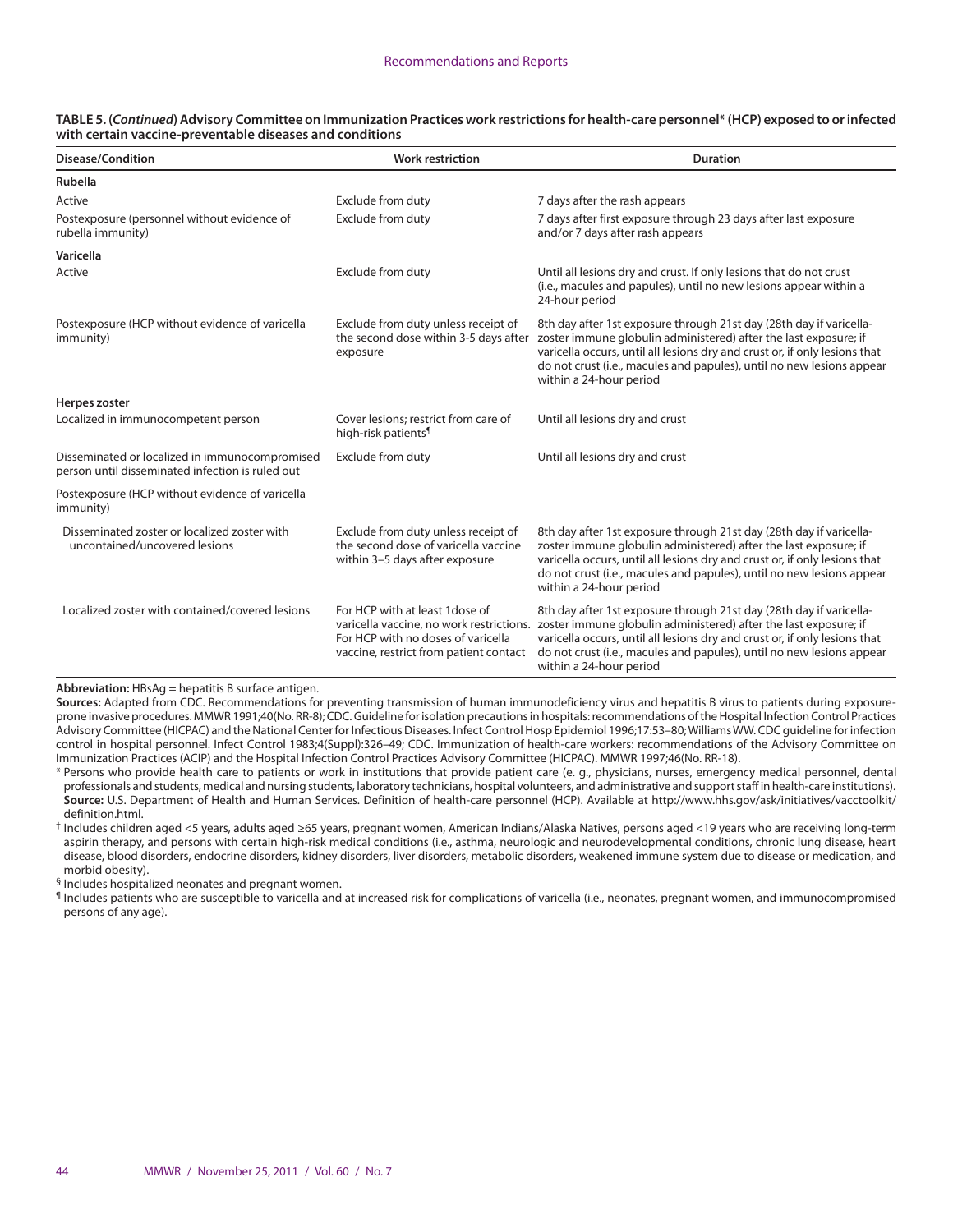**TABLE 5. (*Continued*) Advisory Committee on Immunization Practices work restrictions for health-care personnel* (HCP) exposed to or infected with certain vaccine-preventable diseases and conditions**

| Disease/Condition | Work restriction | Duration |
|---|---|---|
| **Rubella** | | |
| Active | Exclude from duty | 7 days after the rash appears |
| Postexposure (personnel without evidence of rubella immunity) | Exclude from duty | 7 days after first exposure through 23 days after last exposure and/or 7 days after rash appears |
| **Varicella** | | |
| Active | Exclude from duty | Until all lesions dry and crust. If only lesions that do not crust (i.e., macules and papules), until no new lesions appear within a 24-hour period |
| Postexposure (HCP without evidence of varicella immunity) | Exclude from duty unless receipt of the second dose within 3-5 days after exposure | 8th day after 1st exposure through 21st day (28th day if varicella-zoster immune globulin administered) after the last exposure; if varicella occurs, until all lesions dry and crust or, if only lesions that do not crust (i.e., macules and papules), until no new lesions appear within a 24-hour period |
| **Herpes zoster** | | |
| Localized in immunocompetent person | Cover lesions; restrict from care of high-risk patients¶ | Until all lesions dry and crust |
| Disseminated or localized in immunocompromised person until disseminated infection is ruled out | Exclude from duty | Until all lesions dry and crust |
| Postexposure (HCP without evidence of varicella immunity) | | |
| Disseminated zoster or localized zoster with uncontained/uncovered lesions | Exclude from duty unless receipt of the second dose of varicella vaccine within 3–5 days after exposure | 8th day after 1st exposure through 21st day (28th day if varicella-zoster immune globulin administered) after the last exposure; if varicella occurs, until all lesions dry and crust or, if only lesions that do not crust (i.e., macules and papules), until no new lesions appear within a 24-hour period |
| Localized zoster with contained/covered lesions | For HCP with at least 1dose of varicella vaccine, no work restrictions. For HCP with no doses of varicella vaccine, restrict from patient contact | 8th day after 1st exposure through 21st day (28th day if varicella-zoster immune globulin administered) after the last exposure; if varicella occurs, until all lesions dry and crust or, if only lesions that do not crust (i.e., macules and papules), until no new lesions appear within a 24-hour period |

**Abbreviation:** HBsAg = hepatitis B surface antigen.

**Sources:** Adapted from CDC. Recommendations for preventing transmission of human immunodeficiency virus and hepatitis B virus to patients during exposure-prone invasive procedures. MMWR 1991;40(No. RR-8); CDC. Guideline for isolation precautions in hospitals: recommendations of the Hospital Infection Control Practices Advisory Committee (HICPAC) and the National Center for Infectious Diseases. Infect Control Hosp Epidemiol 1996;17:53–80; Williams WW. CDC guideline for infection control in hospital personnel. Infect Control 1983;4(Suppl):326–49; CDC. Immunization of health-care workers: recommendations of the Advisory Committee on Immunization Practices (ACIP) and the Hospital Infection Control Practices Advisory Committee (HICPAC). MMWR 1997;46(No. RR-18).

\* Persons who provide health care to patients or work in institutions that provide patient care (e. g., physicians, nurses, emergency medical personnel, dental professionals and students, medical and nursing students, laboratory technicians, hospital volunteers, and administrative and support staff in health-care institutions). **Source:** U.S. Department of Health and Human Services. Definition of health-care personnel (HCP). Available at http://www.hhs.gov/ask/initiatives/vacctoolkit/definition.html.

† Includes children aged <5 years, adults aged ≥65 years, pregnant women, American Indians/Alaska Natives, persons aged <19 years who are receiving long-term aspirin therapy, and persons with certain high-risk medical conditions (i.e., asthma, neurologic and neurodevelopmental conditions, chronic lung disease, heart disease, blood disorders, endocrine disorders, kidney disorders, liver disorders, metabolic disorders, weakened immune system due to disease or medication, and morbid obesity).

§ Includes hospitalized neonates and pregnant women.

¶ Includes patients who are susceptible to varicella and at increased risk for complications of varicella (i.e., neonates, pregnant women, and immunocompromised persons of any age).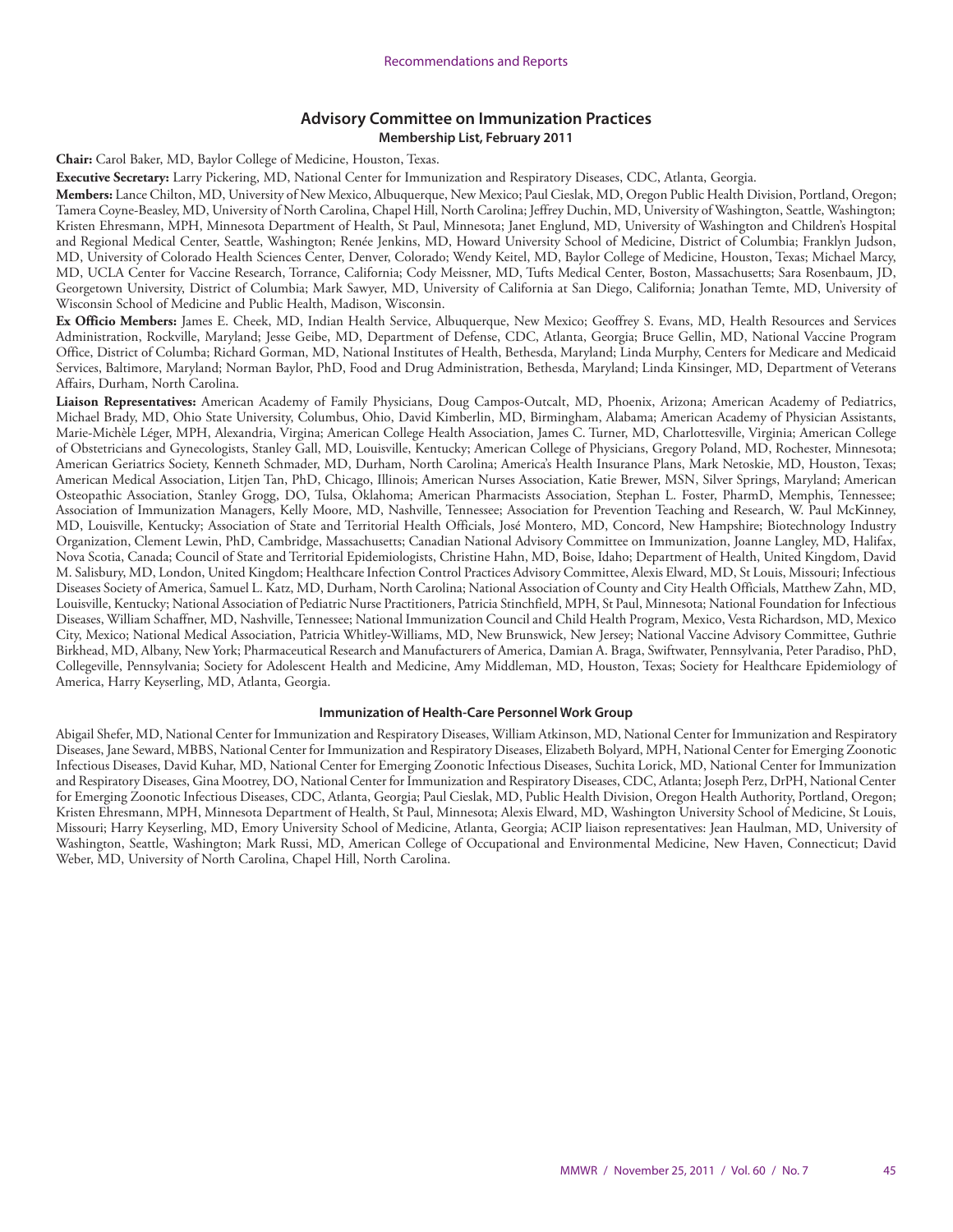## Advisory Committee on Immunization Practices

### Membership List, February 2011

**Chair:** Carol Baker, MD, Baylor College of Medicine, Houston, Texas.

**Executive Secretary:** Larry Pickering, MD, National Center for Immunization and Respiratory Diseases, CDC, Atlanta, Georgia.

**Members:** Lance Chilton, MD, University of New Mexico, Albuquerque, New Mexico; Paul Cieslak, MD, Oregon Public Health Division, Portland, Oregon; Tamera Coyne-Beasley, MD, University of North Carolina, Chapel Hill, North Carolina; Jeffrey Duchin, MD, University of Washington, Seattle, Washington; Kristen Ehresmann, MPH, Minnesota Department of Health, St Paul, Minnesota; Janet Englund, MD, University of Washington and Children's Hospital and Regional Medical Center, Seattle, Washington; Renée Jenkins, MD, Howard University School of Medicine, District of Columbia; Franklyn Judson, MD, University of Colorado Health Sciences Center, Denver, Colorado; Wendy Keitel, MD, Baylor College of Medicine, Houston, Texas; Michael Marcy, MD, UCLA Center for Vaccine Research, Torrance, California; Cody Meissner, MD, Tufts Medical Center, Boston, Massachusetts; Sara Rosenbaum, JD, Georgetown University, District of Columbia; Mark Sawyer, MD, University of California at San Diego, California; Jonathan Temte, MD, University of Wisconsin School of Medicine and Public Health, Madison, Wisconsin.

**Ex Officio Members:** James E. Cheek, MD, Indian Health Service, Albuquerque, New Mexico; Geoffrey S. Evans, MD, Health Resources and Services Administration, Rockville, Maryland; Jesse Geibe, MD, Department of Defense, CDC, Atlanta, Georgia; Bruce Gellin, MD, National Vaccine Program Office, District of Columba; Richard Gorman, MD, National Institutes of Health, Bethesda, Maryland; Linda Murphy, Centers for Medicare and Medicaid Services, Baltimore, Maryland; Norman Baylor, PhD, Food and Drug Administration, Bethesda, Maryland; Linda Kinsinger, MD, Department of Veterans Affairs, Durham, North Carolina.

**Liaison Representatives:** American Academy of Family Physicians, Doug Campos-Outcalt, MD, Phoenix, Arizona; American Academy of Pediatrics, Michael Brady, MD, Ohio State University, Columbus, Ohio, David Kimberlin, MD, Birmingham, Alabama; American Academy of Physician Assistants, Marie-Michèle Léger, MPH, Alexandria, Virgina; American College Health Association, James C. Turner, MD, Charlottesville, Virginia; American College of Obstetricians and Gynecologists, Stanley Gall, MD, Louisville, Kentucky; American College of Physicians, Gregory Poland, MD, Rochester, Minnesota; American Geriatrics Society, Kenneth Schmader, MD, Durham, North Carolina; America's Health Insurance Plans, Mark Netoskie, MD, Houston, Texas; American Medical Association, Litjen Tan, PhD, Chicago, Illinois; American Nurses Association, Katie Brewer, MSN, Silver Springs, Maryland; American Osteopathic Association, Stanley Grogg, DO, Tulsa, Oklahoma; American Pharmacists Association, Stephan L. Foster, PharmD, Memphis, Tennessee; Association of Immunization Managers, Kelly Moore, MD, Nashville, Tennessee; Association for Prevention Teaching and Research, W. Paul McKinney, MD, Louisville, Kentucky; Association of State and Territorial Health Officials, José Montero, MD, Concord, New Hampshire; Biotechnology Industry Organization, Clement Lewin, PhD, Cambridge, Massachusetts; Canadian National Advisory Committee on Immunization, Joanne Langley, MD, Halifax, Nova Scotia, Canada; Council of State and Territorial Epidemiologists, Christine Hahn, MD, Boise, Idaho; Department of Health, United Kingdom, David M. Salisbury, MD, London, United Kingdom; Healthcare Infection Control Practices Advisory Committee, Alexis Elward, MD, St Louis, Missouri; Infectious Diseases Society of America, Samuel L. Katz, MD, Durham, North Carolina; National Association of County and City Health Officials, Matthew Zahn, MD, Louisville, Kentucky; National Association of Pediatric Nurse Practitioners, Patricia Stinchfield, MPH, St Paul, Minnesota; National Foundation for Infectious Diseases, William Schaffner, MD, Nashville, Tennessee; National Immunization Council and Child Health Program, Mexico, Vesta Richardson, MD, Mexico City, Mexico; National Medical Association, Patricia Whitley-Williams, MD, New Brunswick, New Jersey; National Vaccine Advisory Committee, Guthrie Birkhead, MD, Albany, New York; Pharmaceutical Research and Manufacturers of America, Damian A. Braga, Swiftwater, Pennsylvania, Peter Paradiso, PhD, Collegeville, Pennsylvania; Society for Adolescent Health and Medicine, Amy Middleman, MD, Houston, Texas; Society for Healthcare Epidemiology of America, Harry Keyserling, MD, Atlanta, Georgia.

### Immunization of Health-Care Personnel Work Group

Abigail Shefer, MD, National Center for Immunization and Respiratory Diseases, William Atkinson, MD, National Center for Immunization and Respiratory Diseases, Jane Seward, MBBS, National Center for Immunization and Respiratory Diseases, Elizabeth Bolyard, MPH, National Center for Emerging Zoonotic Infectious Diseases, David Kuhar, MD, National Center for Emerging Zoonotic Infectious Diseases, Suchita Lorick, MD, National Center for Immunization and Respiratory Diseases, Gina Mootrey, DO, National Center for Immunization and Respiratory Diseases, CDC, Atlanta; Joseph Perz, DrPH, National Center for Emerging Zoonotic Infectious Diseases, CDC, Atlanta, Georgia; Paul Cieslak, MD, Public Health Division, Oregon Health Authority, Portland, Oregon; Kristen Ehresmann, MPH, Minnesota Department of Health, St Paul, Minnesota; Alexis Elward, MD, Washington University School of Medicine, St Louis, Missouri; Harry Keyserling, MD, Emory University School of Medicine, Atlanta, Georgia; ACIP liaison representatives: Jean Haulman, MD, University of Washington, Seattle, Washington; Mark Russi, MD, American College of Occupational and Environmental Medicine, New Haven, Connecticut; David Weber, MD, University of North Carolina, Chapel Hill, North Carolina.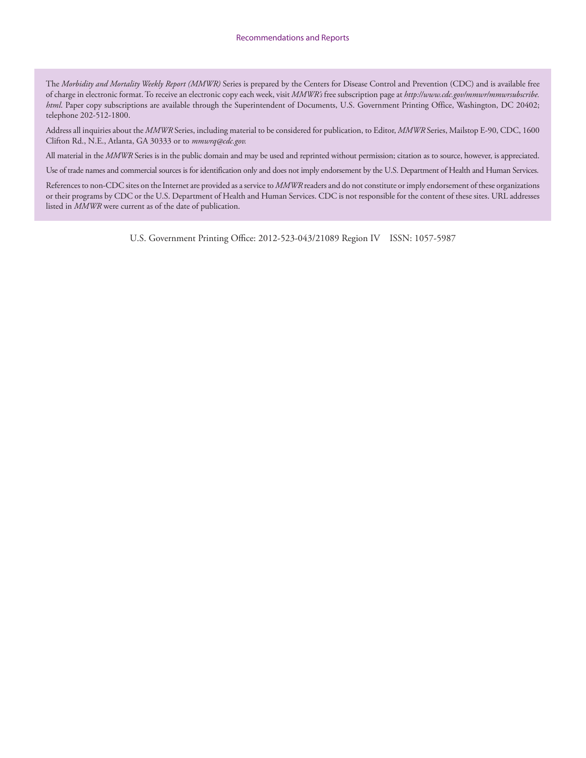The *Morbidity and Mortality Weekly Report (MMWR)* Series is prepared by the Centers for Disease Control and Prevention (CDC) and is available free of charge in electronic format. To receive an electronic copy each week, visit *MMWR's* free subscription page at *http://www.cdc.gov/mmwr/mmwrsubscribe.html*. Paper copy subscriptions are available through the Superintendent of Documents, U.S. Government Printing Office, Washington, DC 20402; telephone 202-512-1800.

Address all inquiries about the *MMWR* Series, including material to be considered for publication, to Editor, *MMWR* Series, Mailstop E-90, CDC, 1600 Clifton Rd., N.E., Atlanta, GA 30333 or to *mmwrq@cdc.gov.*

All material in the *MMWR* Series is in the public domain and may be used and reprinted without permission; citation as to source, however, is appreciated.

Use of trade names and commercial sources is for identification only and does not imply endorsement by the U.S. Department of Health and Human Services.

References to non-CDC sites on the Internet are provided as a service to *MMWR* readers and do not constitute or imply endorsement of these organizations or their programs by CDC or the U.S. Department of Health and Human Services. CDC is not responsible for the content of these sites. URL addresses listed in *MMWR* were current as of the date of publication.

U.S. Government Printing Office: 2012-523-043/21089 Region IV ISSN: 1057-5987